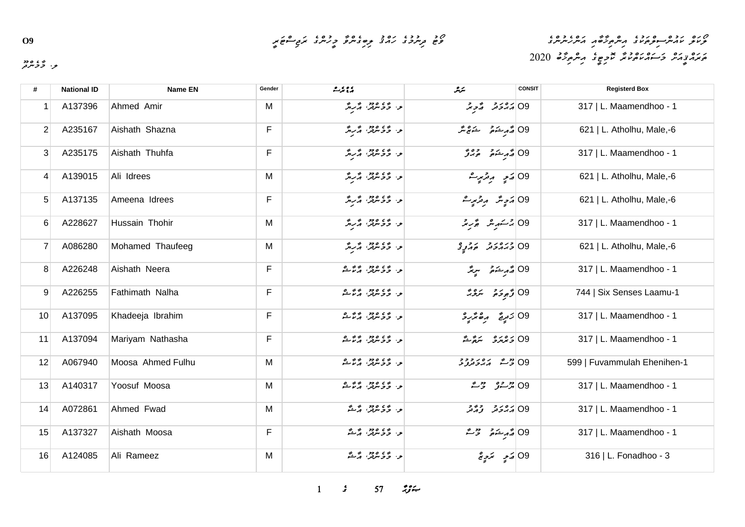# ޕޯސްޓަލް ކުއްޔާއި ވޯޓުލެވުމުގެ އެންމެ ފަހު ތާރީޚް ، ލިސްޓުތައް ބަލާނެ ގޮތް

# ވިލާތެރި ރައްޔިތުންގެ މަޖިލީހުގެ އިންތިޚާބު 2020

O9

ލ. މާމެންދޫ

| # | National ID | Name EN | Gender | ދާއިރާ | ނަން | CONSIT | Registerd Box |
|---|---|---|---|---|---|---|---|
| 1 | A137396 | Ahmed Amir | M | ލ. މާމެންދޫ، އާރިއާ | އަހުމަދު އާމިރު | O9 | 317 \| L. Maamendhoo - 1 |
| 2 | A235167 | Aishath Shazna | F | ލ. މާމެންދޫ، އާރިއާ | އާއިޝަތު ޝަޒްނާ | O9 | 621 \| L. Atholhu, Male,-6 |
| 3 | A235175 | Aishath Thuhfa | F | ލ. މާމެންދޫ، އާރިއާ | އާއިޝަތު ތުޙްފާ | O9 | 317 \| L. Maamendhoo - 1 |
| 4 | A139015 | Ali Idrees | M | ލ. މާމެންދޫ، އާރިއާ | އަލި އިދްރީސް | O9 | 621 \| L. Atholhu, Male,-6 |
| 5 | A137135 | Ameena Idrees | F | ލ. މާމެންދޫ، އާރިއާ | އަމީނާ އިދްރީސް | O9 | 621 \| L. Atholhu, Male,-6 |
| 6 | A228627 | Hussain Thohir | M | ލ. މާމެންދޫ، އާރިއާ | ޙުސައިން ތާހިރު | O9 | 317 \| L. Maamendhoo - 1 |
| 7 | A086280 | Mohamed Thaufeeg | M | ލ. މާމެންދޫ، އާރިއާ | މުޙައްމަދު ތައުފީގު | O9 | 621 \| L. Atholhu, Male,-6 |
| 8 | A226248 | Aishath Neera | F | ލ. މާމެންދޫ، އާހާޝް | އާއިޝަތު ނީރާ | O9 | 317 \| L. Maamendhoo - 1 |
| 9 | A226255 | Fathimath Nalha | F | ލ. މާމެންދޫ، އާހާޝް | ފާޠިމަތު ނަޅާ | O9 | 744 \| Six Senses Laamu-1 |
| 10 | A137095 | Khadeeja Ibrahim | F | ލ. މާމެންދޫ، އާހާޝް | ޚަދީޖާ އިބްރާހީމް | O9 | 317 \| L. Maamendhoo - 1 |
| 11 | A137094 | Mariyam Nathasha | F | ލ. މާމެންދޫ، އާހާޝް | މަރިޔަމް ނަތާޝާ | O9 | 317 \| L. Maamendhoo - 1 |
| 12 | A067940 | Moosa Ahmed Fulhu | M | ލ. މާމެންދޫ، އާހާޝް | މޫސާ އަޙްމަދުފުޅު | O9 | 599 \| Fuvammulah Ehenihen-1 |
| 13 | A140317 | Yoosuf Moosa | M | ލ. މާމެންދޫ، އާހާޝް | ޔޫސުފް މޫސާ | O9 | 317 \| L. Maamendhoo - 1 |
| 14 | A072861 | Ahmed Fwad | M | ލ. މާމެންދޫ، އާޝާ | އަހުމަދު ފުއާދު | O9 | 317 \| L. Maamendhoo - 1 |
| 15 | A137327 | Aishath Moosa | F | ލ. މާމެންދޫ، އާޝާ | އާއިޝަތު މޫސާ | O9 | 317 \| L. Maamendhoo - 1 |
| 16 | A124085 | Ali Rameez | M | ލ. މާމެންދޫ، އާޝާ | އަލި ރަމީޒު | O9 | 316 \| L. Fonadhoo - 3 |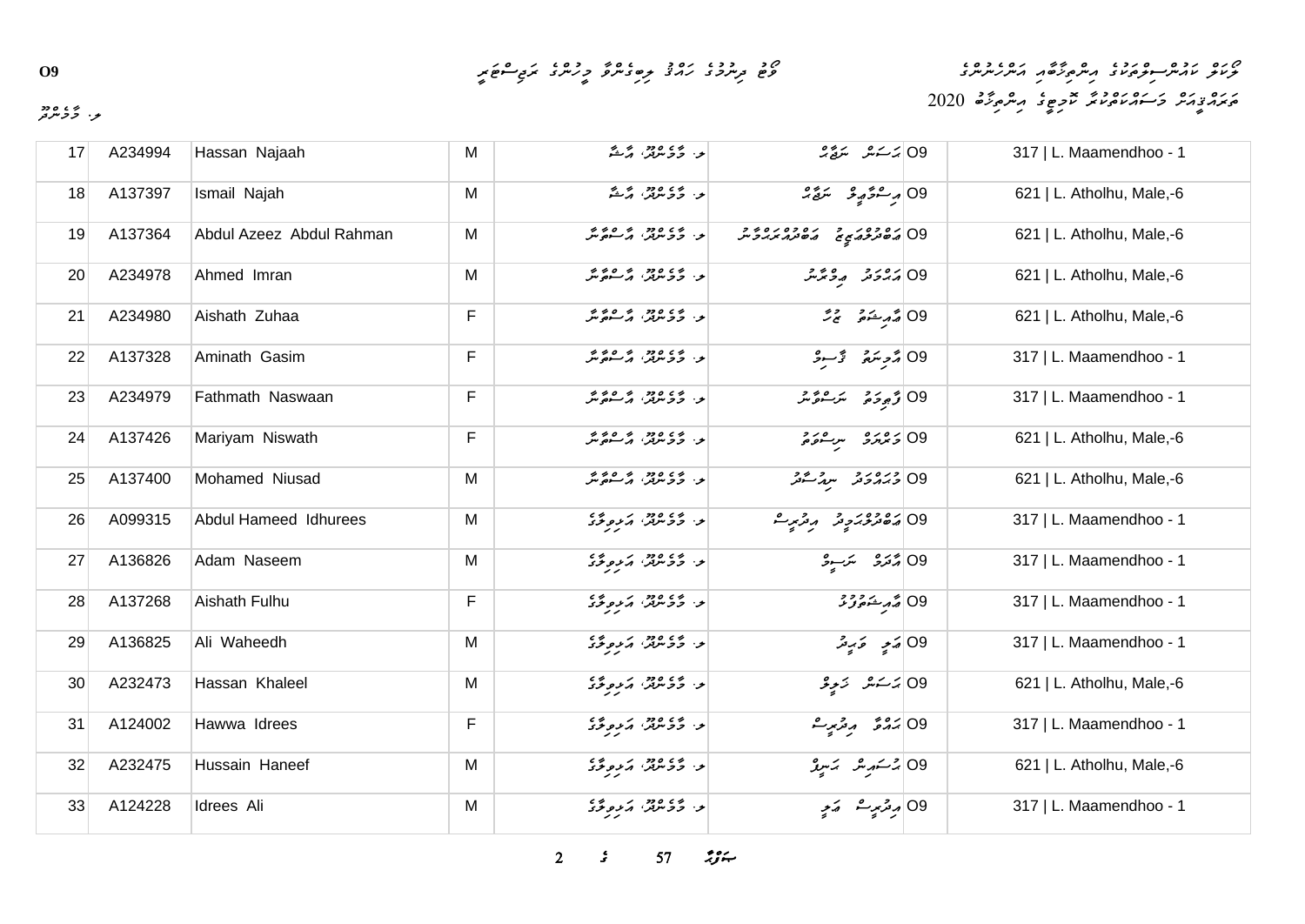| 17 | A234994 | Hassan Najaah | M | ލ. މާމެންދޫ، އާޝާ | O9 ހަސަން ނަޖާހް | 317 \| L. Maamendhoo - 1 |
|---|---|---|---|---|---|---|
| 18 | A137397 | Ismail Najah | M | ލ. މާމެންދޫ، އާޝާ | O9 އިސްމާއިލް ނަޖާހް | 621 \| L. Atholhu, Male,-6 |
| 19 | A137364 | Abdul Azeez Abdul Rahman | M | ލ. މާމެންދޫ، އާސްމާނާ | O9 އަބްދުލްއަޒީޒް އަބްދުއްރަޙްމާން | 621 \| L. Atholhu, Male,-6 |
| 20 | A234978 | Ahmed Imran | M | ލ. މާމެންދޫ، އާސްމާނާ | O9 އަޙްމަދު އިމްރާން | 621 \| L. Atholhu, Male,-6 |
| 21 | A234980 | Aishath Zuhaa | F | ލ. މާމެންދޫ، އާސްމާނާ | O9 އާއިޝަތު ޒުހާ | 621 \| L. Atholhu, Male,-6 |
| 22 | A137328 | Aminath Gasim | F | ލ. މާމެންދޫ، އާސްމާނާ | O9 އާމިނަތު ގާސިމް | 317 \| L. Maamendhoo - 1 |
| 23 | A234979 | Fathmath Naswaan | F | ލ. މާމެންދޫ، އާސްމާނާ | O9 ފާތިމަތު ނަސްވާން | 317 \| L. Maamendhoo - 1 |
| 24 | A137426 | Mariyam Niswath | F | ލ. މާމެންދޫ، އާސްމާނާ | O9 މަރިޔަމް ނިސްވަތު | 621 \| L. Atholhu, Male,-6 |
| 25 | A137400 | Mohamed Niusad | M | ލ. މާމެންދޫ، އާސްމާނާ | O9 މުޙައްމަދު ނިއުސާދު | 621 \| L. Atholhu, Male,-6 |
| 26 | A099315 | Abdul Hameed Idhurees | M | ލ. މާމެންދޫ، އަރުވިލާގެ | O9 އަބްދުލްޙަމީދު އިދުރީސް | 317 \| L. Maamendhoo - 1 |
| 27 | A136826 | Adam Naseem | M | ލ. މާމެންދޫ، އަރުވިލާގެ | O9 އާދަމް ނަސީމް | 317 \| L. Maamendhoo - 1 |
| 28 | A137268 | Aishath Fulhu | F | ލ. މާމެންދޫ، އަރުވިލާގެ | O9 އާއިޝަތުފުޅު | 317 \| L. Maamendhoo - 1 |
| 29 | A136825 | Ali Waheedh | M | ލ. މާމެންދޫ، އަރުވިލާގެ | O9 އަލި ވަޙީދު | 317 \| L. Maamendhoo - 1 |
| 30 | A232473 | Hassan Khaleel | M | ލ. މާމެންދޫ، އަރުވިލާގެ | O9 ހަސަން ޚަލީލް | 621 \| L. Atholhu, Male,-6 |
| 31 | A124002 | Hawwa Idrees | F | ލ. މާމެންދޫ، އަރުވިލާގެ | O9 ހައްވާ އިދުރީސް | 317 \| L. Maamendhoo - 1 |
| 32 | A232475 | Hussain Haneef | M | ލ. މާމެންދޫ، އަރުވިލާގެ | O9 ހުސައިން ހަނީފް | 621 \| L. Atholhu, Male,-6 |
| 33 | A124228 | Idrees Ali | M | ލ. މާމެންދޫ، އަރުވިލާގެ | O9 އިދުރީސް އަލި | 317 \| L. Maamendhoo - 1 |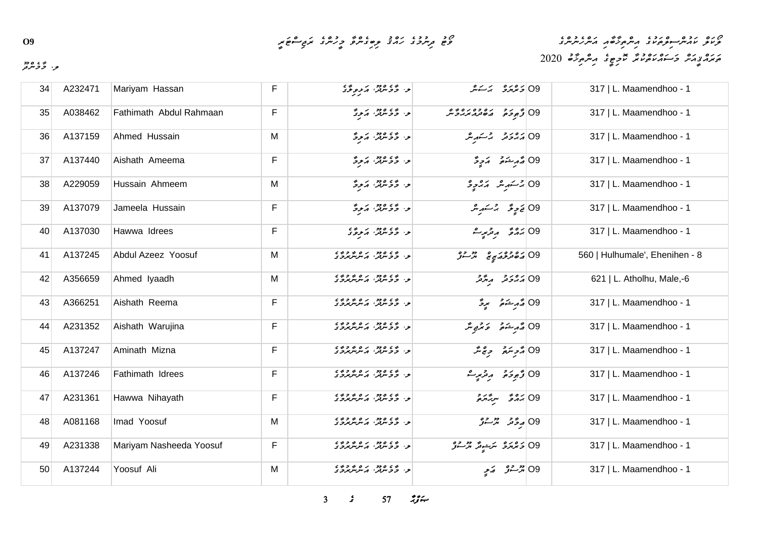| 34 | A232471 | Mariyam Hassan | F | ލ. މާމެންދޫ، އަރުވިތާގެ | O9 މަރިޔަމް ޙަސަން | 317 \| L. Maamendhoo - 1 |
|---|---|---|---|---|---|---|
| 35 | A038462 | Fathimath Abdul Rahmaan | F | ލ. މާމެންދޫ، އަލިގާ | O9 ފާތިމަތު އަބްދުއްރަޙްމާން | 317 \| L. Maamendhoo - 1 |
| 36 | A137159 | Ahmed Hussain | M | ލ. މާމެންދޫ، އަލިގާ | O9 އަޙްމަދު ޙުސައިން | 317 \| L. Maamendhoo - 1 |
| 37 | A137440 | Aishath Ameema | F | ލ. މާމެންދޫ، އަލިގާ | O9 އާއިޝަތު އަމީމާ | 317 \| L. Maamendhoo - 1 |
| 38 | A229059 | Hussain Ahmeem | M | ލ. މާމެންދޫ، އަލިގާ | O9 ޙުސައިން އަޙްމީމް | 317 \| L. Maamendhoo - 1 |
| 39 | A137079 | Jameela Hussain | F | ލ. މާމެންދޫ، އަލިގާ | O9 ޖަމީލާ ޙުސައިން | 317 \| L. Maamendhoo - 1 |
| 40 | A137030 | Hawwa Idrees | F | ލ. މާމެންދޫ، އަލިވާގެ | O9 ޙައްވާ އިދުރީސް | 317 \| L. Maamendhoo - 1 |
| 41 | A137245 | Abdul Azeez Yoosuf | M | ލ. މާމެންދޫ، އަސްންނަރުގެ | O9 އަބްދުލްޢަޒީޒު ޔޫސުފް | 560 \| Hulhumale', Ehenihen - 8 |
| 42 | A356659 | Ahmed Iyaadh | M | ލ. މާމެންދޫ، އަސްންނަރުގެ | O9 އަޙްމަދު އިޔާދު | 621 \| L. Atholhu, Male,-6 |
| 43 | A366251 | Aishath Reema | F | ލ. މާމެންދޫ، އަސްންނަރުގެ | O9 އާއިޝަތު ރީމާ | 317 \| L. Maamendhoo - 1 |
| 44 | A231352 | Aishath Warujina | F | ލ. މާމެންދޫ، އަސްންނަރުގެ | O9 އާއިޝަތު ވަރުޖިނާ | 317 \| L. Maamendhoo - 1 |
| 45 | A137247 | Aminath Mizna | F | ލ. މާމެންދޫ، އަސްންނަރުގެ | O9 އާމިނަތު މިޒްނާ | 317 \| L. Maamendhoo - 1 |
| 46 | A137246 | Fathimath Idrees | F | ލ. މާމެންދޫ، އަސްންނަރުގެ | O9 ފާތިމަތު އިދުރީސް | 317 \| L. Maamendhoo - 1 |
| 47 | A231361 | Hawwa Nihayath | F | ލ. މާމެންދޫ، އަސްންނަރުގެ | O9 ޙައްވާ ނިހާޔަތު | 317 \| L. Maamendhoo - 1 |
| 48 | A081168 | Imad Yoosuf | M | ލ. މާމެންދޫ، އަސްންނަރުގެ | O9 އިމާދު ޔޫސުފް | 317 \| L. Maamendhoo - 1 |
| 49 | A231338 | Mariyam Nasheeda Yoosuf | F | ލ. މާމެންދޫ، އަސްންނަރުގެ | O9 މަރިޔަމް ނަޝީދާ ޔޫސުފް | 317 \| L. Maamendhoo - 1 |
| 50 | A137244 | Yoosuf Ali | M | ލ. މާމެންދޫ، އަސްންނަރުގެ | O9 ޔޫސުފް ޢަލީ | 317 \| L. Maamendhoo - 1 |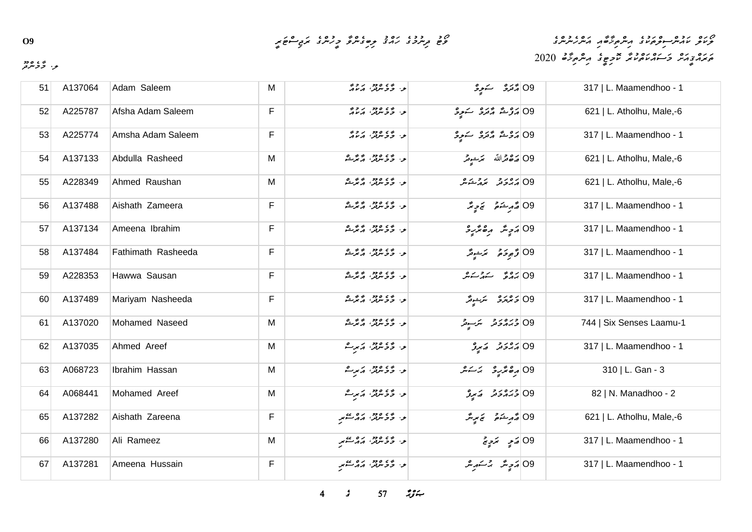| 51 | A137064 | Adam Saleem | M | ލ. މާމެންދޫ، އަކަޑާ | O9 އާދަމް ސަލީމް | 317 \| L. Maamendhoo - 1 |
|---|---|---|---|---|---|---|
| 52 | A225787 | Afsha Adam Saleem | F | ލ. މާމެންދޫ، އަކަޑާ | O9 އަފްޝާ އާދަމް ސަލީމް | 621 \| L. Atholhu, Male,-6 |
| 53 | A225774 | Amsha Adam Saleem | F | ލ. މާމެންދޫ، އަކަޑާ | O9 އަމްޝާ އާދަމް ސަލީމް | 317 \| L. Maamendhoo - 1 |
| 54 | A137133 | Abdulla Rasheed | M | ލ. މާމެންދޫ، އާރާމް | O9 އަބްދުﷲ ރަޝީދު | 621 \| L. Atholhu, Male,-6 |
| 55 | A228349 | Ahmed Raushan | M | ލ. މާމެންދޫ، އާރާމް | O9 އަޙްމަދު ރައުޝަން | 621 \| L. Atholhu, Male,-6 |
| 56 | A137488 | Aishath Zameera | F | ލ. މާމެންދޫ، އާރާމް | O9 އާއިޝަތު ޒަމީރާ | 317 \| L. Maamendhoo - 1 |
| 57 | A137134 | Ameena Ibrahim | F | ލ. މާމެންދޫ، އާރާމް | O9 އަމީނާ އިބްރާހީމް | 317 \| L. Maamendhoo - 1 |
| 58 | A137484 | Fathimath Rasheeda | F | ލ. މާމެންދޫ، އާރާމް | O9 ފާތިމަތު ރަޝީދާ | 317 \| L. Maamendhoo - 1 |
| 59 | A228353 | Hawwa Sausan | F | ލ. މާމެންދޫ، އާރާމް | O9 ހައްވާ ސައުސަން | 317 \| L. Maamendhoo - 1 |
| 60 | A137489 | Mariyam Nasheeda | F | ލ. މާމެންދޫ، އާރާމް | O9 މަރިޔަމް ނަޝީދާ | 317 \| L. Maamendhoo - 1 |
| 61 | A137020 | Mohamed Naseed | M | ލ. މާމެންދޫ، އާރާމް | O9 މުޙައްމަދު ނަސީދު | 744 \| Six Senses Laamu-1 |
| 62 | A137035 | Ahmed Areef | M | ލ. މާމެންދޫ، އަރީށް | O9 އަޙްމަދު އަރީފު | 317 \| L. Maamendhoo - 1 |
| 63 | A068723 | Ibrahim Hassan | M | ލ. މާމެންދޫ، އަރީށް | O9 އިބްރާހީމް ހަސަން | 310 \| L. Gan - 3 |
| 64 | A068441 | Mohamed Areef | M | ލ. މާމެންދޫ، އަރީށް | O9 މުޙައްމަދު އަރީފު | 82 \| N. Manadhoo - 2 |
| 65 | A137282 | Aishath Zareena | F | ލ. މާމެންދޫ، އައުސަރާ | O9 އާއިޝަތު ޒަރީނާ | 621 \| L. Atholhu, Male,-6 |
| 66 | A137280 | Ali Rameez | M | ލ. މާމެންދޫ، އައުސަރާ | O9 އަލި ރަމީޒު | 317 \| L. Maamendhoo - 1 |
| 67 | A137281 | Ameena Hussain | F | ލ. މާމެންދޫ، އައުސަރާ | O9 އަމީނާ ހުސައިން | 317 \| L. Maamendhoo - 1 |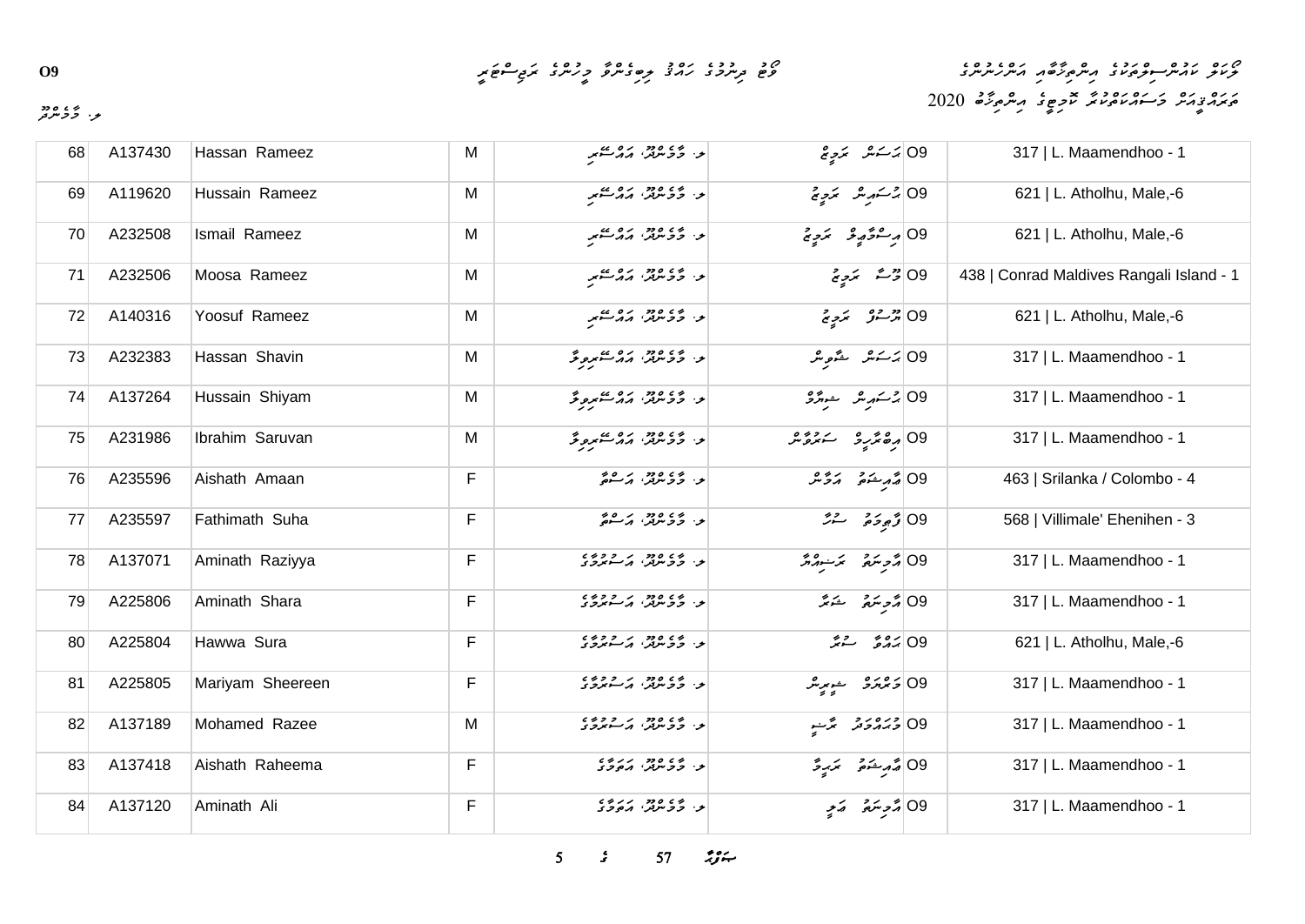| 68 | A137430 | Hassan Rameez | M | ل. މާމެންދޫ، އައްސޭރި | O9 ހަސަން ރަމީޒް | 317 \| L. Maamendhoo - 1 |
|---|---|---|---|---|---|---|
| 69 | A119620 | Hussain Rameez | M | ލ. މާމެންދޫ، އައްސޭރި | O9 ހުސައިން ރަމީޒް | 621 \| L. Atholhu, Male,-6 |
| 70 | A232508 | Ismail Rameez | M | ލ. މާމެންދޫ، އައްސޭރި | O9 އިސްމާޢީލް ރަމީޒް | 621 \| L. Atholhu, Male,-6 |
| 71 | A232506 | Moosa Rameez | M | ލ. މާމެންދޫ، އައްސޭރި | O9 މޫސާ ރަމީޒް | 438 \| Conrad Maldives Rangali Island - 1 |
| 72 | A140316 | Yoosuf Rameez | M | ލ. މާމެންދޫ، އައްސޭރި | O9 ޔޫސުފް ރަމީޒް | 621 \| L. Atholhu, Male,-6 |
| 73 | A232383 | Hassan Shavin | M | ލ. މާމެންދޫ، އައްސޭރިވިލާ | O9 ހަސަން ޝާވިން | 317 \| L. Maamendhoo - 1 |
| 74 | A137264 | Hussain Shiyam | M | ލ. މާމެންދޫ، އައްސޭރިވިލާ | O9 ހުސައިން ޝިޔާމް | 317 \| L. Maamendhoo - 1 |
| 75 | A231986 | Ibrahim Saruvan | M | ލ. މާމެންދޫ، އައްސޭރިވިލާ | O9 އިބްރާހީމް ސަރުވާން | 317 \| L. Maamendhoo - 1 |
| 76 | A235596 | Aishath Amaan | F | ލ. މާމެންދޫ، އަސުރާ | O9 އާއިޝަތު އަމާން | 463 \| Srilanka / Colombo - 4 |
| 77 | A235597 | Fathimath Suha | F | ލ. މާމެންދޫ، އަސުރާ | O9 ފާތިމަތު ސުހާ | 568 \| Villimale' Ehenihen - 3 |
| 78 | A137071 | Aminath Raziyya | F | ލ. މާމެންދޫ، އަސުރުމާގެ | O9 އާމިނަތު ރަޒިއްޔާ | 317 \| L. Maamendhoo - 1 |
| 79 | A225806 | Aminath Shara | F | ލ. މާމެންދޫ، އަސުރުމާގެ | O9 އާމިނަތު ޝަރާ | 317 \| L. Maamendhoo - 1 |
| 80 | A225804 | Hawwa Sura | F | ލ. މާމެންދޫ، އަސުރުމާގެ | O9 ހައްވާ ސުރާ | 621 \| L. Atholhu, Male,-6 |
| 81 | A225805 | Mariyam Sheereen | F | ލ. މާމެންދޫ، އަސުރުމާގެ | O9 މަރިޔަމް ޝީރީން | 317 \| L. Maamendhoo - 1 |
| 82 | A137189 | Mohamed Razee | M | ލ. މާމެންދޫ، އަސުރުމާގެ | O9 މުހައްމަދު ރާޒީ | 317 \| L. Maamendhoo - 1 |
| 83 | A137418 | Aishath Raheema | F | ލ. މާމެންދޫ، އަތަމާގެ | O9 އާއިޝަތު ރަހީމާ | 317 \| L. Maamendhoo - 1 |
| 84 | A137120 | Aminath Ali | F | ލ. މާމެންދޫ، އަތަމާގެ | O9 އާމިނަތު ޢަލީ | 317 \| L. Maamendhoo - 1 |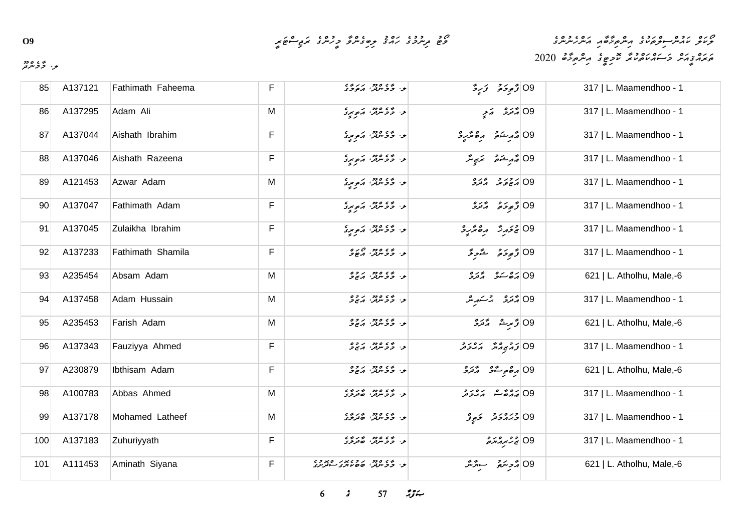| 85 | A137121 | Fathimath Faheema | F | ޅ. މާމެންދޫ، އަތޮޅުގެ | O9 ފާތިމަތު ފަހީމާ | 317 \| L. Maamendhoo - 1 |
|---|---|---|---|---|---|---|
| 86 | A137295 | Adam Ali | M | ޅ. މާމެންދޫ، އަތިރިގެ | O9 އާދަމް ޢަލީ | 317 \| L. Maamendhoo - 1 |
| 87 | A137044 | Aishath Ibrahim | F | ޅ. މާމެންދޫ، އަތިރިގެ | O9 އައިޝަތު އިބްރާހީމް | 317 \| L. Maamendhoo - 1 |
| 88 | A137046 | Aishath Razeena | F | ޅ. މާމެންދޫ، އަތިރިގެ | O9 އައިޝަތު ރަޒީނާ | 317 \| L. Maamendhoo - 1 |
| 89 | A121453 | Azwar Adam | M | ޅ. މާމެންދޫ، އަތިރިގެ | O9 އަޒްވަރު އާދަމް | 317 \| L. Maamendhoo - 1 |
| 90 | A137047 | Fathimath Adam | F | ޅ. މާމެންދޫ، އަތިރިގެ | O9 ފާތިމަތު އާދަމް | 317 \| L. Maamendhoo - 1 |
| 91 | A137045 | Zulaikha Ibrahim | F | ޅ. މާމެންދޫ، އަތިރިގެ | O9 ޒުލައިޚާ އިބްރާހީމް | 317 \| L. Maamendhoo - 1 |
| 92 | A137233 | Fathimath Shamila | F | ޅ. މާމެންދޫ، އާޖަވ | O9 ފާތިމަތު ޝާމިލާ | 317 \| L. Maamendhoo - 1 |
| 93 | A235454 | Absam Adam | M | ޅ. މާމެންދޫ، އަޖުވ | O9 އަބްސަމް އާދަމް | 621 \| L. Atholhu, Male,-6 |
| 94 | A137458 | Adam Hussain | M | ޅ. މާމެންދޫ، އަޖުވ | O9 އާދަމް ހުސައިން | 317 \| L. Maamendhoo - 1 |
| 95 | A235453 | Farish Adam | M | ޅ. މާމެންދޫ، އަޖުވ | O9 ފާރިޝް އާދަމް | 621 \| L. Atholhu, Male,-6 |
| 96 | A137343 | Fauziyya Ahmed | F | ޅ. މާމެންދޫ، އަޖުވ | O9 ފައުޒިއްޔާ އަޙްމަދު | 317 \| L. Maamendhoo - 1 |
| 97 | A230879 | Ibthisam Adam | F | ޅ. މާމެންދޫ، އަޖުވ | O9 އިބްތިސާމް އާދަމް | 621 \| L. Atholhu, Male,-6 |
| 98 | A100783 | Abbas Ahmed | M | ޅ. މާމެންދޫ، ބަދަރާގެ | O9 އައްބާސް އަޙްމަދު | 317 \| L. Maamendhoo - 1 |
| 99 | A137178 | Mohamed Latheef | M | ޅ. މާމެންދޫ، ބަދަރާގެ | O9 މުހައްމަދު ލަޠީފު | 317 \| L. Maamendhoo - 1 |
| 100 | A137183 | Zuhuriyyath | F | ޅ. މާމެންދޫ، ބަދަރާގެ | O9 ޒުހުރިއްޔަތު | 317 \| L. Maamendhoo - 1 |
| 101 | A111453 | Aminath Siyana | F | ޅ. މާމެންދޫ، ބަބުކޮޅުގެ ސަރަހައްދު | O9 އާމިނަތު ސިޔާނާ | 621 \| L. Atholhu, Male,-6 |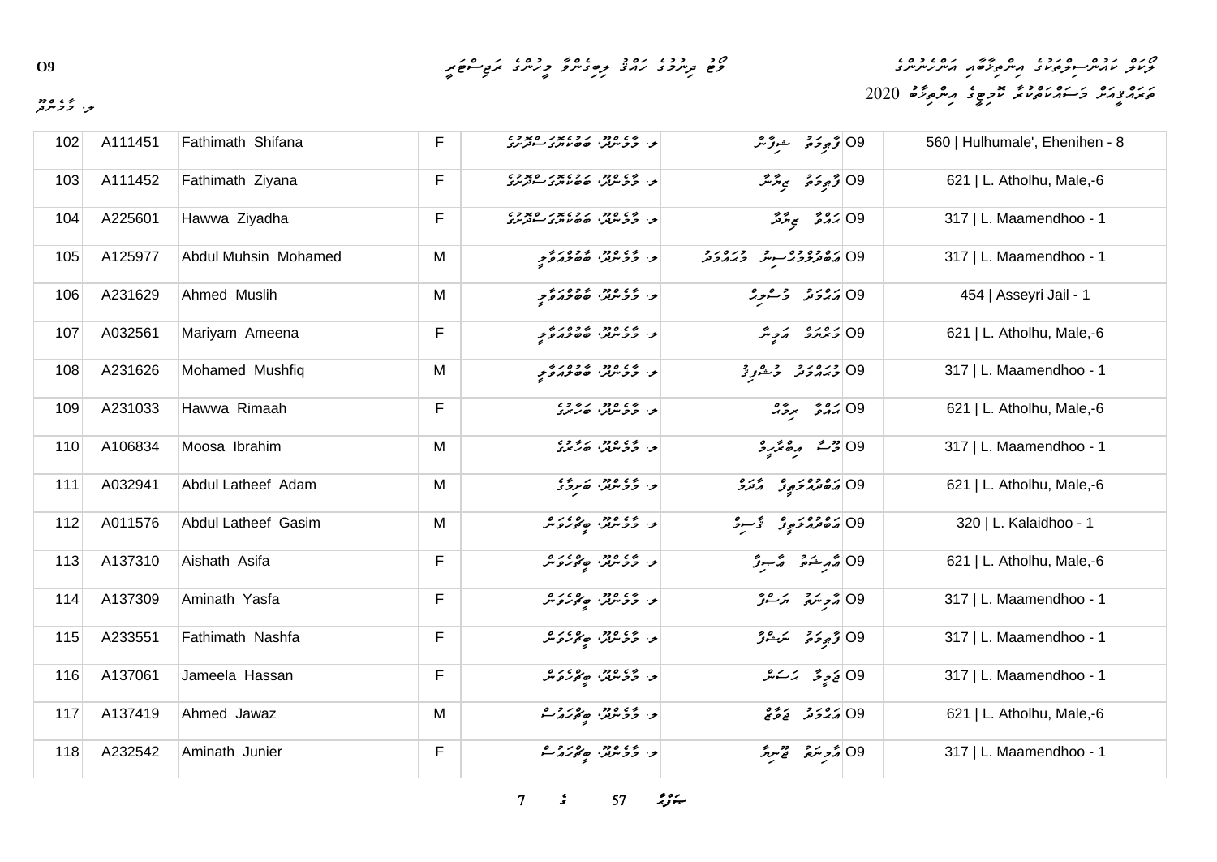| 102 | A111451 | Fathimath Shifana | F | ޑ. މާވަށު، ހަވާދާރީ ސަރަހައްދު | O9 ފާތިމަތު ޝިފާނާ | 560 \| Hulhumale', Ehenihen - 8 |
|---|---|---|---|---|---|---|
| 103 | A111452 | Fathimath Ziyana | F | ޑ. މާވަށު، ހަވާދާރީ ސަރަހައްދު | O9 ފާތިމަތު ޒިޔާނާ | 621 \| L. Atholhu, Male,-6 |
| 104 | A225601 | Hawwa Ziyadha | F | ޑ. މާވަށު، ހަވާދާރީ ސަރަހައްދު | O9 ހައްވާ ޒިޔާދާ | 317 \| L. Maamendhoo - 1 |
| 105 | A125977 | Abdul Muhsin Mohamed | M | ޑ. މާވަށު، ބާބުއްސަލާމް | O9 އަބްދުލްމުޙްސިން މުޙައްމަދު | 317 \| L. Maamendhoo - 1 |
| 106 | A231629 | Ahmed Muslih | M | ޑ. މާވަށު، ބާބުއްސަލާމް | O9 އަޙްމަދު މުސްލިޙް | 454 \| Asseyri Jail - 1 |
| 107 | A032561 | Mariyam Ameena | F | ޑ. މާވަށު، ބާބުއްސަލާމް | O9 މަރިޔަމް އަމީނާ | 621 \| L. Atholhu, Male,-6 |
| 108 | A231626 | Mohamed Mushfiq | M | ޑ. މާވަށު، ބާބުއްސަލާމް | O9 މުޙައްމަދު މުޝްފިޤު | 317 \| L. Maamendhoo - 1 |
| 109 | A231033 | Hawwa Rimaah | F | ޑ. މާވަށު، ބަހާރީ | O9 ހައްވާ ރިމާޙް | 621 \| L. Atholhu, Male,-6 |
| 110 | A106834 | Moosa Ibrahim | M | ޑ. މާވަށު، ބަހާރީ | O9 މޫސާ އިބްރާހީމް | 317 \| L. Maamendhoo - 1 |
| 111 | A032941 | Abdul Latheef Adam | M | ޑ. މާވަށު، ބަރިގާ | O9 އަބްދުލްލަޠީފް އާދަމް | 621 \| L. Atholhu, Male,-6 |
| 112 | A011576 | Abdul Latheef Gasim | M | ޑ. މާވަށު، ބީޗްހައުސް | O9 އަބްދުލްލަޠީފް ޤާސިމް | 320 \| L. Kalaidhoo - 1 |
| 113 | A137310 | Aishath Asifa | F | ޑ. މާވަށު، ބީޗްހައުސް | O9 އާއިޝަތު އާސިފާ | 621 \| L. Atholhu, Male,-6 |
| 114 | A137309 | Aminath Yasfa | F | ޑ. މާވަށު، ބީޗްހައުސް | O9 އާމިނަތު ޔަސްފާ | 317 \| L. Maamendhoo - 1 |
| 115 | A233551 | Fathimath Nashfa | F | ޑ. މާވަށު، ބީޗްހައުސް | O9 ފާތިމަތު ނަޝްފާ | 317 \| L. Maamendhoo - 1 |
| 116 | A137061 | Jameela Hassan | F | ޑ. މާވަށު، ބީޗްހައުސް | O9 ޖަމީލާ ހަސަން | 317 \| L. Maamendhoo - 1 |
| 117 | A137419 | Ahmed Jawaz | M | ޑ. މާވަށު، ބީޗްރޯޑް | O9 އަޙްމަދު ޖަވާޒް | 621 \| L. Atholhu, Male,-6 |
| 118 | A232542 | Aminath Junier | F | ޑ. މާވަށު، ބީޗްރޯޑް | O9 އާމިނަތު ޖޫނިޔަރ | 317 \| L. Maamendhoo - 1 |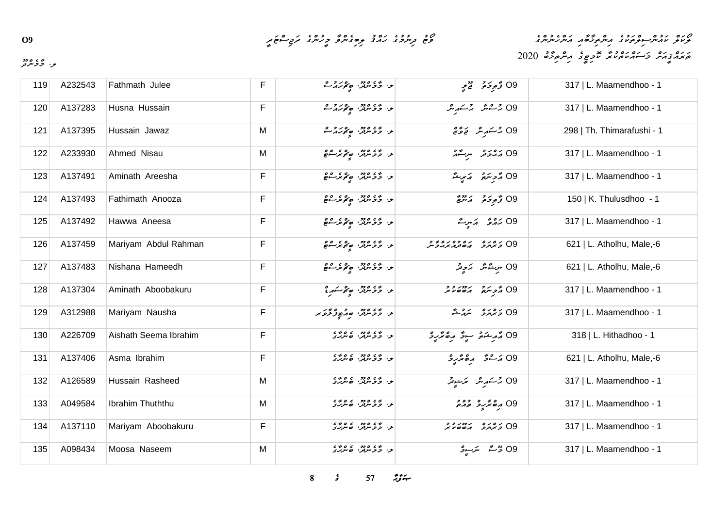| 119 | A232543 | Fathmath Julee | F | ލ. މާމެންދޫ، ބިލާހުއްސ | O9 ފާތިމަތު ޖޫލީ | 317 \| L. Maamendhoo - 1 |
|---|---|---|---|---|---|---|
| 120 | A137283 | Husna Hussain | F | ލ. މާމެންދޫ، ބިލާހުއްސ | O9 ހުސްނާ ހުސައިން | 317 \| L. Maamendhoo - 1 |
| 121 | A137395 | Hussain Jawaz | M | ލ. މާމެންދޫ، ބިލާހުއްސ | O9 ހުސައިން ޖަވާޒު | 298 \| Th. Thimarafushi - 1 |
| 122 | A233930 | Ahmed Nisau | M | ލ. މާމެންދޫ، ބިލާރަސްޓް | O9 އަހުމަދު ނިސާއު | 317 \| L. Maamendhoo - 1 |
| 123 | A137491 | Aminath Areesha | F | ލ. މާމެންދޫ، ބިލާރަސްޓް | O9 އާމިނަތު އަރީޝާ | 317 \| L. Maamendhoo - 1 |
| 124 | A137493 | Fathimath Anooza | F | ލ. މާމެންދޫ، ބިލާރަސްޓް | O9 ފާތިމަތު އަނޫޒާ | 150 \| K. Thulusdhoo - 1 |
| 125 | A137492 | Hawwa Aneesa | F | ލ. މާމެންދޫ، ބިލާރަސްޓް | O9 ހައްވާ އަނީސާ | 317 \| L. Maamendhoo - 1 |
| 126 | A137459 | Mariyam Abdul Rahman | F | ލ. މާމެންދޫ، ބިލާރަސްޓް | O9 މަރިޔަމް އަބްދުއްރަޙްމާން | 621 \| L. Atholhu, Male,-6 |
| 127 | A137483 | Nishana Hameedh | F | ލ. މާމެންދޫ، ބިލާރަސްޓް | O9 ނިޝާނާ ހަމީދު | 621 \| L. Atholhu, Male,-6 |
| 128 | A137304 | Aminath Aboobakuru | F | ލ. މާމެންދޫ، ބިލާސަރައި | O9 އާމިނަތު އަބޫބަކުރު | 317 \| L. Maamendhoo - 1 |
| 129 | A312988 | Mariyam Nausha | F | ލ. މާމެންދޫ، ބިއުޓިފުލްވިއު | O9 މަރިޔަމް ނައުޝާ | 317 \| L. Maamendhoo - 1 |
| 130 | A226709 | Aishath Seema Ibrahim | F | ލ. މާމެންދޫ، ބެންގާ | O9 އާއިޝަތު ސީމާ އިބްރާހީމް | 318 \| L. Hithadhoo - 1 |
| 131 | A137406 | Asma Ibrahim | F | ލ. މާމެންދޫ، ބެންގާ | O9 އަސްމާ އިބްރާހީމް | 621 \| L. Atholhu, Male,-6 |
| 132 | A126589 | Hussain Rasheed | M | ލ. މާމެންދޫ، ބެންގާ | O9 ހުސައިން ރަޝީދު | 317 \| L. Maamendhoo - 1 |
| 133 | A049584 | Ibrahim Thuththu | M | ލ. މާމެންދޫ، ބެންގާ | O9 އިބްރާހީމް ތުއްތު | 317 \| L. Maamendhoo - 1 |
| 134 | A137110 | Mariyam Aboobakuru | F | ލ. މާމެންދޫ، ބެންގާ | O9 މަރިޔަމް އަބޫބަކުރު | 317 \| L. Maamendhoo - 1 |
| 135 | A098434 | Moosa Naseem | M | ލ. މާމެންދޫ، ބެންގާ | O9 މޫސާ ނަސީމް | 317 \| L. Maamendhoo - 1 |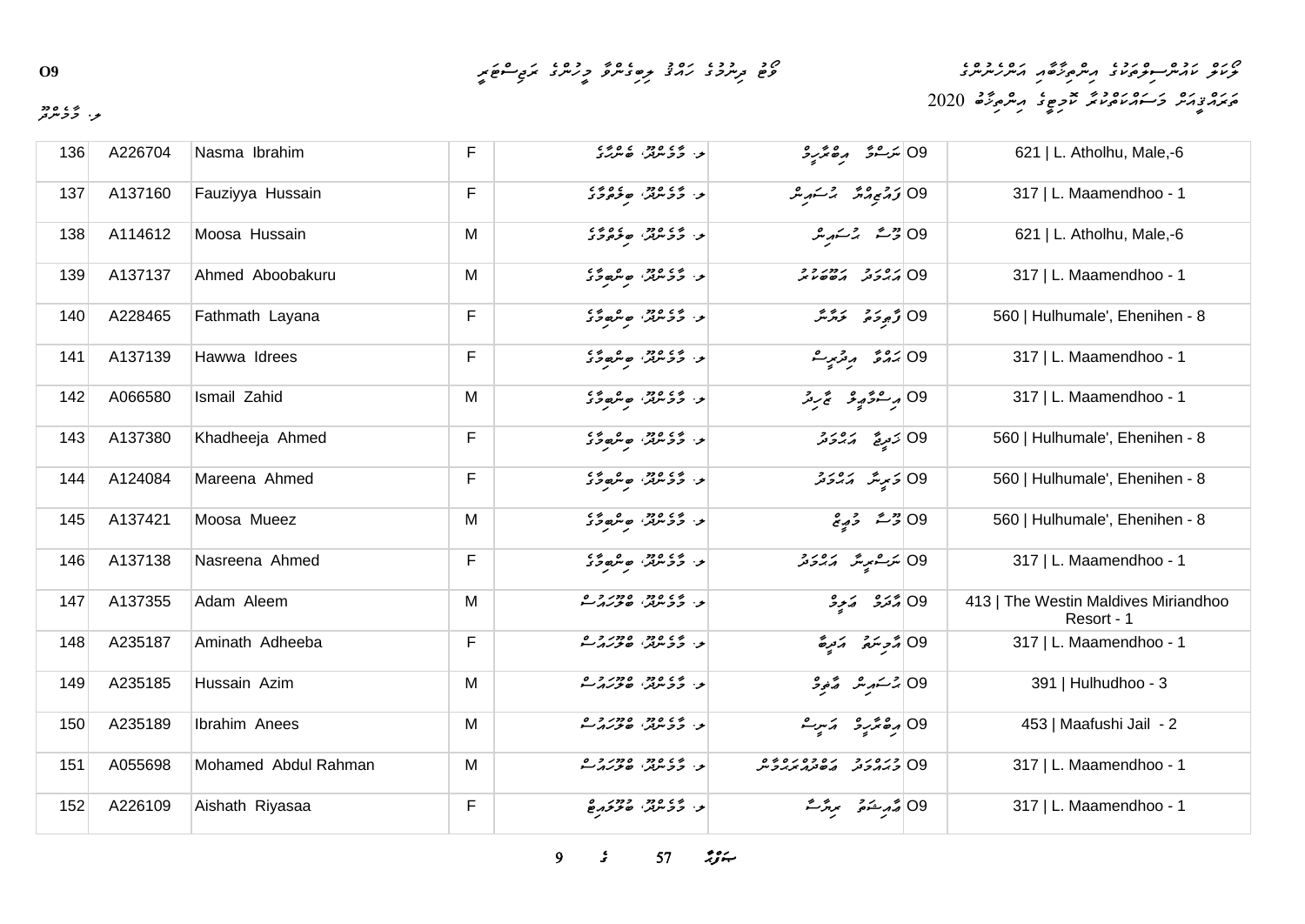| 136 | A226704 | Nasma Ibrahim | F | ޅ. މާވަށު، ބުރުގެ | O9 ނަސްމާ އިބްރާހީމް | 621 \| L. Atholhu, Male,-6 |
|---|---|---|---|---|---|---|
| 137 | A137160 | Fauziyya Hussain | F | ޅ. މާވަށު، ބުލުބުލާގެ | O9 ފައުޒިއްޔާ ހުސައިން | 317 \| L. Maamendhoo - 1 |
| 138 | A114612 | Moosa Hussain | M | ޅ. މާވަށު، ބުލުބުލާގެ | O9 މޫސާ ހުސައިން | 621 \| L. Atholhu, Male,-6 |
| 139 | A137137 | Ahmed Aboobakuru | M | ޅ. މާވަށު، ބިންބިލާގެ | O9 އަހުމަދު އަބޫބަކުރު | 317 \| L. Maamendhoo - 1 |
| 140 | A228465 | Fathmath Layana | F | ޅ. މާވަށު، ބިންބިލާގެ | O9 ފާތިމަތު ލަޔާނާ | 560 \| Hulhumale', Ehenihen - 8 |
| 141 | A137139 | Hawwa Idrees | F | ޅ. މާވަށު، ބިންބިލާގެ | O9 ހައްވާ އިދްރީސް | 317 \| L. Maamendhoo - 1 |
| 142 | A066580 | Ismail Zahid | M | ޅ. މާވަށު، ބިންބިލާގެ | O9 އިސްމާއީލް ޒާހިދު | 317 \| L. Maamendhoo - 1 |
| 143 | A137380 | Khadheeja Ahmed | F | ޅ. މާވަށު، ބިންބިލާގެ | O9 ޚަދީޖާ އަހުމަދު | 560 \| Hulhumale', Ehenihen - 8 |
| 144 | A124084 | Mareena Ahmed | F | ޅ. މާވަށު، ބިންބިލާގެ | O9 މަރީނާ އަހުމަދު | 560 \| Hulhumale', Ehenihen - 8 |
| 145 | A137421 | Moosa Mueez | M | ޅ. މާވަށު، ބިންބިލާގެ | O9 މޫސާ މުޢިއްޒު | 560 \| Hulhumale', Ehenihen - 8 |
| 146 | A137138 | Nasreena Ahmed | F | ޅ. މާވަށު، ބިންބިލާގެ | O9 ނަސްރީނާ އަހުމަދު | 317 \| L. Maamendhoo - 1 |
| 147 | A137355 | Adam Aleem | M | ޅ. މާވަށު، ބޫދަރުސް | O9 އާދަމް އަލީމް | 413 \| The Westin Maldives Miriandhoo Resort - 1 |
| 148 | A235187 | Aminath Adheeba | F | ޅ. މާވަށު، ބޫދަރުސް | O9 އާމިނަތު އަދީބާ | 317 \| L. Maamendhoo - 1 |
| 149 | A235185 | Hussain Azim | M | ޅ. މާވަށު، ބޫދަރުސް | O9 ހުސައިން އާޒިމް | 391 \| Hulhudhoo - 3 |
| 150 | A235189 | Ibrahim Anees | M | ޅ. މާވަށު، ބޫދަރުސް | O9 އިބްރާހީމް އަނީސް | 453 \| Maafushi Jail - 2 |
| 151 | A055698 | Mohamed Abdul Rahman | M | ޅ. މާވަށު، ބޫދަރުސް | O9 މުހައްމަދު އަބްދުއްރަޙްމާން | 317 \| L. Maamendhoo - 1 |
| 152 | A226109 | Aishath Riyasaa | F | ޅ. މާވަށު، ބުލުވަރުބާ | O9 އާއިޝަތު ރިޔާސާ | 317 \| L. Maamendhoo - 1 |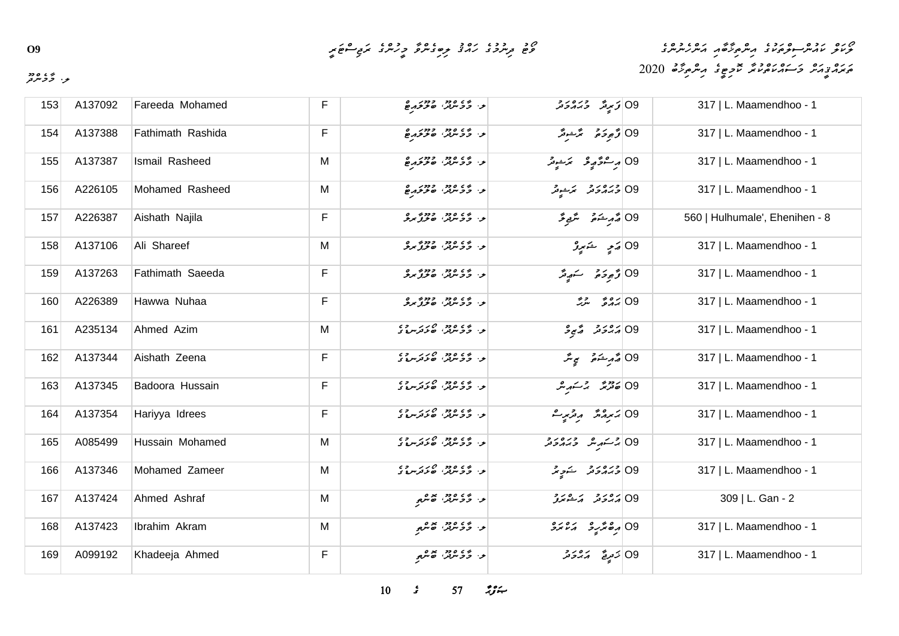| 153 | A137092 | Fareeda Mohamed | F | ل. މާމެންދޫ، ބުރުގަސް | O9 ފަރީދާ މުހައްމަދު | 317 \| L. Maamendhoo - 1 |
|---|---|---|---|---|---|---|
| 154 | A137388 | Fathimath Rashida | F | ل. މާމެންދޫ، ބުރުގަސް | O9 ފާތިމަތު ރާޝިދާ | 317 \| L. Maamendhoo - 1 |
| 155 | A137387 | Ismail Rasheed | M | ل. މާމެންދޫ، ބުރުގަސް | O9 އިސްމާޢީލް ރަޝީދު | 317 \| L. Maamendhoo - 1 |
| 156 | A226105 | Mohamed Rasheed | M | ل. މާމެންދޫ، ބުރުގަސް | O9 މުހައްމަދު ރަޝީދު | 317 \| L. Maamendhoo - 1 |
| 157 | A226387 | Aishath Najila | F | ل. މާމެންދޫ، ބުރުޒުރުވާ | O9 އާއިޝަތު ނާޖިލާ | 560 \| Hulhumale', Ehenihen - 8 |
| 158 | A137106 | Ali Shareef | M | ل. މާމެންދޫ، ބުރުޒުރުވާ | O9 އަލީ ޝަރީފު | 317 \| L. Maamendhoo - 1 |
| 159 | A137263 | Fathimath Saeeda | F | ل. މާމެންދޫ، ބުރުޒުރުވާ | O9 ފާތިމަތު ސަޢީދާ | 317 \| L. Maamendhoo - 1 |
| 160 | A226389 | Hawwa Nuhaa | F | ل. މާމެންދޫ، ބުރުޒުރުވާ | O9 ހައްވާ ނުހާ | 317 \| L. Maamendhoo - 1 |
| 161 | A235134 | Ahmed Azim | M | ل. މާމެންދޫ، ބޮޑުދަނޑުގެ | O9 އަހުމަދު އާޒިމް | 317 \| L. Maamendhoo - 1 |
| 162 | A137344 | Aishath Zeena | F | ل. މާމެންދޫ، ބޮޑުދަނޑުގެ | O9 އާއިޝަތު ޒީނާ | 317 \| L. Maamendhoo - 1 |
| 163 | A137345 | Badoora Hussain | F | ل. މާމެންދޫ، ބޮޑުދަނޑުގެ | O9 ބަދޫރާ ހުސައިން | 317 \| L. Maamendhoo - 1 |
| 164 | A137354 | Hariyya Idrees | F | ل. މާމެންދޫ، ބޮޑުދަނޑުގެ | O9 ހަރިއްޔާ އިދުރީސް | 317 \| L. Maamendhoo - 1 |
| 165 | A085499 | Hussain Mohamed | M | ل. މާމެންދޫ، ބޮޑުދަނޑުގެ | O9 ހުސައިން މުހައްމަދު | 317 \| L. Maamendhoo - 1 |
| 166 | A137346 | Mohamed Zameer | M | ل. މާމެންދޫ، ބޮޑުދަނޑުގެ | O9 މުހައްމަދު ޒަމީރު | 317 \| L. Maamendhoo - 1 |
| 167 | A137424 | Ahmed Ashraf | M | ل. މާމެންދޫ، ބޮންތި | O9 އަހުމަދު އަޝްރަފު | 309 \| L. Gan - 2 |
| 168 | A137423 | Ibrahim Akram | M | ل. މާމެންދޫ، ބޮންތި | O9 އިބްރާހީމް އަކްރަމް | 317 \| L. Maamendhoo - 1 |
| 169 | A099192 | Khadeeja Ahmed | F | ل. މާމެންދޫ، ބޮންތި | O9 ޚަދީޖާ އަހުމަދު | 317 \| L. Maamendhoo - 1 |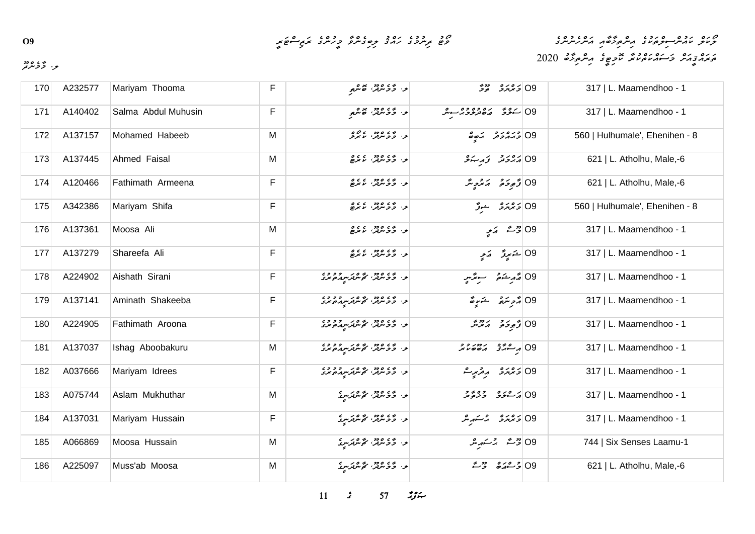| 170 | A232577 | Mariyam Thooma | F | ޅ. މާމެންދޫ، ޓޫރަތު | O9 ވަރަޔަމް ތޫމާ | 317 \| L. Maamendhoo - 1 |
|---|---|---|---|---|---|---|
| 171 | A140402 | Salma Abdul Muhusin | F | ޅ. މާމެންދޫ، ޓޫރަތު | O9 ސަލްމާ އަބްދުލްމުހުސިން | 317 \| L. Maamendhoo - 1 |
| 172 | A137157 | Mohamed Habeeb | M | ޅ. މާމެންދޫ، ނޭރު | O9 މުހައްމަދު ހަބީބު | 560 \| Hulhumale', Ehenihen - 8 |
| 173 | A137445 | Ahmed Faisal | M | ޅ. މާމެންދޫ، ނޭރު | O9 އަހްމަދު ފައިސަލް | 621 \| L. Atholhu, Male,-6 |
| 174 | A120466 | Fathimath Armeena | F | ޅ. މާމެންދޫ، ނޭރު | O9 ފާތިމަތު އަރްމީނާ | 621 \| L. Atholhu, Male,-6 |
| 175 | A342386 | Mariyam Shifa | F | ޅ. މާމެންދޫ، ނޭރު | O9 މަރިޔަމް ޝިފާ | 560 \| Hulhumale', Ehenihen - 8 |
| 176 | A137361 | Moosa Ali | M | ޅ. މާމެންދޫ، ނޭރު | O9 މޫސާ އަލި | 317 \| L. Maamendhoo - 1 |
| 177 | A137279 | Shareefa Ali | F | ޅ. މާމެންދޫ، ނޭރު | O9 ޝަރީފާ އަލި | 317 \| L. Maamendhoo - 1 |
| 178 | A224902 | Aishath Sirani | F | ޅ. މާމެންދޫ، ކޮންނަރިއްޔާގެއަރު | O9 އާއިޝަތު ސިރާނީ | 317 \| L. Maamendhoo - 1 |
| 179 | A137141 | Aminath Shakeeba | F | ޅ. މާމެންދޫ، ކޮންނަރިއްޔާގެއަރު | O9 އާމިނަތު ޝަކީބާ | 317 \| L. Maamendhoo - 1 |
| 180 | A224905 | Fathimath Aroona | F | ޅ. މާމެންދޫ، ކޮންނަރިއްޔާގެއަރު | O9 ފާތިމަތު އަރޫނާ | 317 \| L. Maamendhoo - 1 |
| 181 | A137037 | Ishag Aboobakuru | M | ޅ. މާމެންދޫ، ކޮންނަރިއްޔާގެއަރު | O9 އިސްޙާގު އަބޫބަކުރު | 317 \| L. Maamendhoo - 1 |
| 182 | A037666 | Mariyam Idrees | F | ޅ. މާމެންދޫ، ކޮންނަރިއްޔާގެއަރު | O9 މަރިޔަމް އިދުރީސް | 317 \| L. Maamendhoo - 1 |
| 183 | A075744 | Aslam Mukhuthar | M | ޅ. މާމެންދޫ، ކޮންނަރިގެ | O9 އަސްލަމް މުޚުތާރު | 317 \| L. Maamendhoo - 1 |
| 184 | A137031 | Mariyam Hussain | F | ޅ. މާމެންދޫ، ކޮންނަރިގެ | O9 މަރިޔަމް ހުސައިން | 317 \| L. Maamendhoo - 1 |
| 185 | A066869 | Moosa Hussain | M | ޅ. މާމެންދޫ، ކޮންނަރިގެ | O9 މޫސާ ހުސައިން | 744 \| Six Senses Laamu-1 |
| 186 | A225097 | Muss'ab Moosa | M | ޅ. މާމެންދޫ، ކޮންނަރިގެ | O9 މުސްޢަބު މޫސާ | 621 \| L. Atholhu, Male,-6 |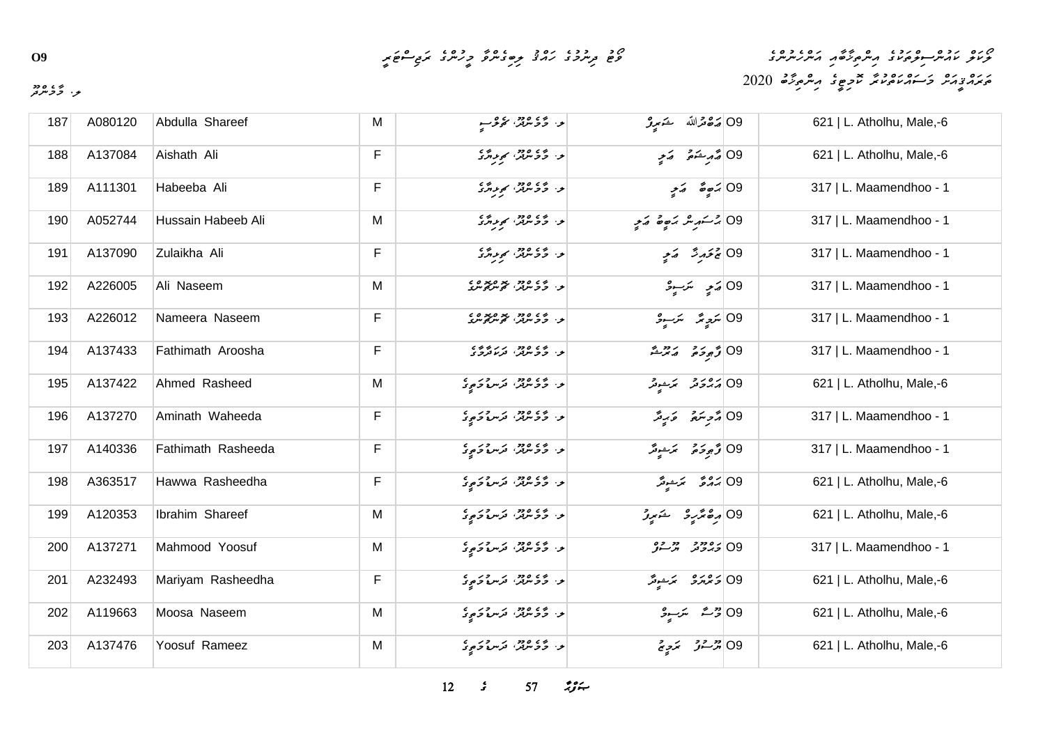| 187 | A080120 | Abdulla Shareef | M | ލ. މާމެންދޫ، ރަވާލި | O9 އަބްދުއްﷲ ޝަރީފް | 621 \| L. Atholhu, Male,-6 |
|---|---|---|---|---|---|---|
| 188 | A137084 | Aishath Ali | F | ލ. މާމެންދޫ، ހިތިލާގެ | O9 އާއިޝަތު އަލި | 621 \| L. Atholhu, Male,-6 |
| 189 | A111301 | Habeeba Ali | F | ލ. މާމެންދޫ، ހިތިލާގެ | O9 ހަބީބާ އަލި | 317 \| L. Maamendhoo - 1 |
| 190 | A052744 | Hussain Habeeb Ali | M | ލ. މާމެންދޫ، ހިތިލާގެ | O9 ހުސައިން ހަބީބު އަލި | 317 \| L. Maamendhoo - 1 |
| 191 | A137090 | Zulaikha Ali | F | ލ. މާމެންދޫ، ހިތިލާގެ | O9 ޒުލައިޚާ އަލި | 317 \| L. Maamendhoo - 1 |
| 192 | A226005 | Ali Naseem | M | ލ. މާމެންދޫ، ރަނގޮޅުނގެ | O9 އަލި ނަސީމް | 317 \| L. Maamendhoo - 1 |
| 193 | A226012 | Nameera Naseem | F | ލ. މާމެންދޫ، ރަނގޮޅުނގެ | O9 ނަމީރާ ނަސީމް | 317 \| L. Maamendhoo - 1 |
| 194 | A137433 | Fathimath Aroosha | F | ލ. މާމެންދޫ، ދަނބުގެ | O9 ފާތިމަތު އަރޫޝާ | 317 \| L. Maamendhoo - 1 |
| 195 | A137422 | Ahmed Rasheed | M | ލ. މާމެންދޫ، ދަނޑުމަތިގެ | O9 އަހްމަދު ރަޝީދު | 621 \| L. Atholhu, Male,-6 |
| 196 | A137270 | Aminath Waheeda | F | ލ. މާމެންދޫ، ދަނޑުމަތިގެ | O9 އާމިނަތު ވަހީދާ | 317 \| L. Maamendhoo - 1 |
| 197 | A140336 | Fathimath Rasheeda | F | ލ. މާމެންދޫ، ދަނޑުމަތިގެ | O9 ފާތިމަތު ރަޝީދާ | 317 \| L. Maamendhoo - 1 |
| 198 | A363517 | Hawwa Rasheedha | F | ލ. މާމެންދޫ، ދަނޑުމަތިގެ | O9 ހައްވާ ރަޝީދާ | 621 \| L. Atholhu, Male,-6 |
| 199 | A120353 | Ibrahim Shareef | M | ލ. މާމެންދޫ، ދަނޑުމަތިގެ | O9 އިބްރާހީމް ޝަރީފް | 621 \| L. Atholhu, Male,-6 |
| 200 | A137271 | Mahmood Yoosuf | M | ލ. މާމެންދޫ، ދަނޑުމަތިގެ | O9 މަޙްމޫދު ޔޫސުފް | 317 \| L. Maamendhoo - 1 |
| 201 | A232493 | Mariyam Rasheedha | F | ލ. މާމެންދޫ، ދަނޑުމަތިގެ | O9 މަރިޔަމް ރަޝީދާ | 621 \| L. Atholhu, Male,-6 |
| 202 | A119663 | Moosa Naseem | M | ލ. މާމެންދޫ، ދަނޑުމަތިގެ | O9 މޫސާ ނަސީމް | 621 \| L. Atholhu, Male,-6 |
| 203 | A137476 | Yoosuf Rameez | M | ލ. މާމެންދޫ، ދަނޑުމަތިގެ | O9 ޔޫސުފް ރަމީޒް | 621 \| L. Atholhu, Male,-6 |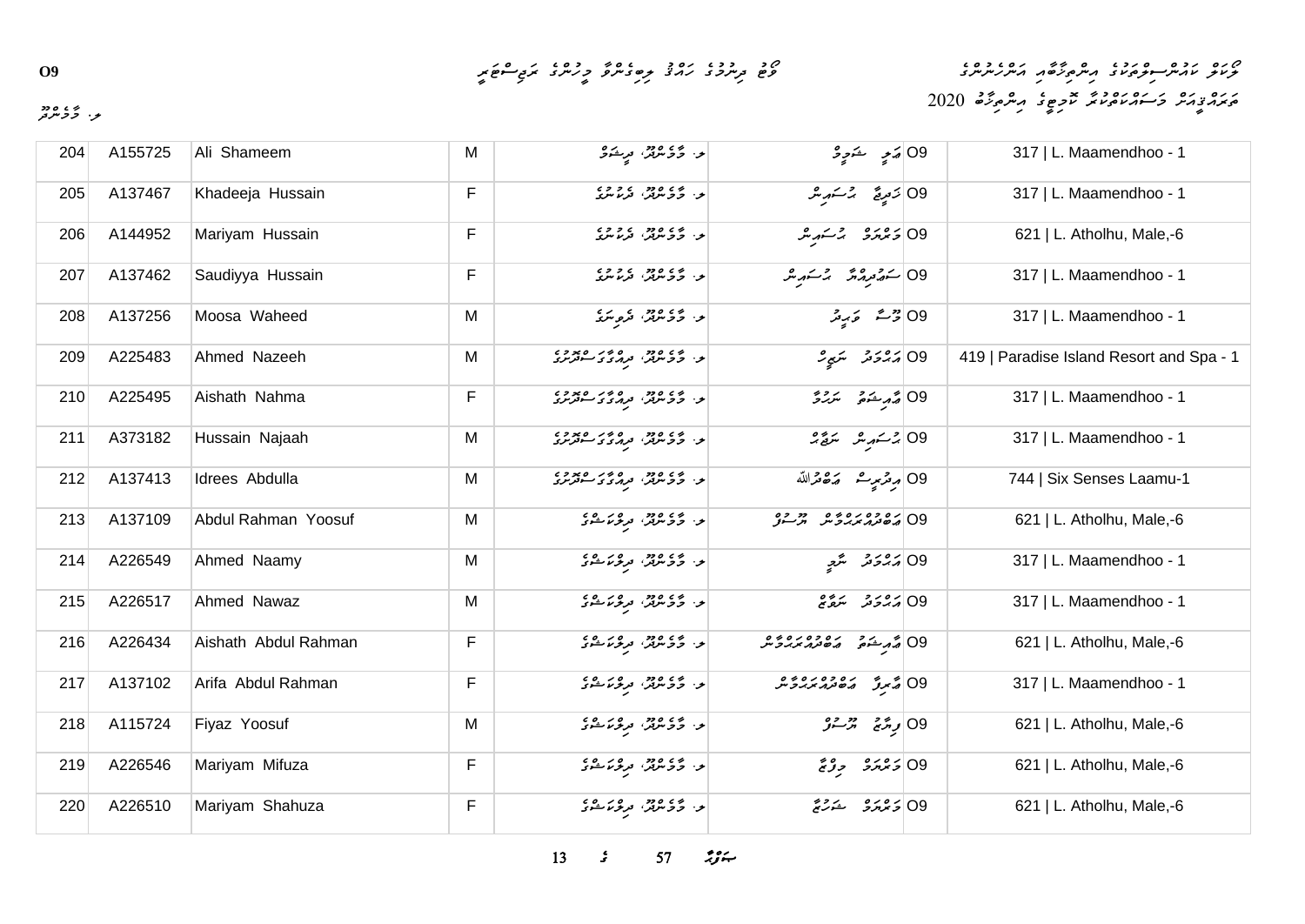| 204 | A155725 | Ali Shameem | M | ލ. މާމެންދޫ، ދިޝަމް | O9 އަލި ޝަމީމް | 317 \| L. Maamendhoo - 1 |
|---|---|---|---|---|---|---|
| 205 | A137467 | Khadeeja Hussain | F | ލ. މާމެންދޫ، ދަމާނީ | O9 ޚަދީޖާ ހުސައިން | 317 \| L. Maamendhoo - 1 |
| 206 | A144952 | Mariyam Hussain | F | ލ. މާމެންދޫ، ދަމާނީ | O9 މަރިޔަމް ހުސައިން | 621 \| L. Atholhu, Male,-6 |
| 207 | A137462 | Saudiyya Hussain | F | ލ. މާމެންދޫ، ދަމާނީ | O9 ސައުދިއްޔާ ހުސައިން | 317 \| L. Maamendhoo - 1 |
| 208 | A137256 | Moosa Waheed | M | ލ. މާމެންދޫ، ދެލިނީ | O9 މޫސާ ވަހީދު | 317 \| L. Maamendhoo - 1 |
| 209 | A225483 | Ahmed Nazeeh | M | ލ. މާމެންދޫ، ދިއުމާގެ ސްޓޯރސް | O9 އަހުމަދު ނަޒީހު | 419 \| Paradise Island Resort and Spa - 1 |
| 210 | A225495 | Aishath Nahma | F | ލ. މާމެންދޫ، ދިއުމާގެ ސްޓޯރސް | O9 އާއިޝަތު ނަހުމާ | 317 \| L. Maamendhoo - 1 |
| 211 | A373182 | Hussain Najaah | M | ލ. މާމެންދޫ، ދިއުމާގެ ސްޓޯރސް | O9 ހުސައިން ނަޖާހު | 317 \| L. Maamendhoo - 1 |
| 212 | A137413 | Idrees Abdulla | M | ލ. މާމެންދޫ، ދިއުމާގެ ސްޓޯރސް | O9 އިދުރީސް އަބްދުﷲ | 744 \| Six Senses Laamu-1 |
| 213 | A137109 | Abdul Rahman Yoosuf | M | ލ. މާމެންދޫ، ދިލްކަޝްގެ | O9 އަބްދުއްރަޙްމާން ޔޫސުފް | 621 \| L. Atholhu, Male,-6 |
| 214 | A226549 | Ahmed Naamy | M | ލ. މާމެންދޫ، ދިލްކަޝްގެ | O9 އަހުމަދު ނާމީ | 317 \| L. Maamendhoo - 1 |
| 215 | A226517 | Ahmed Nawaz | M | ލ. މާމެންދޫ، ދިލްކަޝްގެ | O9 އަހުމަދު ނަވާޒް | 317 \| L. Maamendhoo - 1 |
| 216 | A226434 | Aishath Abdul Rahman | F | ލ. މާމެންދޫ، ދިލްކަޝްގެ | O9 އާއިޝަތު އަބްދުއްރަޙްމާން | 621 \| L. Atholhu, Male,-6 |
| 217 | A137102 | Arifa Abdul Rahman | F | ލ. މާމެންދޫ، ދިލްކަޝްގެ | O9 އާރިފާ އަބްދުއްރަޙްމާން | 317 \| L. Maamendhoo - 1 |
| 218 | A115724 | Fiyaz Yoosuf | M | ލ. މާމެންދޫ، ދިލްކަޝްގެ | O9 ފިޔާޒް ޔޫސުފް | 621 \| L. Atholhu, Male,-6 |
| 219 | A226546 | Mariyam Mifuza | F | ލ. މާމެންދޫ، ދިލްކަޝްގެ | O9 މަރިޔަމް މިފުޒާ | 621 \| L. Atholhu, Male,-6 |
| 220 | A226510 | Mariyam Shahuza | F | ލ. މާމެންދޫ، ދިލްކަޝްގެ | O9 މަރިޔަމް ޝަހުޒާ | 621 \| L. Atholhu, Male,-6 |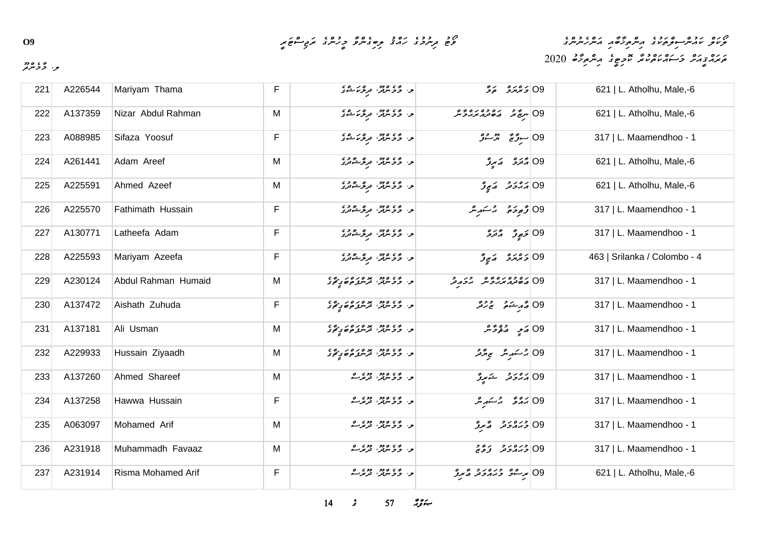| 221 | A226544 | Mariyam Thama | F | ޅ. މާމެންދޫ، ދިލްޝާދުގެ | O9 ވަރަދާ ތަމާ | 621 \| L. Atholhu, Male,-6 |
|---|---|---|---|---|---|---|
| 222 | A137359 | Nizar Abdul Rahman | M | ޅ. މާމެންދޫ، ދިލްޝާދުގެ | O9 ނިޒާރު އަބްދުއްރަޙްމާން | 621 \| L. Atholhu, Male,-6 |
| 223 | A088985 | Sifaza Yoosuf | F | ޅ. މާމެންދޫ، ދިލްޝާދުގެ | O9 ސިފާޒާ ޔޫސުފު | 317 \| L. Maamendhoo - 1 |
| 224 | A261441 | Adam Areef | M | ޅ. މާމެންދޫ، ދިލްޝާދުގެ | O9 އާދަމް އަރީފު | 621 \| L. Atholhu, Male,-6 |
| 225 | A225591 | Ahmed Azeef | M | ޅ. މާމެންދޫ، ދިލްޝާދުގެ | O9 އަހުމަދު އަޒީފު | 621 \| L. Atholhu, Male,-6 |
| 226 | A225570 | Fathimath Hussain | F | ޅ. މާމެންދޫ، ދިލްޝާދުގެ | O9 ފާތިމަތު ހުސައިން | 317 \| L. Maamendhoo - 1 |
| 227 | A130771 | Latheefa Adam | F | ޅ. މާމެންދޫ، ދިލްޝާދުގެ | O9 ލަތީފާ އާދަމް | 317 \| L. Maamendhoo - 1 |
| 228 | A225593 | Mariyam Azeefa | F | ޅ. މާމެންދޫ، ދިލްޝާދުގެ | O9 މަރިޔަމް އަޒީފާ | 463 \| Srilanka / Colombo - 4 |
| 229 | A230124 | Abdul Rahman Humaid | M | ޅ. މާމެންދޫ، ދޫނިދޮށުގޭ | O9 އަބްދުއްރަޙްމާން ހުމައިދު | 317 \| L. Maamendhoo - 1 |
| 230 | A137472 | Aishath Zuhuda | F | ޅ. މާމެންދޫ، ދޫނިދޮށުގޭ | O9 އައިޝަތު ޒުހުދާ | 317 \| L. Maamendhoo - 1 |
| 231 | A137181 | Ali Usman | M | ޅ. މާމެންދޫ، ދޫނިދޮށުގޭ | O9 އަލި އުސްމާން | 317 \| L. Maamendhoo - 1 |
| 232 | A229933 | Hussain Ziyaadh | M | ޅ. މާމެންދޫ، ދޫނިދޮށުގޭ | O9 ހުސައިން ޒިޔާދު | 317 \| L. Maamendhoo - 1 |
| 233 | A137260 | Ahmed Shareef | M | ޅ. މާމެންދޫ، ދޫރެސް | O9 އަހުމަދު ޝަރީފު | 317 \| L. Maamendhoo - 1 |
| 234 | A137258 | Hawwa Hussain | F | ޅ. މާމެންދޫ، ދޫރެސް | O9 ހައްވާ ހުސައިން | 317 \| L. Maamendhoo - 1 |
| 235 | A063097 | Mohamed Arif | M | ޅ. މާމެންދޫ، ދޫރެސް | O9 މުހައްމަދު އާރިފު | 317 \| L. Maamendhoo - 1 |
| 236 | A231918 | Muhammadh Favaaz | M | ޅ. މާމެންދޫ، ދޫރެސް | O9 މުހައްމަދު ފަވާޒް | 317 \| L. Maamendhoo - 1 |
| 237 | A231914 | Risma Mohamed Arif | F | ޅ. މާމެންދޫ، ދޫރެސް | O9 ރިސްމާ މުހައްމަދު އާރިފު | 621 \| L. Atholhu, Male,-6 |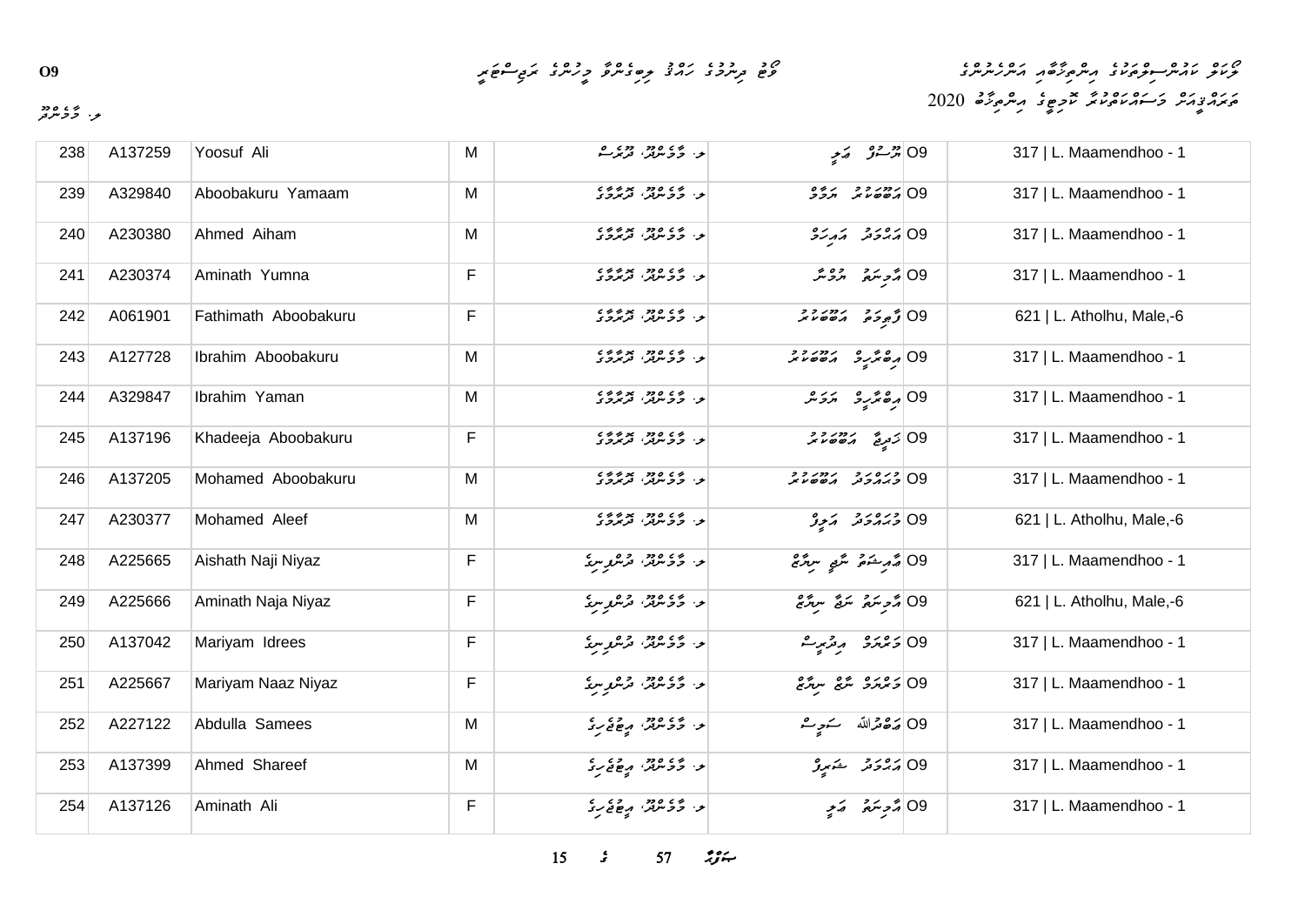| 238 | A137259 | Yoosuf Ali | M | ل. ގާމެންދޫ، ދޫރެސް | O9 ޔޫސުފް ޢަލީ | 317 \| L. Maamendhoo - 1 |
|---|---|---|---|---|---|---|
| 239 | A329840 | Aboobakuru Yamaam | M | ل. ގާމެންދޫ، ދޫރީގެ | O9 އަބޫބަކުރު ޔަމާމް | 317 \| L. Maamendhoo - 1 |
| 240 | A230380 | Ahmed Aiham | M | ل. ގާމެންދޫ، ދޫރީގެ | O9 އަޙްމަދު އައިހަމް | 317 \| L. Maamendhoo - 1 |
| 241 | A230374 | Aminath Yumna | F | ل. ގާމެންދޫ، ދޫރީގެ | O9 އާމިނަތު ޔުމްނާ | 317 \| L. Maamendhoo - 1 |
| 242 | A061901 | Fathimath Aboobakuru | F | ل. ގާމެންދޫ، ދޫރީގެ | O9 ފާތިމަތު އަބޫބަކުރު | 621 \| L. Atholhu, Male,-6 |
| 243 | A127728 | Ibrahim Aboobakuru | M | ل. ގާމެންދޫ، ދޫރީގެ | O9 އިބްރާހީމް އަބޫބަކުރު | 317 \| L. Maamendhoo - 1 |
| 244 | A329847 | Ibrahim Yaman | M | ل. ގާމެންދޫ، ދޫރީގެ | O9 އިބްރާހީމް ޔަމަން | 317 \| L. Maamendhoo - 1 |
| 245 | A137196 | Khadeeja Aboobakuru | F | ل. ގާމެންދޫ، ދޫރީގެ | O9 ޚަދީޖާ އަބޫބަކުރު | 317 \| L. Maamendhoo - 1 |
| 246 | A137205 | Mohamed Aboobakuru | M | ل. ގާމެންދޫ، ދޫރީގެ | O9 މުޙައްމަދު އަބޫބަކުރު | 317 \| L. Maamendhoo - 1 |
| 247 | A230377 | Mohamed Aleef | M | ل. ގާމެންދޫ، ދޫރީގެ | O9 މުޙައްމަދު އަލީފް | 621 \| L. Atholhu, Male,-6 |
| 248 | A225665 | Aishath Naji Niyaz | F | ل. ގާމެންދޫ، ދޫނިވިނަ | O9 އާއިޝަތު ނާޖީ ނިޔާޒް | 317 \| L. Maamendhoo - 1 |
| 249 | A225666 | Aminath Naja Niyaz | F | ل. ގާމެންދޫ، ދޫނިވިނަ | O9 އާމިނަތު ނަޖާ ނިޔާޒް | 621 \| L. Atholhu, Male,-6 |
| 250 | A137042 | Mariyam Idrees | F | ل. ގާމެންދޫ، ދޫނިވިނަ | O9 މަރިޔަމް އިދްރީސް | 317 \| L. Maamendhoo - 1 |
| 251 | A225667 | Mariyam Naaz Niyaz | F | ل. ގާމެންދޫ، ދޫނިވިނަ | O9 މަރިޔަމް ނާޒް ނިޔާޒް | 317 \| L. Maamendhoo - 1 |
| 252 | A227122 | Abdulla Samees | M | ل. ގާމެންދޫ، އިޤްބާލްގެ | O9 އަބްދުﷲ ސަމީސް | 317 \| L. Maamendhoo - 1 |
| 253 | A137399 | Ahmed Shareef | M | ل. ގާމެންދޫ، އިޤްބާލްގެ | O9 އަޙްމަދު ޝަރީފް | 317 \| L. Maamendhoo - 1 |
| 254 | A137126 | Aminath Ali | F | ل. ގާމެންދޫ، އިޤްބާލްގެ | O9 އާމިނަތު ޢަލީ | 317 \| L. Maamendhoo - 1 |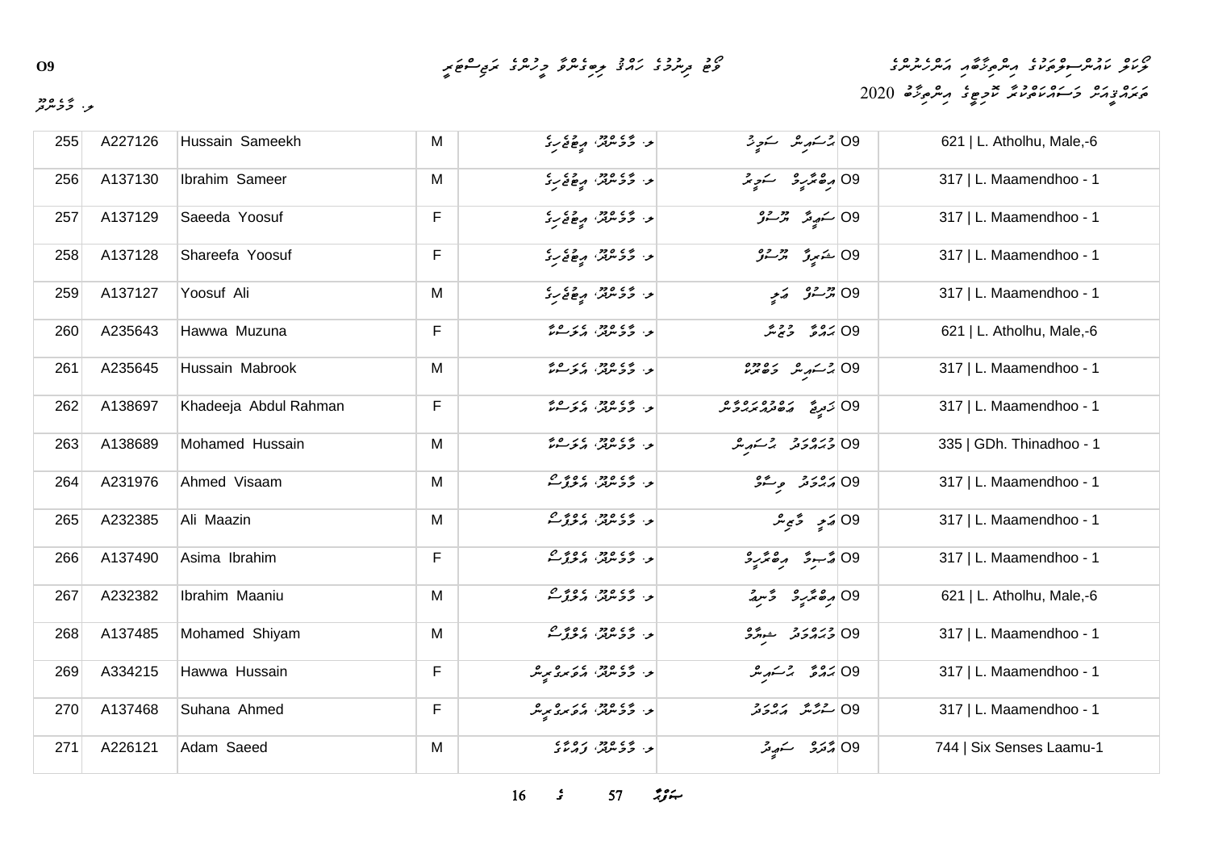| 255 | A227126 | Hussain Sameekh | M | ލ. މާމެންދޫ، އިލާފާގެ | O9 ޙުސައިން ސަމީޚު | 621 \| L. Atholhu, Male,-6 |
|---|---|---|---|---|---|---|
| 256 | A137130 | Ibrahim Sameer | M | ލ. މާމެންދޫ، އިލާފާގެ | O9 އިބްރާހީމް ސަމީރު | 317 \| L. Maamendhoo - 1 |
| 257 | A137129 | Saeeda Yoosuf | F | ލ. މާމެންދޫ، އިލާފާގެ | O9 ސަޢީދާ ޔޫސުފް | 317 \| L. Maamendhoo - 1 |
| 258 | A137128 | Shareefa Yoosuf | F | ލ. މާމެންދޫ، އިލާފާގެ | O9 ޝަރީފާ ޔޫސުފް | 317 \| L. Maamendhoo - 1 |
| 259 | A137127 | Yoosuf Ali | M | ލ. މާމެންދޫ، އިލާފާގެ | O9 ޔޫސުފް ޢަލީ | 317 \| L. Maamendhoo - 1 |
| 260 | A235643 | Hawwa Muzuna | F | ލ. މާމެންދޫ، އަލަސްކާ | O9 ޙައްވާ މުޒުނާ | 621 \| L. Atholhu, Male,-6 |
| 261 | A235645 | Hussain Mabrook | M | ލ. މާމެންދޫ، އަލަސްކާ | O9 ޙުސައިން މަބްރޫކު | 317 \| L. Maamendhoo - 1 |
| 262 | A138697 | Khadeeja Abdul Rahman | F | ލ. މާމެންދޫ، އަލަސްކާ | O9 ޚަދީޖާ ޢަބްދުއްރަޙްމާން | 317 \| L. Maamendhoo - 1 |
| 263 | A138689 | Mohamed Hussain | M | ލ. މާމެންދޫ، އަލަސްކާ | O9 މުޙައްމަދު ޙުސައިން | 335 \| GDh. Thinadhoo - 1 |
| 264 | A231976 | Ahmed Visaam | M | ލ. މާމެންދޫ، އަލްފާސް | O9 އަޙްމަދު ވިސާމް | 317 \| L. Maamendhoo - 1 |
| 265 | A232385 | Ali Maazin | M | ލ. މާމެންދޫ، އަލްފާސް | O9 ޢަލީ މާޒިން | 317 \| L. Maamendhoo - 1 |
| 266 | A137490 | Asima Ibrahim | F | ލ. މާމެންދޫ، އަލްފާސް | O9 އާސިމާ އިބްރާހީމް | 317 \| L. Maamendhoo - 1 |
| 267 | A232382 | Ibrahim Maaniu | M | ލ. މާމެންދޫ، އަލްފާސް | O9 އިބްރާހީމް މާނިއު | 621 \| L. Atholhu, Male,-6 |
| 268 | A137485 | Mohamed Shiyam | M | ލ. މާމެންދޫ، އަލްފާސް | O9 މުޙައްމަދު ޝިޔާމް | 317 \| L. Maamendhoo - 1 |
| 269 | A334215 | Hawwa Hussain | F | ލ. މާމެންދޫ، އަމަރަލްހިނި | O9 ޙައްވާ ޙުސައިން | 317 \| L. Maamendhoo - 1 |
| 270 | A137468 | Suhana Ahmed | F | ލ. މާމެންދޫ، އަމަރަލްހިނި | O9 ސުހާނާ އަޙްމަދު | 317 \| L. Maamendhoo - 1 |
| 271 | A226121 | Adam Saeed | M | ލ. މާމެންދޫ، ވައިކާގެ | O9 އާދަމް ސަޢީދު | 744 \| Six Senses Laamu-1 |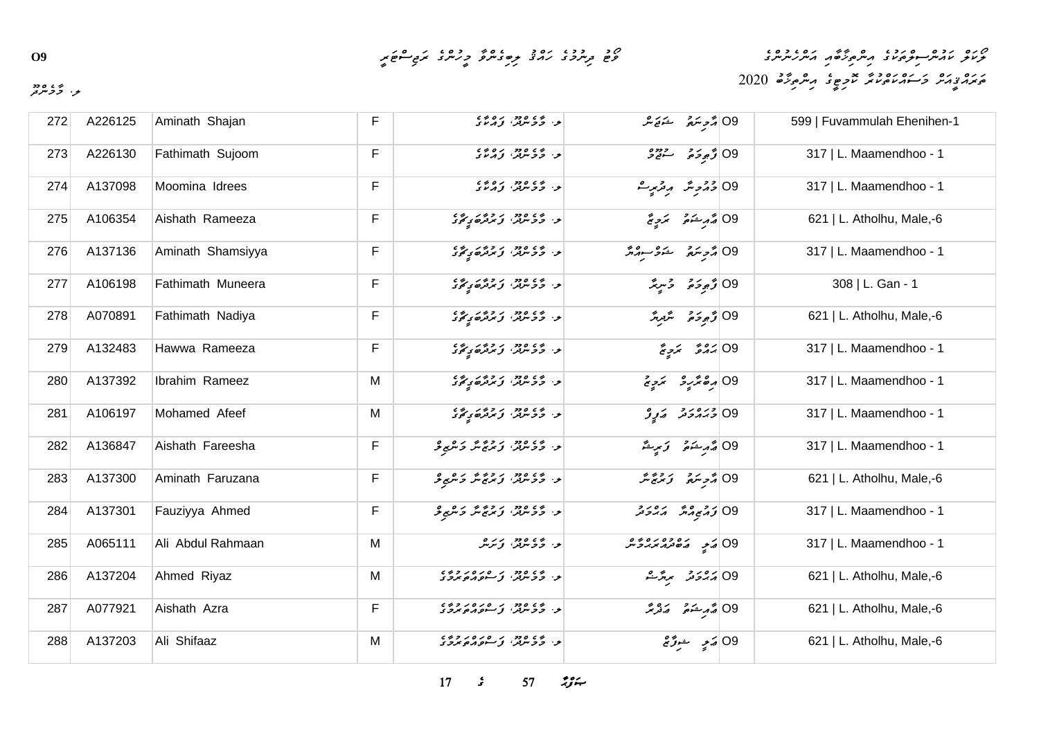| 272 | A226125 | Aminath Shajan | F | ގ. މާމެންދޫ، ފަޅުކޮށީ | O9 އާމިނަތު ޝަޖަން | 599 \| Fuvammulah Ehenihen-1 |
|---|---|---|---|---|---|---|
| 273 | A226130 | Fathimath Sujoom | F | ލ. މާމެންދޫ، ފަޅުކޮށީ | O9 ފާތިމަތު ސުޖޫމް | 317 \| L. Maamendhoo - 1 |
| 274 | A137098 | Moomina Idrees | F | ލ. މާމެންދޫ، ފަޅުކޮށީ | O9 މޫމިނާ އިދުރީސް | 317 \| L. Maamendhoo - 1 |
| 275 | A106354 | Aishath Rameeza | F | ލ. މާމެންދޫ، ފަރުދާބަގީޗާގެ | O9 އާއިޝަތު ރަމީޒާ | 621 \| L. Atholhu, Male,-6 |
| 276 | A137136 | Aminath Shamsiyya | F | ލ. މާމެންދޫ، ފަރުދާބަގީޗާގެ | O9 އާމިނަތު ޝަމްސިއްޔާ | 317 \| L. Maamendhoo - 1 |
| 277 | A106198 | Fathimath Muneera | F | ލ. މާމެންދޫ، ފަރުދާބަގީޗާގެ | O9 ފާތިމަތު މުނީރާ | 308 \| L. Gan - 1 |
| 278 | A070891 | Fathimath Nadiya | F | ލ. މާމެންދޫ، ފަރުދާބަގީޗާގެ | O9 ފާތިމަތު ނާދިޔާ | 621 \| L. Atholhu, Male,-6 |
| 279 | A132483 | Hawwa Rameeza | F | ލ. މާމެންދޫ، ފަރުދާބަގީޗާގެ | O9 ހައްވާ ރަމީޒާ | 317 \| L. Maamendhoo - 1 |
| 280 | A137392 | Ibrahim Rameez | M | ލ. މާމެންދޫ، ފަރުދާބަގީޗާގެ | O9 އިބްރާހީމް ރަމީޒު | 317 \| L. Maamendhoo - 1 |
| 281 | A106197 | Mohamed Afeef | M | ލ. މާމެންދޫ، ފަރުދާބަގީޗާގެ | O9 މުހައްމަދު އަފީފު | 317 \| L. Maamendhoo - 1 |
| 282 | A136847 | Aishath Fareesha | F | ލ. މާމެންދޫ، ފަރުޖާނާ ވަނިލާ | O9 އާއިޝަތު ފަރީޝާ | 317 \| L. Maamendhoo - 1 |
| 283 | A137300 | Aminath Faruzana | F | ލ. މާމެންދޫ، ފަރުޖާނާ ވަނިލާ | O9 އާމިނަތު ފަރުޒާނާ | 621 \| L. Atholhu, Male,-6 |
| 284 | A137301 | Fauziyya Ahmed | F | ލ. މާމެންދޫ، ފަރުޖާނާ ވަނިލާ | O9 ފައުޒިއްޔާ އަހުމަދު | 317 \| L. Maamendhoo - 1 |
| 285 | A065111 | Ali Abdul Rahmaan | M | ލ. މާމެންދޫ، ފަރަށް | O9 އަލި އަބްދުއްރަހްމާން | 317 \| L. Maamendhoo - 1 |
| 286 | A137204 | Ahmed Riyaz | M | ލ. މާމެންދޫ، ފަސްޓެއާމަރުގެ | O9 އަހުމަދު ރިޔާޒް | 621 \| L. Atholhu, Male,-6 |
| 287 | A077921 | Aishath Azra | F | ލ. މާމެންދޫ، ފަސްޓެއާމަރުގެ | O9 އާއިޝަތު އަޒްރާ | 621 \| L. Atholhu, Male,-6 |
| 288 | A137203 | Ali Shifaaz | M | ލ. މާމެންދޫ، ފަސްޓެއާމަރުގެ | O9 އަލި ޝިފާޒު | 621 \| L. Atholhu, Male,-6 |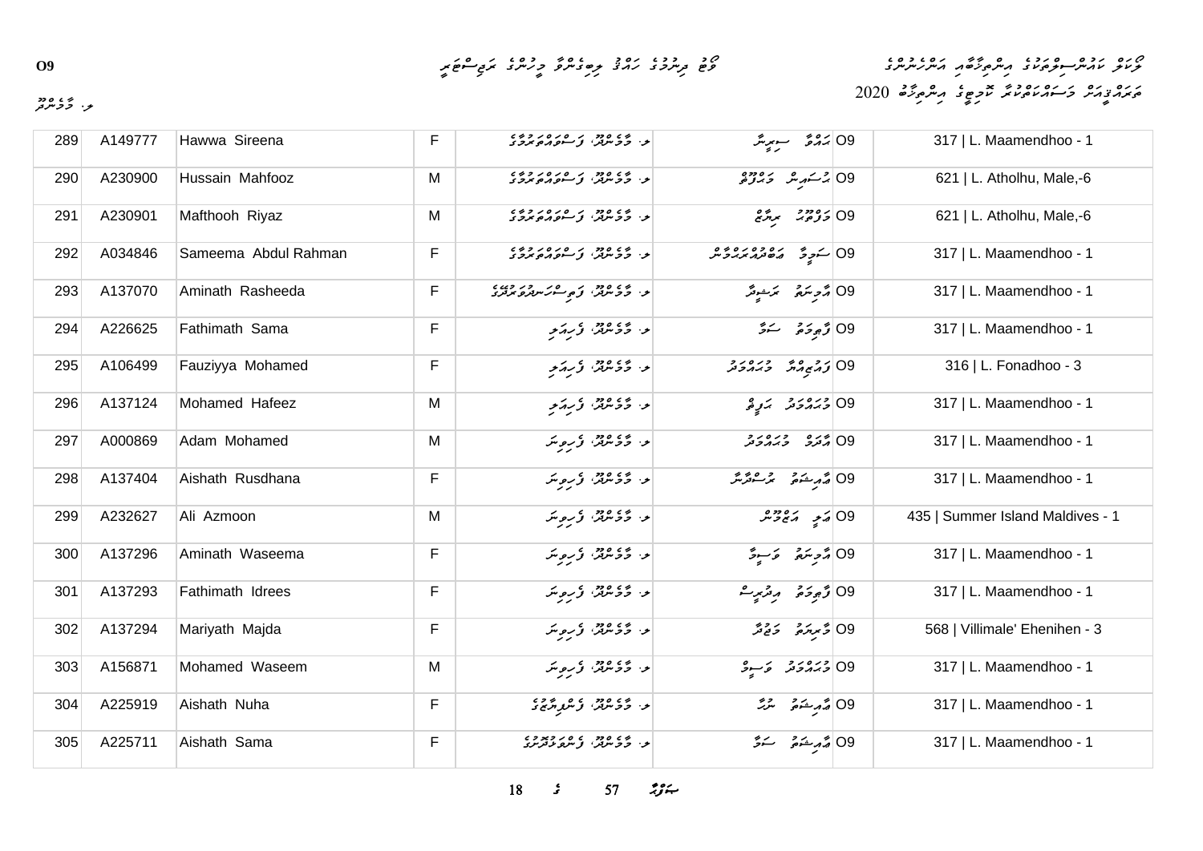| 289 | A149777 | Hawwa Sireena | F | ލ. މާމެންދޫ، ފަސްވެއްޓަރުމާގެ | O9 ހައްވާ ސިރީނާ | 317 \| L. Maamendhoo - 1 |
|---|---|---|---|---|---|---|
| 290 | A230900 | Hussain Mahfooz | M | ލ. މާމެންދޫ، ފަސްވެއްޓަރުމާގެ | O9 ހުސައިން މަޙްފޫޒު | 621 \| L. Atholhu, Male,-6 |
| 291 | A230901 | Mafthooh Riyaz | M | ލ. މާމެންދޫ، ފަސްވެއްޓަރުމާގެ | O9 މަފްތޫޙު ރިޔާޒު | 621 \| L. Atholhu, Male,-6 |
| 292 | A034846 | Sameema Abdul Rahman | F | ލ. މާމެންދޫ، ފަސްވެއްޓަރުމާގެ | O9 ސަމީމާ ޢަބްދުއްރަޙްމާން | 317 \| L. Maamendhoo - 1 |
| 293 | A137070 | Aminath Rasheeda | F | ލ. މާމެންދޫ، ފިހާރަސްކުރުވަރުގެ | O9 އާމިނަތު ރަޝީދާ | 317 \| L. Maamendhoo - 1 |
| 294 | A226625 | Fathimath Sama | F | ލ. މާމެންދޫ، ފިނިފެ | O9 ފާތިމަތު ސަމާ | 317 \| L. Maamendhoo - 1 |
| 295 | A106499 | Fauziyya Mohamed | F | ލ. މާމެންދޫ، ފިނިފެ | O9 ފައުޒިއްޔާ މުޙައްމަދު | 316 \| L. Fonadhoo - 3 |
| 296 | A137124 | Mohamed Hafeez | M | ލ. މާމެންދޫ، ފިނިފެ | O9 މުޙައްމަދު ހަފީޡު | 317 \| L. Maamendhoo - 1 |
| 297 | A000869 | Adam Mohamed | M | ލ. މާމެންދޫ، ފިރިވަރ | O9 އާދަމް މުޙައްމަދު | 317 \| L. Maamendhoo - 1 |
| 298 | A137404 | Aishath Rusdhana | F | ލ. މާމެންދޫ، ފިރިވަރ | O9 އާއިޝަތު ރުސްދާނާ | 317 \| L. Maamendhoo - 1 |
| 299 | A232627 | Ali Azmoon | M | ލ. މާމެންދޫ، ފިރިވަރ | O9 އަލީ އަޒްމޫން | 435 \| Summer Island Maldives - 1 |
| 300 | A137296 | Aminath Waseema | F | ލ. މާމެންދޫ، ފިރިވަރ | O9 އާމިނަތު ވަސީމާ | 317 \| L. Maamendhoo - 1 |
| 301 | A137293 | Fathimath Idrees | F | ލ. މާމެންދޫ، ފިރިވަރ | O9 ފާތިމަތު އިދުރީސް | 317 \| L. Maamendhoo - 1 |
| 302 | A137294 | Mariyath Majda | F | ލ. މާމެންދޫ، ފިރިވަރ | O9 މާރިޔަތު މަޖްދާ | 568 \| Villimale' Ehenihen - 3 |
| 303 | A156871 | Mohamed Waseem | M | ލ. މާމެންދޫ، ފިރިވަރ | O9 މުޙައްމަދު ވަސީމު | 317 \| L. Maamendhoo - 1 |
| 304 | A225919 | Aishath Nuha | F | ލ. މާމެންދޫ، ފެންފިޔާޒުގެ | O9 އާއިޝަތު ނުހާ | 317 \| L. Maamendhoo - 1 |
| 305 | A225711 | Aishath Sama | F | ލ. މާމެންދޫ، ފެންވަށްދޫނީގެ | O9 އާއިޝަތު ސަމާ | 317 \| L. Maamendhoo - 1 |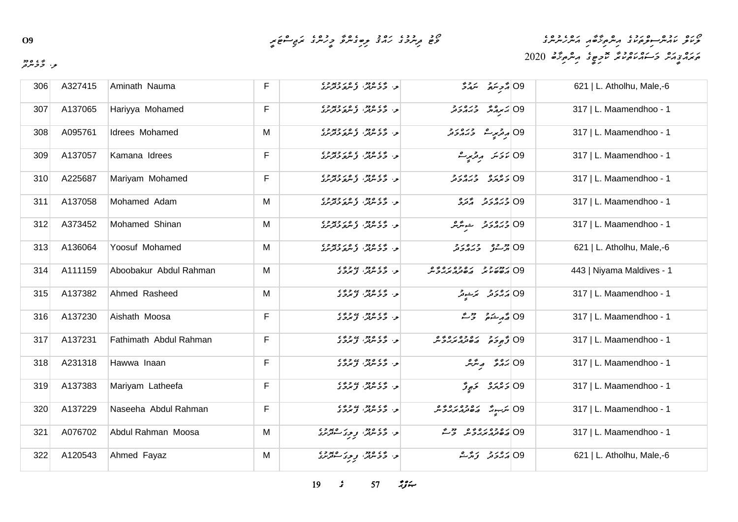| 306 | A327415 | Aminath Nauma | F | ޅ. މާމެންދޫ، ފެންޖަވާހިރުގެ | O9 އާމިނަތު ނައުމާ | 621 \| L. Atholhu, Male,-6 |
|---|---|---|---|---|---|---|
| 307 | A137065 | Hariyya Mohamed | F | ޅ. މާމެންދޫ، ފެންޖަވާހިރުގެ | O9 ހަރިއްޔާ މުހައްމަދު | 317 \| L. Maamendhoo - 1 |
| 308 | A095761 | Idrees Mohamed | M | ޅ. މާމެންދޫ، ފެންޖަވާހިރުގެ | O9 އިދުރީސް މުހައްމަދު | 317 \| L. Maamendhoo - 1 |
| 309 | A137057 | Kamana Idrees | F | ޅ. މާމެންދޫ، ފެންޖަވާހިރުގެ | O9 ކަމަނާ އިދުރީސް | 317 \| L. Maamendhoo - 1 |
| 310 | A225687 | Mariyam Mohamed | F | ޅ. މާމެންދޫ، ފެންޖަވާހިރުގެ | O9 މަރިޔަމް މުހައްމަދު | 317 \| L. Maamendhoo - 1 |
| 311 | A137058 | Mohamed Adam | M | ޅ. މާމެންދޫ، ފެންޖަވާހިރުގެ | O9 މުހައްމަދު އާދަމް | 317 \| L. Maamendhoo - 1 |
| 312 | A373452 | Mohamed Shinan | M | ޅ. މާމެންދޫ، ފެންޖަވާހިރުގެ | O9 މުހައްމަދު ޝިނާން | 317 \| L. Maamendhoo - 1 |
| 313 | A136064 | Yoosuf Mohamed | M | ޅ. މާމެންދޫ، ފެންޖަވާހިރުގެ | O9 ޔޫސުފް މުހައްމަދު | 621 \| L. Atholhu, Male,-6 |
| 314 | A111159 | Aboobakur Abdul Rahman | M | ޅ. މާމެންދޫ، ފެހިމާގެ | O9 އަބޫބަކުރު އަބްދުއްރަޙްމާން | 443 \| Niyama Maldives - 1 |
| 315 | A137382 | Ahmed Rasheed | M | ޅ. މާމެންދޫ، ފެހިމާގެ | O9 އަޙްމަދު ރަޝީދު | 317 \| L. Maamendhoo - 1 |
| 316 | A137230 | Aishath Moosa | F | ޅ. މާމެންދޫ، ފެހިމާގެ | O9 އާއިޝަތު މޫސާ | 317 \| L. Maamendhoo - 1 |
| 317 | A137231 | Fathimath Abdul Rahman | F | ޅ. މާމެންދޫ، ފެހިމާގެ | O9 ފާތިމަތު އަބްދުއްރަޙްމާން | 317 \| L. Maamendhoo - 1 |
| 318 | A231318 | Hawwa Inaan | F | ޅ. މާމެންދޫ، ފެހިމާގެ | O9 ހައްވާ އިނާން | 317 \| L. Maamendhoo - 1 |
| 319 | A137383 | Mariyam Latheefa | F | ޅ. މާމެންދޫ، ފެހިމާގެ | O9 މަރިޔަމް ލަތީފާ | 317 \| L. Maamendhoo - 1 |
| 320 | A137229 | Naseeha Abdul Rahman | F | ޅ. މާމެންދޫ، ފެހިމާގެ | O9 ނަސީހާ އަބްދުއްރަޙްމާން | 317 \| L. Maamendhoo - 1 |
| 321 | A076702 | Abdul Rahman Moosa | M | ޅ. މާމެންދޫ، ވިލާސްފިނިފެންމާގެ | O9 އަބްދުއްރަޙްމާން މޫސާ | 317 \| L. Maamendhoo - 1 |
| 322 | A120543 | Ahmed Fayaz | M | ޅ. މާމެންދޫ، ވިލާސްފިނިފެންމާގެ | O9 އަޙްމަދު ފަޔާޒް | 621 \| L. Atholhu, Male,-6 |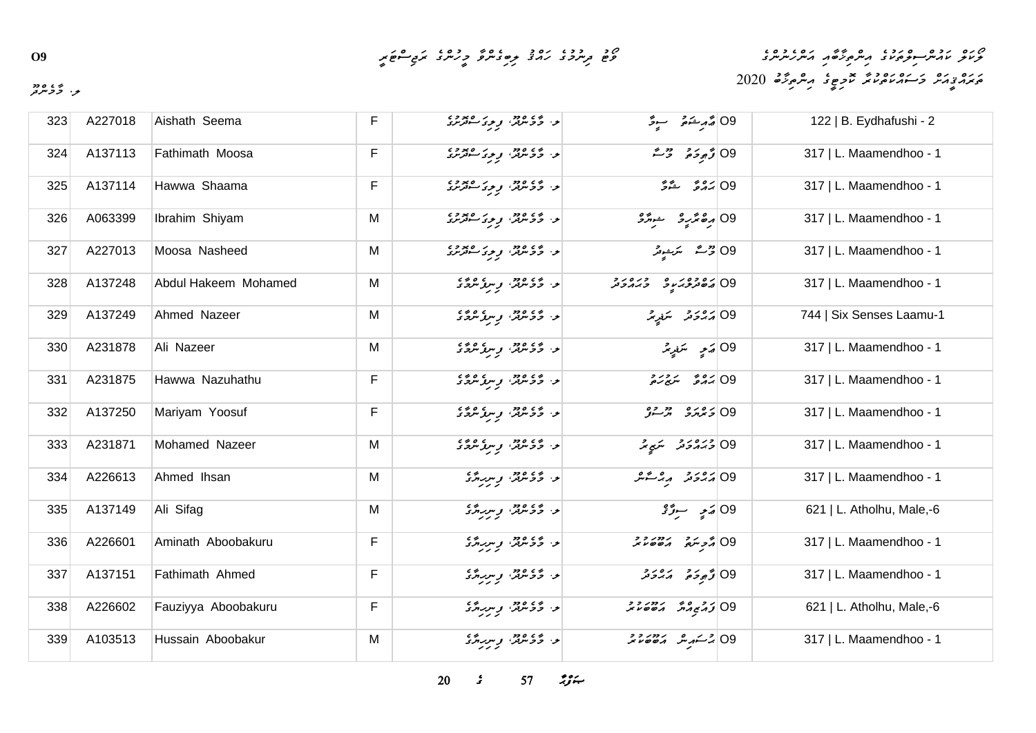| 323 | A227018 | Aishath Seema | F | ލ. މާމެންދޫ، ފިނިފެންމާދޫގެ | O9 އާއިޝަތު ސީމާ | 122 \| B. Eydhafushi - 2 |
|---|---|---|---|---|---|---|
| 324 | A137113 | Fathimath Moosa | F | ލ. މާމެންދޫ، ފިނިފެންމާދޫގެ | O9 ފާތިމަތު މޫސާ | 317 \| L. Maamendhoo - 1 |
| 325 | A137114 | Hawwa Shaama | F | ލ. މާމެންދޫ، ފިނިފެންމާދޫގެ | O9 ހައްވާ ޝާމާ | 317 \| L. Maamendhoo - 1 |
| 326 | A063399 | Ibrahim Shiyam | M | ލ. މާމެންދޫ، ފިނިފެންމާދޫގެ | O9 އިބްރާހީމް ޝިޔާމް | 317 \| L. Maamendhoo - 1 |
| 327 | A227013 | Moosa Nasheed | M | ލ. މާމެންދޫ، ފިނިފެންމާދޫގެ | O9 މޫސާ ނަޝީދު | 317 \| L. Maamendhoo - 1 |
| 328 | A137248 | Abdul Hakeem Mohamed | M | ލ. މާމެންދޫ، ވިނަފުށިމާގެ | O9 އަބްދުލްހަކީމް މުހައްމަދު | 317 \| L. Maamendhoo - 1 |
| 329 | A137249 | Ahmed Nazeer | M | ލ. މާމެންދޫ، ވިނަފުށިމާގެ | O9 އަހްމަދު ނަޒީރު | 744 \| Six Senses Laamu-1 |
| 330 | A231878 | Ali Nazeer | M | ލ. މާމެންދޫ، ވިނަފުށިމާގެ | O9 އަލި ނަޒީރު | 317 \| L. Maamendhoo - 1 |
| 331 | A231875 | Hawwa Nazuhathu | F | ލ. މާމެންދޫ، ވިނަފުށިމާގެ | O9 ހައްވާ ނަޒުހަތު | 317 \| L. Maamendhoo - 1 |
| 332 | A137250 | Mariyam Yoosuf | F | ލ. މާމެންދޫ، ވިނަފުށިމާގެ | O9 މަރިޔަމް ޔޫސުފް | 317 \| L. Maamendhoo - 1 |
| 333 | A231871 | Mohamed Nazeer | M | ލ. މާމެންދޫ، ވިނަފުށިމާގެ | O9 މުހައްމަދު ނަޒީރު | 317 \| L. Maamendhoo - 1 |
| 334 | A226613 | Ahmed Ihsan | M | ލ. މާމެންދޫ، ވިނިވިއާގެ | O9 އަހްމަދު އިޙްސާން | 317 \| L. Maamendhoo - 1 |
| 335 | A137149 | Ali Sifag | M | ލ. މާމެންދޫ، ވިނިވިއާގެ | O9 އަލި ސިފާގު | 621 \| L. Atholhu, Male,-6 |
| 336 | A226601 | Aminath Aboobakuru | F | ލ. މާމެންދޫ، ވިނިވިއާގެ | O9 އާމިނަތު އަބޫބަކުރު | 317 \| L. Maamendhoo - 1 |
| 337 | A137151 | Fathimath Ahmed | F | ލ. މާމެންދޫ، ވިނިވިއާގެ | O9 ފާތިމަތު އަހްމަދު | 317 \| L. Maamendhoo - 1 |
| 338 | A226602 | Fauziyya Aboobakuru | F | ލ. މާމެންދޫ، ވިނިވިއާގެ | O9 ފައުޒިއްޔާ އަބޫބަކުރު | 621 \| L. Atholhu, Male,-6 |
| 339 | A103513 | Hussain Aboobakur | M | ލ. މާމެންދޫ، ވިނިވިއާގެ | O9 ހުސައިން އަބޫބަކުރު | 317 \| L. Maamendhoo - 1 |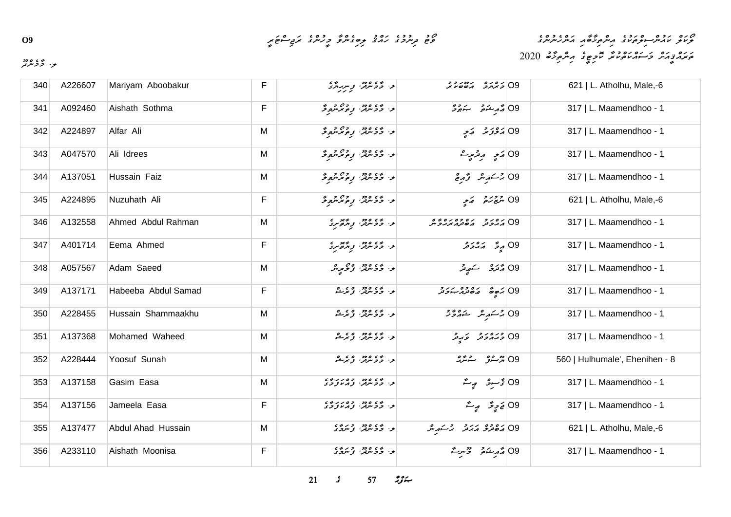| 340 | A226607 | Mariyam Aboobakur | F | ލ. މާމެންދޫ، ވިނިހިރާގެ | O9 މަރިޔަމް އަބޫބަކުރު | 621 \| L. Atholhu, Male,-6 |
|---|---|---|---|---|---|---|
| 341 | A092460 | Aishath Sothma | F | ލ. މާމެންދޫ، ވިލުރެސްޓޮވާ | O9 އާއިޝަތު ސޮތުމާ | 317 \| L. Maamendhoo - 1 |
| 342 | A224897 | Alfar Ali | M | ލ. މާމެންދޫ، ވިލުރެސްޓޮވާ | O9 އަލްފަރު އަލީ | 317 \| L. Maamendhoo - 1 |
| 343 | A047570 | Ali Idrees | M | ލ. މާމެންދޫ، ވިލުރެސްޓޮވާ | O9 އަލީ އިދުރީސް | 317 \| L. Maamendhoo - 1 |
| 344 | A137051 | Hussain Faiz | M | ލ. މާމެންދޫ، ވިލުރެސްޓޮވާ | O9 ހުސައިން ފާއިޒު | 317 \| L. Maamendhoo - 1 |
| 345 | A224895 | Nuzuhath Ali | F | ލ. މާމެންދޫ، ވިލުރެސްޓޮވާ | O9 ނުޒުހަތު އަލީ | 621 \| L. Atholhu, Male,-6 |
| 346 | A132558 | Ahmed Abdul Rahman | M | ލ. މާމެންދޫ، ވިއްލާނިގެ | O9 އަޙްމަދު އަބްދުއްރަޙްމާން | 317 \| L. Maamendhoo - 1 |
| 347 | A401714 | Eema Ahmed | F | ލ. މާމެންދޫ، ވިއްލާނިގެ | O9 އީމާ އަޙްމަދު | 317 \| L. Maamendhoo - 1 |
| 348 | A057567 | Adam Saeed | M | ލ. މާމެންދޫ، ވޮލީބީން | O9 އާދަމް ސައީދު | 317 \| L. Maamendhoo - 1 |
| 349 | A137171 | Habeeba Abdul Samad | F | ލ. މާމެންދޫ، ވޮރަށް | O9 ހަބީބާ އަބްދުއްސަމަދު | 317 \| L. Maamendhoo - 1 |
| 350 | A228455 | Hussain Shammaakhu | M | ލ. މާމެންދޫ، ވޮރަށް | O9 ހުސައިން ޝައްމާޚު | 317 \| L. Maamendhoo - 1 |
| 351 | A137368 | Mohamed Waheed | M | ލ. މާމެންދޫ، ވޮރަށް | O9 މުޙައްމަދު ވަޙީދު | 317 \| L. Maamendhoo - 1 |
| 352 | A228444 | Yoosuf Sunah | M | ލ. މާމެންދޫ، ވޮރަށް | O9 ޔޫސުފު ސުނަހް | 560 \| Hulhumale', Ehenihen - 8 |
| 353 | A137158 | Gasim Easa | M | ލ. މާމެންދޫ، ފުޅަކަފުގެ | O9 ޤާސިމް ޢީސާ | 317 \| L. Maamendhoo - 1 |
| 354 | A137156 | Jameela Easa | F | ލ. މާމެންދޫ، ފުޅަކަފުގެ | O9 ޖަމީލާ ޢީސާ | 317 \| L. Maamendhoo - 1 |
| 355 | A137477 | Abdul Ahad Hussain | M | ލ. މާމެންދޫ، ފުނަމާގެ | O9 އަބްދުލްއަޙަދު ހުސައިން | 621 \| L. Atholhu, Male,-6 |
| 356 | A233110 | Aishath Moonisa | F | ލ. މާމެންދޫ، ފުނަމާގެ | O9 އާއިޝަތު މޫނިސާ | 317 \| L. Maamendhoo - 1 |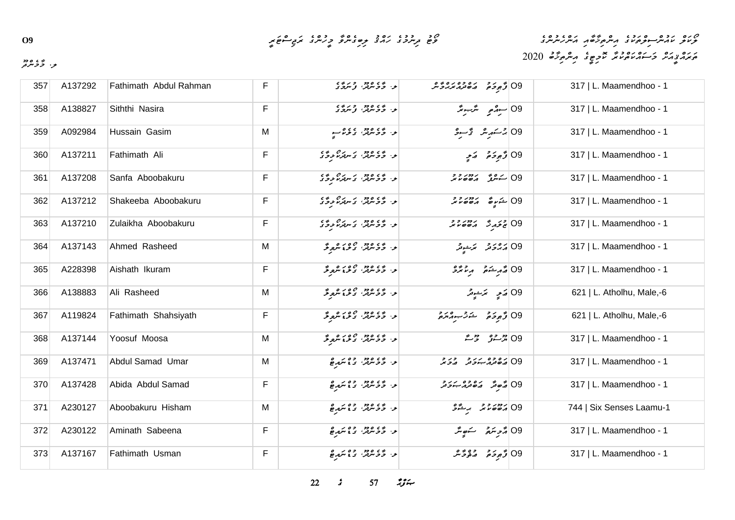| 357 | A137292 | Fathimath Abdul Rahman | F | ޅ. މާމެންދޫ، ފުނާމާގެ | O9 ފާތިމަތު ޢަބްދުއްރަޙްމާން | 317 \| L. Maamendhoo - 1 |
|---|---|---|---|---|---|---|
| 358 | A138827 | Siththi Nasira | F | ޅ. މާމެންދޫ، ފުނާމާގެ | O9 ސިއްތި ނާސިރާ | 317 \| L. Maamendhoo - 1 |
| 359 | A092984 | Hussain Gasim | M | ޅ. މާމެންދޫ، ގުލްޝަން | O9 ހުސައިން ޤާސިމް | 317 \| L. Maamendhoo - 1 |
| 360 | A137211 | Fathimath Ali | F | ޅ. މާމެންދޫ، ގުލިސްތާނުވިލާ | O9 ފާތިމަތު ޢަލީ | 317 \| L. Maamendhoo - 1 |
| 361 | A137208 | Sanfa Aboobakuru | F | ޅ. މާމެންދޫ، ގުލިސްތާނުވިލާ | O9 ސަންފާ އަބޫބަކުރު | 317 \| L. Maamendhoo - 1 |
| 362 | A137212 | Shakeeba Aboobakuru | F | ޅ. މާމެންދޫ، ގުލިސްތާނުވިލާ | O9 ޝަކީބާ އަބޫބަކުރު | 317 \| L. Maamendhoo - 1 |
| 363 | A137210 | Zulaikha Aboobakuru | F | ޅ. މާމެންދޫ، ގުލިސްތާނުވިލާ | O9 ޒުލައިޚާ އަބޫބަކުރު | 317 \| L. Maamendhoo - 1 |
| 364 | A137143 | Ahmed Rasheed | M | ޅ. މާމެންދޫ، ގްރީންވިލާ | O9 އަހުމަދު ރަޝީދު | 317 \| L. Maamendhoo - 1 |
| 365 | A228398 | Aishath Ikuram | F | ޅ. މާމެންދޫ، ގްރީންވިލާ | O9 އާއިޝަތު އިކުރާމް | 317 \| L. Maamendhoo - 1 |
| 366 | A138883 | Ali Rasheed | M | ޅ. މާމެންދޫ، ގްރީންވިލާ | O9 އަލީ ރަޝީދު | 621 \| L. Atholhu, Male,-6 |
| 367 | A119824 | Fathimath Shahsiyath | F | ޅ. މާމެންދޫ، ގްރީންވިލާ | O9 ފާތިމަތު ޝަހުސިޔާތު | 621 \| L. Atholhu, Male,-6 |
| 368 | A137144 | Yoosuf Moosa | M | ޅ. މާމެންދޫ، ގްރީންވިލާ | O9 ޔޫސުފް މޫސާ | 317 \| L. Maamendhoo - 1 |
| 369 | A137471 | Abdul Samad Umar | M | ޅ. މާމެންދޫ، ގުލްޒާރު | O9 ޢަބްދުއްޞަމަދު ޢުމަރު | 317 \| L. Maamendhoo - 1 |
| 370 | A137428 | Abida Abdul Samad | F | ޅ. މާމެންދޫ، ގުލްޒާރު | O9 ޢާބިދާ ޢަބްދުއްޞަމަދު | 317 \| L. Maamendhoo - 1 |
| 371 | A230127 | Aboobakuru Hisham | M | ޅ. މާމެންދޫ، ގުލްޒާރު | O9 އަބޫބަކުރު ހިޝާމް | 744 \| Six Senses Laamu-1 |
| 372 | A230122 | Aminath Sabeena | F | ޅ. މާމެންދޫ، ގުލްޒާރު | O9 އާމިނަތު ސަބީނާ | 317 \| L. Maamendhoo - 1 |
| 373 | A137167 | Fathimath Usman | F | ޅ. މާމެންދޫ، ގުލްޒާރު | O9 ފާތިމަތު ޢުސްމާން | 317 \| L. Maamendhoo - 1 |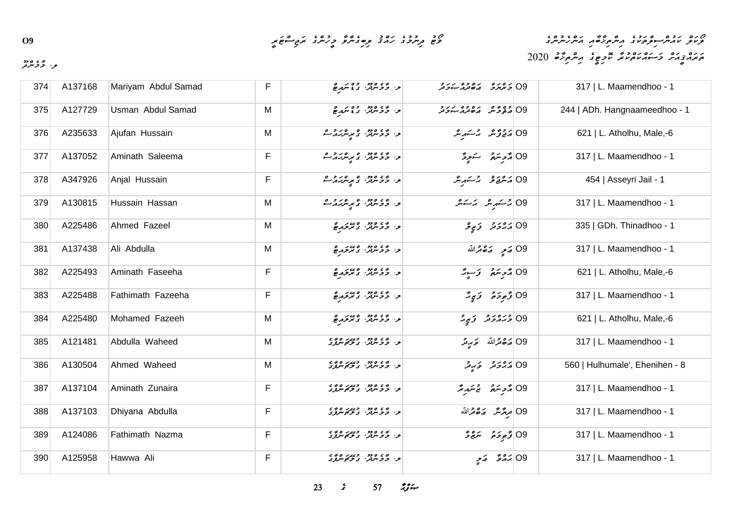| 374 | A137168 | Mariyam Abdul Samad | F | ލ. މާވަށު، މުޝްތަރީ | O9 މަރްޔަމް  އަބްދުލްސަމަދު | 317 \| L. Maamendhoo - 1 |
|---|---|---|---|---|---|---|
| 375 | A127729 | Usman Abdul Samad | M | ލ. މާވަށު، މުޝްތަރީ | O9 އުސްމާން  އަބްދުލްސަމަދު | 244 \| ADh. Hangnaameedhoo - 1 |
| 376 | A235633 | Ajufan Hussain | M | ލ. މާވަށު، ގުލިސްތާނުގެ | O9 އަޖުފާން  ހުސައިން | 621 \| L. Atholhu, Male,-6 |
| 377 | A137052 | Aminath Saleema | F | ލ. މާވަށު، ގުލިސްތާނުގެ | O9 އާމިނަތު  ސަލީމާ | 317 \| L. Maamendhoo - 1 |
| 378 | A347926 | Anjal Hussain | F | ލ. މާވަށު، ގުލިސްތާނުގެ | O9 އަންޖަލް  ހުސައިން | 454 \| Asseyri Jail - 1 |
| 379 | A130815 | Hussain Hassan | M | ލ. މާވަށު، ގުލިސްތާނުގެ | O9 ހުސައިން  ހަސަން | 317 \| L. Maamendhoo - 1 |
| 380 | A225486 | Ahmed Fazeel | M | ލ. މާވަށު، ގުލްފާމްގެ | O9 އަހުމަދު  ފަޒީލް | 335 \| GDh. Thinadhoo - 1 |
| 381 | A137438 | Ali Abdulla | M | ލ. މާވަށު، ގުލްފާމްގެ | O9 އަލި  އަބްދުﷲ | 317 \| L. Maamendhoo - 1 |
| 382 | A225493 | Aminath Faseeha | F | ލ. މާވަށު، ގުލްފާމްގެ | O9 އާމިނަތު  ފަސީހާ | 621 \| L. Atholhu, Male,-6 |
| 383 | A225488 | Fathimath Fazeeha | F | ލ. މާވަށު، ގުލްފާމްގެ | O9 ފާތިމަތު  ފަޒީހާ | 317 \| L. Maamendhoo - 1 |
| 384 | A225480 | Mohamed Fazeeh | M | ލ. މާވަށު، ގުލްފާމްގެ | O9 މުހައްމަދު  ފަޒީހު | 621 \| L. Atholhu, Male,-6 |
| 385 | A121481 | Abdulla Waheed | M | ލ. މާވަށު، ގުލްޒަރުވާގެ | O9 އަބްދުﷲ  ވަހީދު | 317 \| L. Maamendhoo - 1 |
| 386 | A130504 | Ahmed Waheed | M | ލ. މާވަށު، ގުލްޒަރުވާގެ | O9 އަހުމަދު  ވަހީދު | 560 \| Hulhumale', Ehenihen - 8 |
| 387 | A137104 | Aminath Zunaira | F | ލ. މާވަށު، ގުލްޒަރުވާގެ | O9 އާމިނަތު  ޒުނައިރާ | 317 \| L. Maamendhoo - 1 |
| 388 | A137103 | Dhiyana Abdulla | F | ލ. މާވަށު، ގުލްޒަރުވާގެ | O9 ދިޔާނާ  އަބްދުﷲ | 317 \| L. Maamendhoo - 1 |
| 389 | A124086 | Fathimath Nazma | F | ލ. މާވަށު، ގުލްޒަރުވާގެ | O9 ފާތިމަތު  ނަޒްމާ | 317 \| L. Maamendhoo - 1 |
| 390 | A125958 | Hawwa Ali | F | ލ. މާވަށު، ގުލްޒަރުވާގެ | O9 ހައްވާ  އަލި | 317 \| L. Maamendhoo - 1 |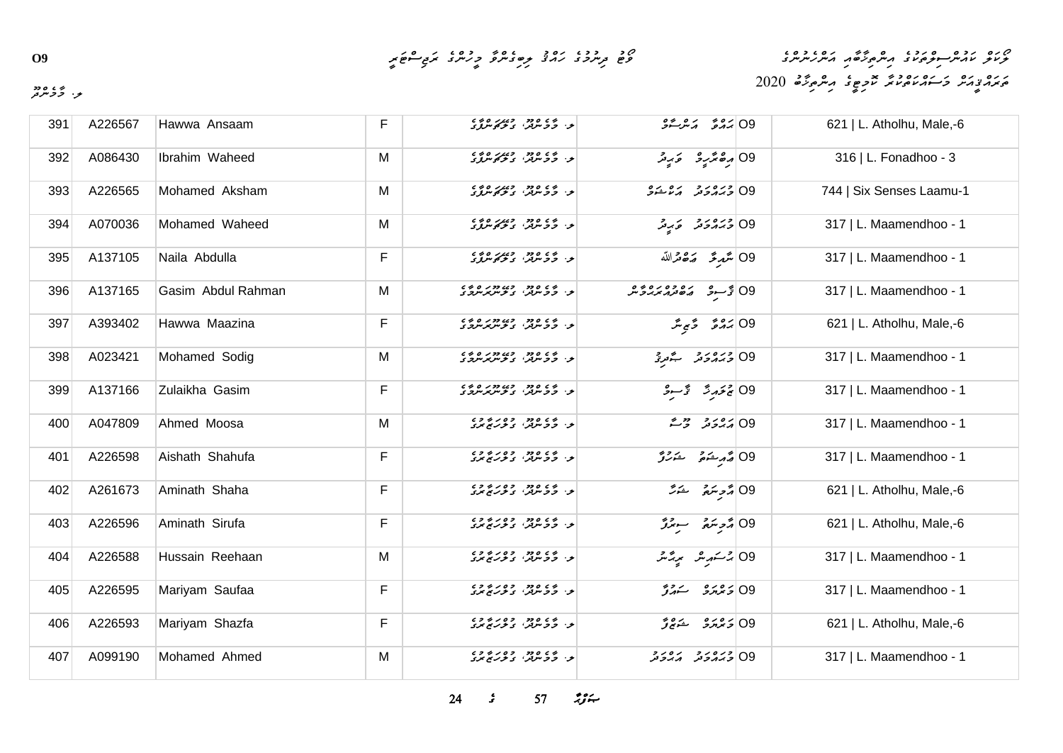| 391 | A226567 | Hawwa Ansaam | F | ل. މާވަށު، މަސްދާސްދޯގެ | O9 ހައްވާ އަންސާމް | 621 \| L. Atholhu, Male,-6 |
|---|---|---|---|---|---|---|
| 392 | A086430 | Ibrahim Waheed | M | ل. މާވަށު، މަސްދާސްދޯގެ | O9 އިބްރާހީމް ވަހީދު | 316 \| L. Fonadhoo - 3 |
| 393 | A226565 | Mohamed Aksham | M | ل. މާވަށު، މަސްދާސްދޯގެ | O9 މުޙައްމަދު އަކްޝަމް | 744 \| Six Senses Laamu-1 |
| 394 | A070036 | Mohamed Waheed | M | ل. މާވަށު، މަސްދާސްދޯގެ | O9 މުޙައްމަދު ވަހީދު | 317 \| L. Maamendhoo - 1 |
| 395 | A137105 | Naila Abdulla | F | ل. މާވަށު، މަސްދާސްދޯގެ | O9 ނާއިލާ އަބްދުﷲ | 317 \| L. Maamendhoo - 1 |
| 396 | A137165 | Gasim Abdul Rahman | M | ل. މާވަށު، މަސްދޫރުނުދޯގެ | O9 ޤާސިމް އަބްދުއްރަޙްމާން | 317 \| L. Maamendhoo - 1 |
| 397 | A393402 | Hawwa Maazina | F | ل. މާވަށު، މަސްދޫރުނުދޯގެ | O9 ހައްވާ މާޒިނާ | 621 \| L. Atholhu, Male,-6 |
| 398 | A023421 | Mohamed Sodig | M | ل. މާވަށު، މަސްދޫރުނުދޯގެ | O9 މުޙައްމަދު ޞާދިޤު | 317 \| L. Maamendhoo - 1 |
| 399 | A137166 | Zulaikha Gasim | F | ل. މާވަށު، މަސްދޫރުނުދޯގެ | O9 ޒުލައިޚާ ޤާސިމް | 317 \| L. Maamendhoo - 1 |
| 400 | A047809 | Ahmed Moosa | M | ل. މާވަށު، މަލަރުގެ | O9 އަޙްމަދު މޫސާ | 317 \| L. Maamendhoo - 1 |
| 401 | A226598 | Aishath Shahufa | F | ل. މާވަށު، މަލަރުގެ | O9 އާއިޝަތު ޝަހުފާ | 317 \| L. Maamendhoo - 1 |
| 402 | A261673 | Aminath Shaha | F | ل. މާވަށު، މަލަރުގެ | O9 އާމިނަތު ޝަހާ | 621 \| L. Atholhu, Male,-6 |
| 403 | A226596 | Aminath Sirufa | F | ل. މާވަށު، މަލަރުގެ | O9 އާމިނަތު ސިރުފާ | 621 \| L. Atholhu, Male,-6 |
| 404 | A226588 | Hussain Reehaan | M | ل. މާވަށު، މަލަރުގެ | O9 ހުސައިން ރީހާން | 317 \| L. Maamendhoo - 1 |
| 405 | A226595 | Mariyam Saufaa | F | ل. މާވަށު، މަލަރުގެ | O9 މަރިޔަމް ސައުފާ | 317 \| L. Maamendhoo - 1 |
| 406 | A226593 | Mariyam Shazfa | F | ل. މާވަށު، މަލަރުގެ | O9 މަރިޔަމް ޝަޒްފާ | 621 \| L. Atholhu, Male,-6 |
| 407 | A099190 | Mohamed Ahmed | M | ل. މާވަށު، މަލަރުގެ | O9 މުޙައްމަދު އަޙްމަދު | 317 \| L. Maamendhoo - 1 |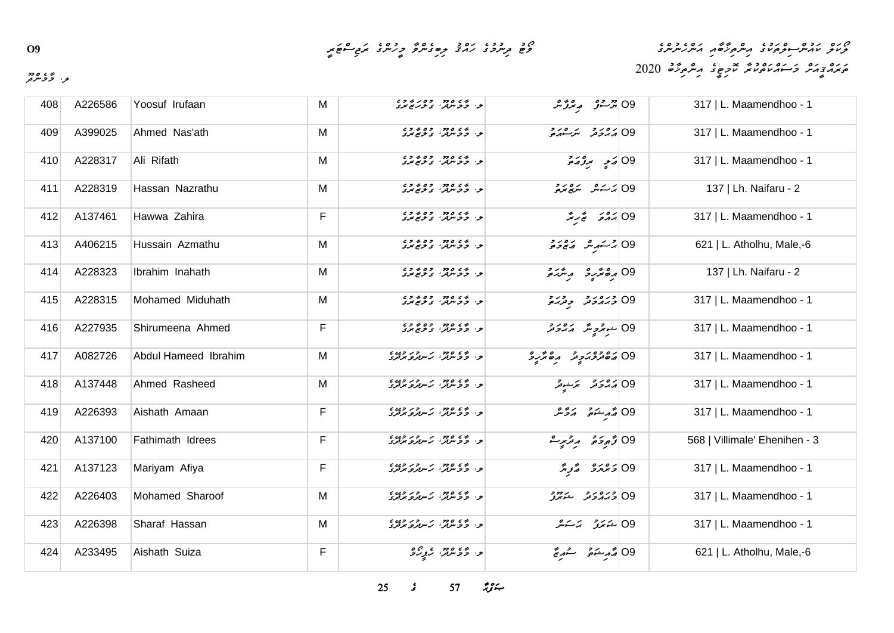| 408 | A226586 | Yoosuf Irufaan | M | ލ. މާމެންދޫ، މެރާސީނުގެ | O9 ޔޫސުފް އިރުފާން | 317 \| L. Maamendhoo - 1 |
|---|---|---|---|---|---|---|
| 409 | A399025 | Ahmed Nas'ath | M | ލ. މާމެންދޫ، ގުލްޝަނުގެ | O9 އަޙްމަދު ނަސްއަތު | 317 \| L. Maamendhoo - 1 |
| 410 | A228317 | Ali Rifath | M | ލ. މާމެންދޫ، ގުލްޝަނުގެ | O9 އަލީ ރިފާއަތު | 317 \| L. Maamendhoo - 1 |
| 411 | A228319 | Hassan Nazrathu | M | ލ. މާމެންދޫ، ގުލްޝަނުގެ | O9 ހަސަން ނަޒްރަތު | 137 \| Lh. Naifaru - 2 |
| 412 | A137461 | Hawwa Zahira | F | ލ. މާމެންދޫ، ގުލްޝަނުގެ | O9 ހައްވާ ޒާހިރާ | 317 \| L. Maamendhoo - 1 |
| 413 | A406215 | Hussain Azmathu | M | ލ. މާމެންދޫ، ގުލްޝަނުގެ | O9 ހުސައިން އަޒްމަތު | 621 \| L. Atholhu, Male,-6 |
| 414 | A228323 | Ibrahim Inahath | M | ލ. މާމެންދޫ، ގުލްޝަނުގެ | O9 އިބްރާހީމް އިނާޔަތު | 137 \| Lh. Naifaru - 2 |
| 415 | A228315 | Mohamed Miduhath | M | ލ. މާމެންދޫ، ގުލްޝަނުގެ | O9 މުޙައްމަދު މިދުހަތު | 317 \| L. Maamendhoo - 1 |
| 416 | A227935 | Shirumeena Ahmed | F | ލ. މާމެންދޫ، ގުލްޝަނުގެ | O9 ޝިރުމީނާ އަޙްމަދު | 317 \| L. Maamendhoo - 1 |
| 417 | A082726 | Abdul Hameed Ibrahim | M | ލ. މާމެންދޫ، ހަސަރުވަރުދީގެ | O9 އަބްދުލްޙަމީދު އިބްރާހީމް | 317 \| L. Maamendhoo - 1 |
| 418 | A137448 | Ahmed Rasheed | M | ލ. މާމެންދޫ، ހަސަރުވަރުދީގެ | O9 އަޙްމަދު ރަޝީދު | 317 \| L. Maamendhoo - 1 |
| 419 | A226393 | Aishath Amaan | F | ލ. މާމެންދޫ، ހަސަރުވަރުދީގެ | O9 އާއިޝަތު އަމާން | 317 \| L. Maamendhoo - 1 |
| 420 | A137100 | Fathimath Idrees | F | ލ. މާމެންދޫ، ހަސަރުވަރުދީގެ | O9 ފާތިމަތު އިދްރީސް | 568 \| Villimale' Ehenihen - 3 |
| 421 | A137123 | Mariyam Afiya | F | ލ. މާމެންދޫ، ހަސަރުވަރުދީގެ | O9 މަރިޔަމް އާފިޔާ | 317 \| L. Maamendhoo - 1 |
| 422 | A226403 | Mohamed Sharoof | M | ލ. މާމެންދޫ، ހަސަރުވަރުދީގެ | O9 މުޙައްމަދު ޝަރޫފް | 317 \| L. Maamendhoo - 1 |
| 423 | A226398 | Sharaf Hassan | M | ލ. މާމެންދޫ، ހަސަރުވަރުދީގެ | O9 ޝަރަފް ހަސަން | 317 \| L. Maamendhoo - 1 |
| 424 | A233495 | Aishath Suiza | F | ލ. މާމެންދޫ، ހެލިކޯ | O9 އާއިޝަތު ސުއިޒާ | 621 \| L. Atholhu, Male,-6 |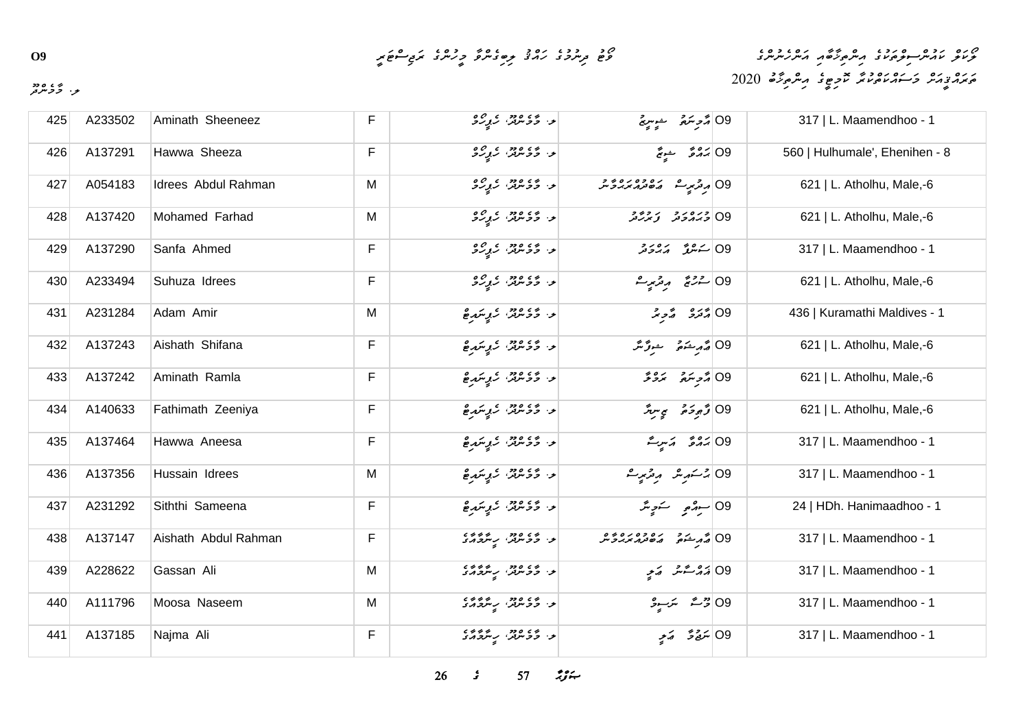| 425 | A233502 | Aminath Sheeneez | F | ލ. މާމެންދޫ، ހެލިހެވް | O9 އާމިނަތު ޝީނީޒް | 317 \| L. Maamendhoo - 1 |
|---|---|---|---|---|---|---|
| 426 | A137291 | Hawwa Sheeza | F | ލ. މާމެންދޫ، ހެލިހެވް | O9 ހައްވާ ޝީޒާ | 560 \| Hulhumale', Ehenihen - 8 |
| 427 | A054183 | Idrees Abdul Rahman | M | ލ. މާމެންދޫ، ހެލިހެވް | O9 އިދްރީސް އަބްދުއްރަޙްމާން | 621 \| L. Atholhu, Male,-6 |
| 428 | A137420 | Mohamed Farhad | M | ލ. މާމެންދޫ، ހެލިހެވް | O9 މުޙައްމަދު ފަރުހާދު | 621 \| L. Atholhu, Male,-6 |
| 429 | A137290 | Sanfa Ahmed | F | ލ. މާމެންދޫ، ހެލިހެވް | O9 ސަންފާ އަޙްމަދު | 317 \| L. Maamendhoo - 1 |
| 430 | A233494 | Suhuza Idrees | F | ލ. މާމެންދޫ، ހެލިހެވް | O9 ސުހުޒާ އިދްރީސް | 621 \| L. Atholhu, Male,-6 |
| 431 | A231284 | Adam Amir | M | ލ. މާމެންދޫ، ހެލިނަރުޖް | O9 އާދަމް އާމިރު | 436 \| Kuramathi Maldives - 1 |
| 432 | A137243 | Aishath Shifana | F | ލ. މާމެންދޫ، ހެލިނަރުޖް | O9 އާއިޝަތު ޝިފާނާ | 621 \| L. Atholhu, Male,-6 |
| 433 | A137242 | Aminath Ramla | F | ލ. މާމެންދޫ، ހެލިނަރުޖް | O9 އާމިނަތު ރަމްލާ | 621 \| L. Atholhu, Male,-6 |
| 434 | A140633 | Fathimath Zeeniya | F | ލ. މާމެންދޫ، ހެލިނަރުޖް | O9 ފާތިމަތު ޒީނިޔާ | 621 \| L. Atholhu, Male,-6 |
| 435 | A137464 | Hawwa Aneesa | F | ލ. މާމެންދޫ، ހެލިނަރުޖް | O9 ހައްވާ އަނީސާ | 317 \| L. Maamendhoo - 1 |
| 436 | A137356 | Hussain Idrees | M | ލ. މާމެންދޫ، ހެލިނަރުޖް | O9 ހުސައިން އިދްރީސް | 317 \| L. Maamendhoo - 1 |
| 437 | A231292 | Siththi Sameena | F | ލ. މާމެންދޫ، ހެލިނަރުޖް | O9 ސިއްތި ސަމީނާ | 24 \| HDh. Hanimaadhoo - 1 |
| 438 | A137147 | Aishath Abdul Rahman | F | ލ. މާމެންދޫ، ހިނގާފައި | O9 އާއިޝަތު އަބްދުއްރަޙްމާން | 317 \| L. Maamendhoo - 1 |
| 439 | A228622 | Gassan Ali | M | ލ. މާމެންދޫ، ހިނގާފައި | O9 ޣައްސާން އަލި | 317 \| L. Maamendhoo - 1 |
| 440 | A111796 | Moosa Naseem | M | ލ. މާމެންދޫ، ހިނގާފައި | O9 މޫސާ ނަސީމް | 317 \| L. Maamendhoo - 1 |
| 441 | A137185 | Najma Ali | F | ލ. މާމެންދޫ، ހިނގާފައި | O9 ނަޖްމާ އަލި | 317 \| L. Maamendhoo - 1 |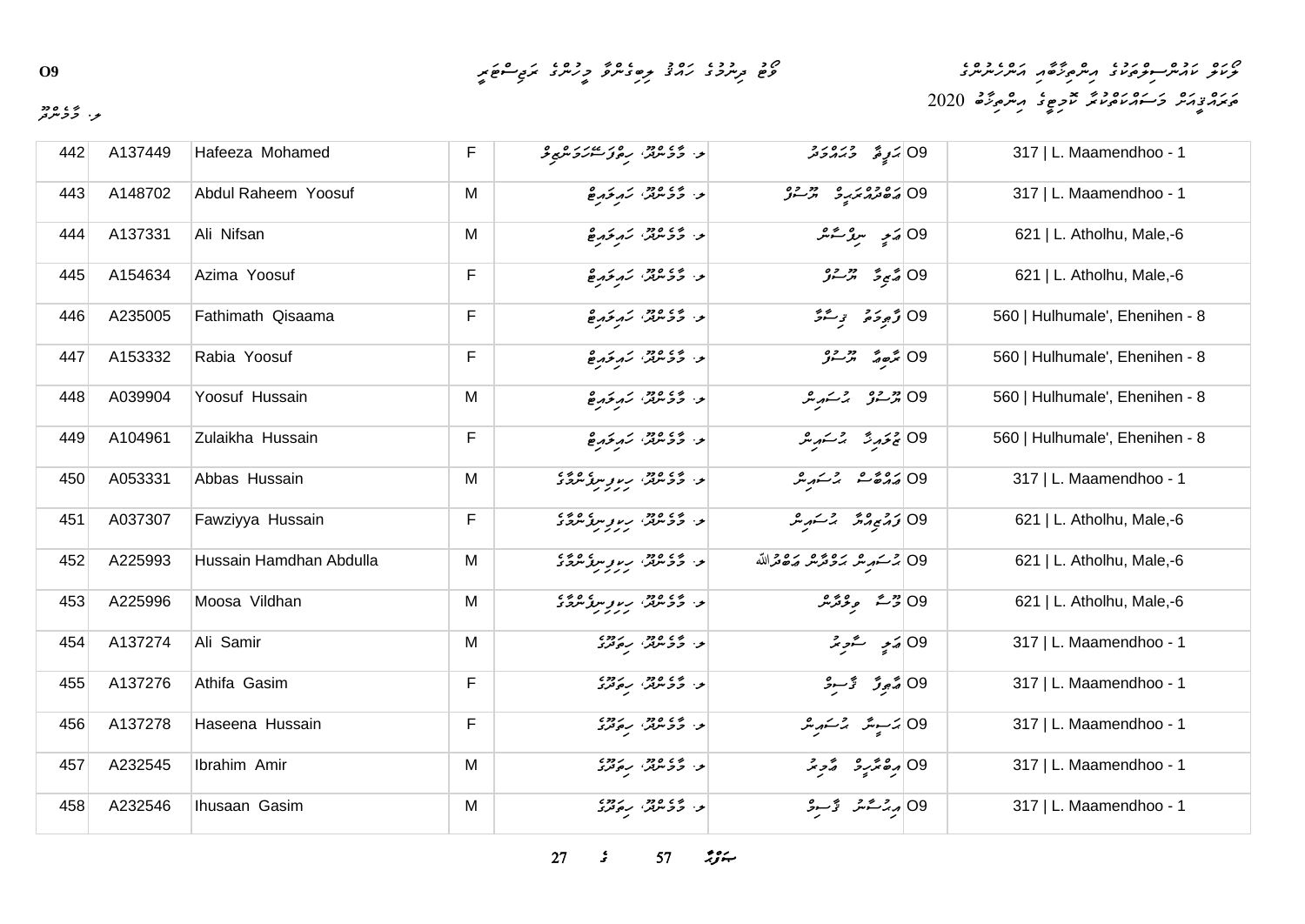| 442 | A137449 | Hafeeza Mohamed | F | ޅ. މާމެންދޫ، ހިތްފަސޭހަމަންޒިލް | O9 ހަފީޒާ މުހައްމަދު | 317 \| L. Maamendhoo - 1 |
|---|---|---|---|---|---|---|
| 443 | A148702 | Abdul Raheem Yoosuf | M | ޅ. މާމެންދޫ، ހައިލަމް | O9 އަބްދުއްރަޙީމް ޔޫސުފް | 317 \| L. Maamendhoo - 1 |
| 444 | A137331 | Ali Nifsan | M | ޅ. މާމެންދޫ، ހައިލަމް | O9 އަލީ ނިފްސާން | 621 \| L. Atholhu, Male,-6 |
| 445 | A154634 | Azima Yoosuf | F | ޅ. މާމެންދޫ، ހައިލަމް | O9 އާޒިމާ ޔޫސުފް | 621 \| L. Atholhu, Male,-6 |
| 446 | A235005 | Fathimath Qisaama | F | ޅ. މާމެންދޫ، ހައިލަމް | O9 ފާތިމަތު ޤިސާމާ | 560 \| Hulhumale', Ehenihen - 8 |
| 447 | A153332 | Rabia Yoosuf | F | ޅ. މާމެންދޫ، ހައިލަމް | O9 ރާބިއާ ޔޫސުފް | 560 \| Hulhumale', Ehenihen - 8 |
| 448 | A039904 | Yoosuf Hussain | M | ޅ. މާމެންދޫ، ހައިލަމް | O9 ޔޫސުފް ހުސައިން | 560 \| Hulhumale', Ehenihen - 8 |
| 449 | A104961 | Zulaikha Hussain | F | ޅ. މާމެންދޫ، ހައިލަމް | O9 ޒުލައިޚާ ހުސައިން | 560 \| Hulhumale', Ehenihen - 8 |
| 450 | A053331 | Abbas Hussain | M | ޅ. މާމެންދޫ، ހިރިހިލިނިވާސްގެ | O9 އައްބާސް ހުސައިން | 317 \| L. Maamendhoo - 1 |
| 451 | A037307 | Fawziyya Hussain | F | ޅ. މާމެންދޫ، ހިރިހިލިނިވާސްގެ | O9 ފައުޒިއްޔާ ހުސައިން | 621 \| L. Atholhu, Male,-6 |
| 452 | A225993 | Hussain Hamdhan Abdulla | M | ޅ. މާމެންދޫ، ހިރިހިލިނިވާސްގެ | O9 ހުސައިން ހަމްދާން އަބްދުﷲ | 621 \| L. Atholhu, Male,-6 |
| 453 | A225996 | Moosa Vildhan | M | ޅ. މާމެންދޫ، ހިރިހިލިނިވާސްގެ | O9 މޫސާ ވިލްދާން | 621 \| L. Atholhu, Male,-6 |
| 454 | A137274 | Ali Samir | M | ޅ. މާމެންދޫ، ހިތަދޫގެ | O9 އަލީ ސާމިރު | 317 \| L. Maamendhoo - 1 |
| 455 | A137276 | Athifa Gasim | F | ޅ. މާމެންދޫ، ހިތަދޫގެ | O9 އާތިފާ ޤާސިމް | 317 \| L. Maamendhoo - 1 |
| 456 | A137278 | Haseena Hussain | F | ޅ. މާމެންދޫ، ހިތަދޫގެ | O9 ހަސީނާ ހުސައިން | 317 \| L. Maamendhoo - 1 |
| 457 | A232545 | Ibrahim Amir | M | ޅ. މާމެންދޫ، ހިތަދޫގެ | O9 އިބްރާހީމް އާމިރު | 317 \| L. Maamendhoo - 1 |
| 458 | A232546 | Ihusaan Gasim | M | ޅ. މާމެންދޫ، ހިތަދޫގެ | O9 އިހުސާން ޤާސިމް | 317 \| L. Maamendhoo - 1 |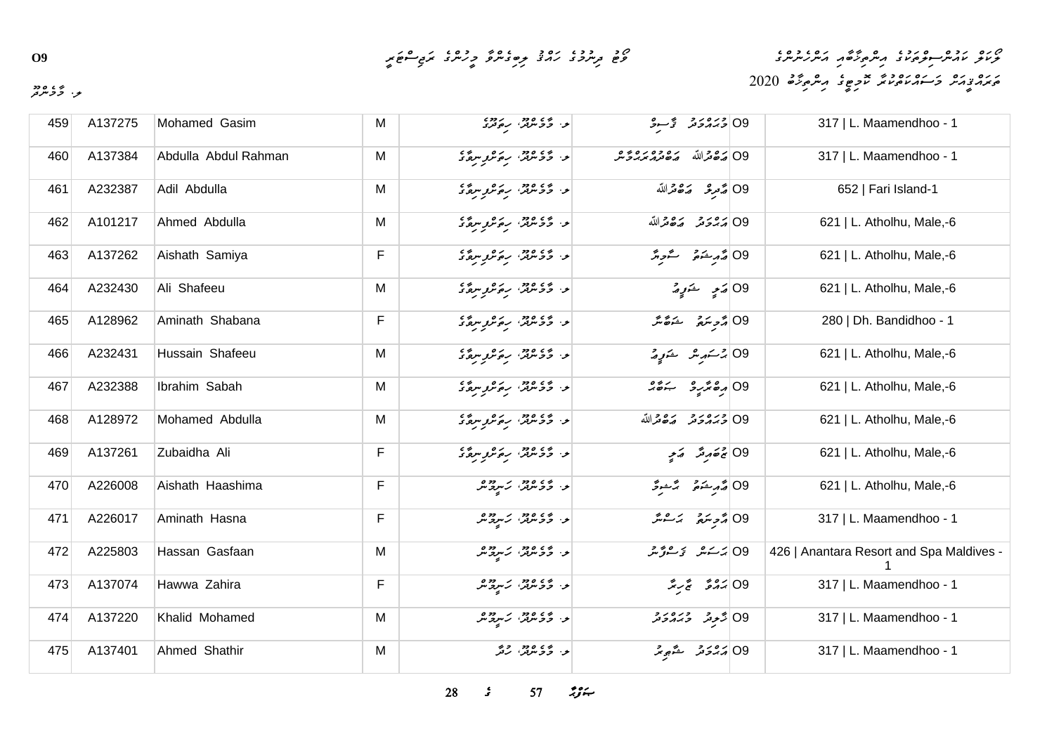| 459 | A137275 | Mohamed Gasim | M | ލ. މާމެންދޫ، ހިތަދޫގެ | O9 | 317 \| L. Maamendhoo - 1 |
|---|---|---|---|---|---|---|
| 460 | A137384 | Abdulla Abdul Rahman | M | ލ. މާމެންދޫ، ހިތަދޫގެ | O9 | 317 \| L. Maamendhoo - 1 |
| 461 | A232387 | Adil Abdulla | M | ލ. މާމެންދޫ، ހިތަދޫގެ | O9 | 652 \| Fari Island-1 |
| 462 | A101217 | Ahmed Abdulla | M | ލ. މާމެންދޫ، ހިތަދޫގެ | O9 | 621 \| L. Atholhu, Male,-6 |
| 463 | A137262 | Aishath Samiya | F | ލ. މާމެންދޫ، ހިތަދޫގެ | O9 | 621 \| L. Atholhu, Male,-6 |
| 464 | A232430 | Ali Shafeeu | M | ލ. މާމެންދޫ، ހިތަދޫގެ | O9 | 621 \| L. Atholhu, Male,-6 |
| 465 | A128962 | Aminath Shabana | F | ލ. މާމެންދޫ، ހިތަދޫގެ | O9 | 280 \| Dh. Bandidhoo - 1 |
| 466 | A232431 | Hussain Shafeeu | M | ލ. މާމެންދޫ، ހިތަދޫގެ | O9 | 621 \| L. Atholhu, Male,-6 |
| 467 | A232388 | Ibrahim Sabah | M | ލ. މާމެންދޫ، ހިތަދޫގެ | O9 | 621 \| L. Atholhu, Male,-6 |
| 468 | A128972 | Mohamed Abdulla | M | ލ. މާމެންދޫ، ހިތަދޫގެ | O9 | 621 \| L. Atholhu, Male,-6 |
| 469 | A137261 | Zubaidha Ali | F | ލ. މާމެންދޫ، ހިތަދޫގެ | O9 | 621 \| L. Atholhu, Male,-6 |
| 470 | A226008 | Aishath Haashima | F | ލ. މާމެންދޫ، ހަނިމާން | O9 | 621 \| L. Atholhu, Male,-6 |
| 471 | A226017 | Aminath Hasna | F | ލ. މާމެންދޫ، ހަނިމާން | O9 | 317 \| L. Maamendhoo - 1 |
| 472 | A225803 | Hassan Gasfaan | M | ލ. މާމެންދޫ، ހަނިމާން | O9 | 426 \| Anantara Resort and Spa Maldives - 1 |
| 473 | A137074 | Hawwa Zahira | F | ލ. މާމެންދޫ، ހަނިމާން | O9 | 317 \| L. Maamendhoo - 1 |
| 474 | A137220 | Khalid Mohamed | M | ލ. މާމެންދޫ، ހަނިމާން | O9 | 317 \| L. Maamendhoo - 1 |
| 475 | A137401 | Ahmed Shathir | M | ލ. މާމެންދޫ، ހުޅ | O9 | 317 \| L. Maamendhoo - 1 |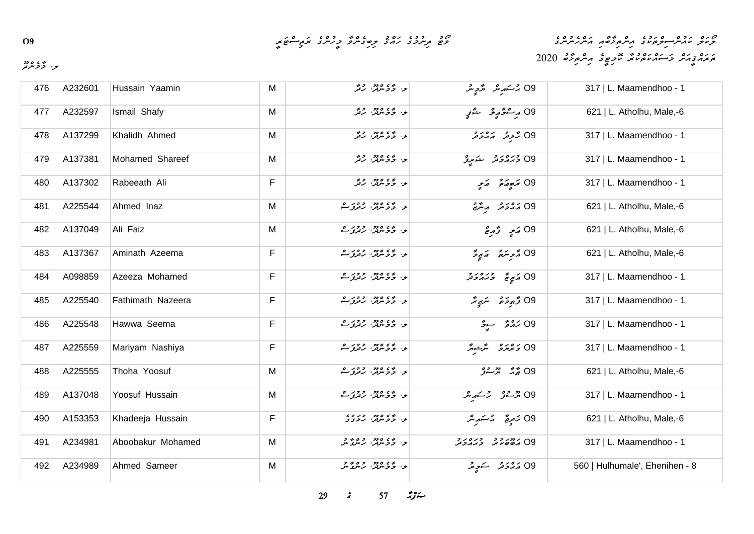| 476 | A232601 | Hussain Yaamin | M | ل. ڤەشرىقر، ژىر | O9 ﺑﯖﯩﻬﯩﺮﯨﺮ ﻣﯩﺮﯨﺮ | 317 \| L. Maamendhoo - 1 |
|---|---|---|---|---|---|---|
| 477 | A232597 | Ismail Shafy | M | ل. ڤەشرىقر، ژىر | O9 ﻣﯩﺴﯩﻮﯗﺑﻪ ﺷﻪﭘﯩ | 621 \| L. Atholhu, Male,-6 |
| 478 | A137299 | Khalidh Ahmed | M | ل. ڤەشرىقر، ژىر | O9 ﺧﺎﻟﺪ ﺃﺣﻤﺪ | 317 \| L. Maamendhoo - 1 |
| 479 | A137381 | Mohamed Shareef | M | ل. ڤەشرىقر، ژىر | O9 ﻣﺤﻤﺪ ﺷﺮﻳﻒ | 317 \| L. Maamendhoo - 1 |
| 480 | A137302 | Rabeeath Ali | F | ل. ڤەشرىقر، ژىر | O9 ﺭﺑﻴﻌﺔ ﻋﻠﻲ | 317 \| L. Maamendhoo - 1 |
| 481 | A225544 | Ahmed Inaz | M | ل. ڤەشرىقر، ژىرۇس | O9 ﺃﺣﻤﺪ ﺇﻧﺎﺯ | 621 \| L. Atholhu, Male,-6 |
| 482 | A137049 | Ali Faiz | M | ل. ڤەشرىقر، ژىرۇس | O9 ﻋﻠﻲ ﻓﺎﺋﺰ | 621 \| L. Atholhu, Male,-6 |
| 483 | A137367 | Aminath Azeema | F | ل. ڤەشرىقر، ژىرۇس | O9 ﺁﻣﻨﺔ ﻋﺰﻳﻤﺔ | 621 \| L. Atholhu, Male,-6 |
| 484 | A098859 | Azeeza Mohamed | F | ل. ڤەشرىقر، ژىرۇس | O9 ﻋﺰﻳﺰﺓ ﻣﺤﻤﺪ | 317 \| L. Maamendhoo - 1 |
| 485 | A225540 | Fathimath Nazeera | F | ل. ڤەشرىقر، ژىرۇس | O9 ﻓﺎﻃﻤﺔ ﻧﺬﻳﺮﺓ | 317 \| L. Maamendhoo - 1 |
| 486 | A225548 | Hawwa Seema | F | ل. ڤەشرىقر، ژىرۇس | O9 ﺣﻮﺍﺀ ﺳﻴﻤﺎ | 317 \| L. Maamendhoo - 1 |
| 487 | A225559 | Mariyam Nashiya | F | ل. ڤەشرىقر، ژىرۇس | O9 ﻣﺮﻳﻢ ﻧﺎﺷﻴﺔ | 317 \| L. Maamendhoo - 1 |
| 488 | A225555 | Thoha Yoosuf | M | ل. ڤەشرىقر، ژىرۇس | O9 ﻃﻪ ﻳﻮﺳﻒ | 621 \| L. Atholhu, Male,-6 |
| 489 | A137048 | Yoosuf Hussain | M | ل. ڤەشرىقر، ژىرۇس | O9 ﻳﻮﺳﻒ ﺣﺴﻴﻦ | 317 \| L. Maamendhoo - 1 |
| 490 | A153353 | Khadeeja Hussain | F | ل. ڤەشرىقر، ژىرۇ | O9 ﺧﺪﻳﺠﺔ ﺣﺴﻴﻦ | 621 \| L. Atholhu, Male,-6 |
| 491 | A234981 | Aboobakur Mohamed | M | ل. ڤەشرىقر، ژىرۇس | O9 ﺃﺑﻮﺑﻜﺮ ﻣﺤﻤﺪ | 317 \| L. Maamendhoo - 1 |
| 492 | A234989 | Ahmed Sameer | M | ل. ڤەشرىقر، ژىرۇس | O9 ﺃﺣﻤﺪ ﺳﻤﻴﺮ | 560 \| Hulhumale', Ehenihen - 8 |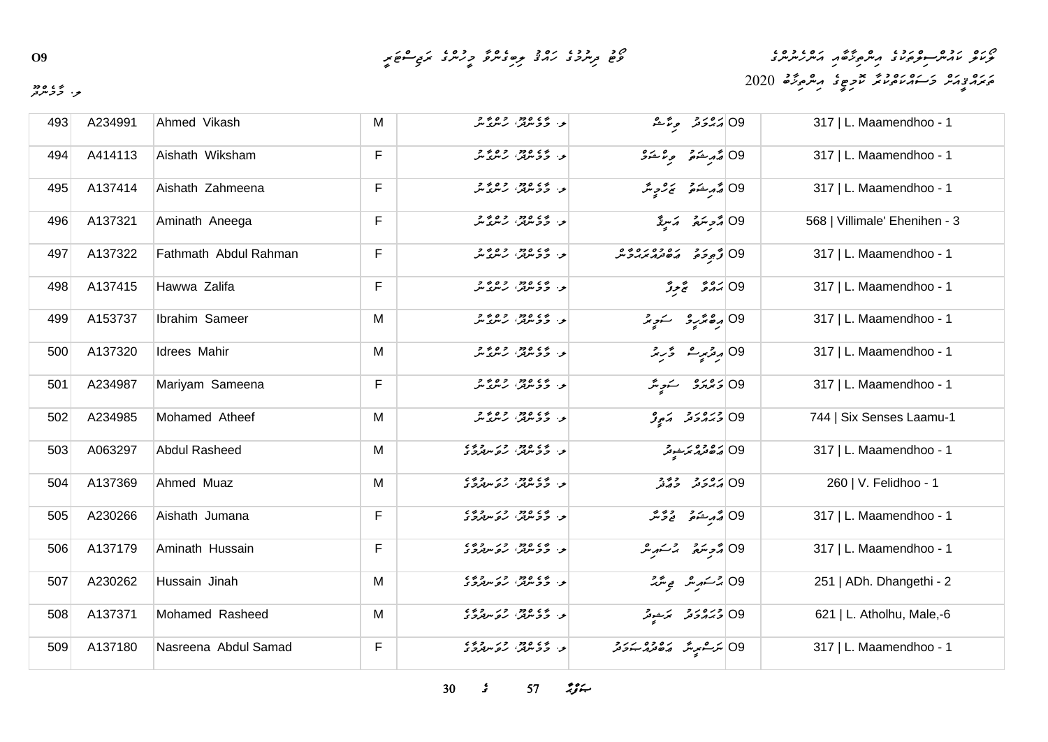| 493 | A234991 | Ahmed Vikash | M | ލ. މާމެންދޫ، ހުންނާޒް | O9 އަހުމަދު ވިކާޝް | 317 \| L. Maamendhoo - 1 |
|---|---|---|---|---|---|---|
| 494 | A414113 | Aishath Wiksham | F | ލ. މާމެންދޫ، ހުންނާޒް | O9 އާއިޝަތު ވިކްޝަމް | 317 \| L. Maamendhoo - 1 |
| 495 | A137414 | Aishath Zahmeena | F | ލ. މާމެންދޫ، ހުންނާޒް | O9 އާއިޝަތު ޒަހްމީނާ | 317 \| L. Maamendhoo - 1 |
| 496 | A137321 | Aminath Aneega | F | ލ. މާމެންދޫ، ހުންނާޒް | O9 އާމިނަތު އަނީގާ | 568 \| Villimale' Ehenihen - 3 |
| 497 | A137322 | Fathmath Abdul Rahman | F | ލ. މާމެންދޫ، ހުންނާޒް | O9 ފާތިމަތު އަބްދުއްރަޙްމާން | 317 \| L. Maamendhoo - 1 |
| 498 | A137415 | Hawwa Zalifa | F | ލ. މާމެންދޫ، ހުންނާޒް | O9 ހައްވާ ޒާލިފާ | 317 \| L. Maamendhoo - 1 |
| 499 | A153737 | Ibrahim Sameer | M | ލ. މާމެންދޫ، ހުންނާޒް | O9 އިބްރާހީމް ސަމީރު | 317 \| L. Maamendhoo - 1 |
| 500 | A137320 | Idrees Mahir | M | ލ. މާމެންދޫ، ހުންނާޒް | O9 އިދުރީސް މާހިރު | 317 \| L. Maamendhoo - 1 |
| 501 | A234987 | Mariyam Sameena | F | ލ. މާމެންދޫ، ހުންނާޒް | O9 މަރިޔަމް ސަމީނާ | 317 \| L. Maamendhoo - 1 |
| 502 | A234985 | Mohamed Atheef | M | ލ. މާމެންދޫ، ހުންނާޒް | O9 މުހައްމަދު އަތީފް | 744 \| Six Senses Laamu-1 |
| 503 | A063297 | Abdul Rasheed | M | ލ. މާމެންދޫ، ހުވަނދުމާގެ | O9 އަބްދުއްރަޝީދު | 317 \| L. Maamendhoo - 1 |
| 504 | A137369 | Ahmed Muaz | M | ލ. މާމެންދޫ، ހުވަނދުމާގެ | O9 އަހުމަދު މުޢާޛު | 260 \| V. Felidhoo - 1 |
| 505 | A230266 | Aishath Jumana | F | ލ. މާމެންދޫ، ހުވަނދުމާގެ | O9 އާއިޝަތު ޖުމާނާ | 317 \| L. Maamendhoo - 1 |
| 506 | A137179 | Aminath Hussain | F | ލ. މާމެންދޫ، ހުވަނދުމާގެ | O9 އާމިނަތު ހުސައިން | 317 \| L. Maamendhoo - 1 |
| 507 | A230262 | Hussain Jinah | M | ލ. މާމެންދޫ، ހުވަނދުމާގެ | O9 ހުސައިން ޖިނާހް | 251 \| ADh. Dhangethi - 2 |
| 508 | A137371 | Mohamed Rasheed | M | ލ. މާމެންދޫ، ހުވަނދުމާގެ | O9 މުހައްމަދު ރަޝީދު | 621 \| L. Atholhu, Male,-6 |
| 509 | A137180 | Nasreena Abdul Samad | F | ލ. މާމެންދޫ، ހުވަނދުމާގެ | O9 ނަސްރީނާ އަބްދުއްސަމަދު | 317 \| L. Maamendhoo - 1 |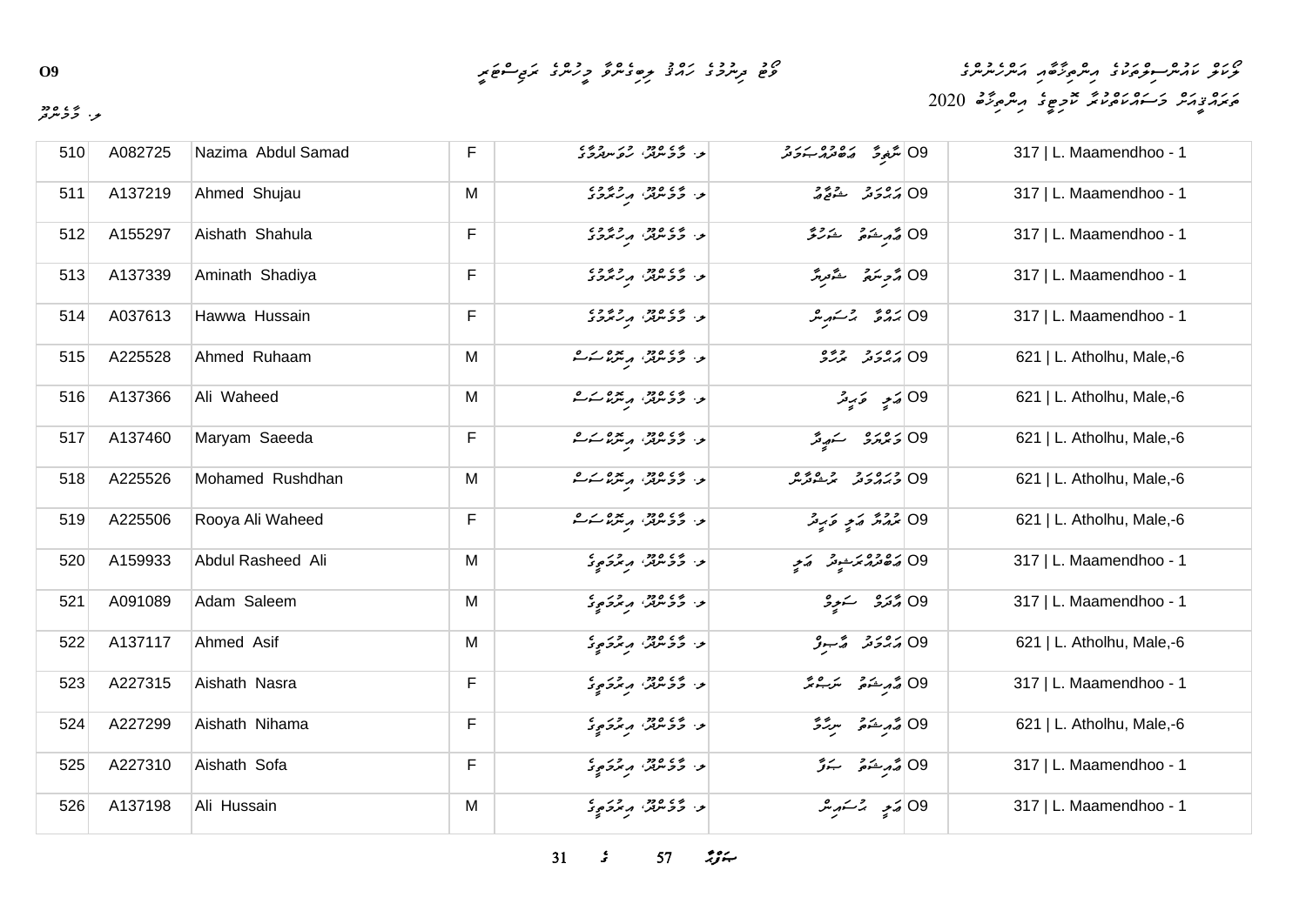| 510 | A082725 | Nazima Abdul Samad | F | ل. މާމެންދޫ، ހުވަނދުމާގެ | O9 ނާޒިމާ ޢަބްދުލްސަމަދު | 317 \| L. Maamendhoo - 1 |
|---|---|---|---|---|---|---|
| 511 | A137219 | Ahmed Shujau | M | ل. މާމެންދޫ، އިހުނާގެ | O9 އަޙްމަދު ޝުޖާޢު | 317 \| L. Maamendhoo - 1 |
| 512 | A155297 | Aishath Shahula | F | ل. މާމެންދޫ، އިހުނާގެ | O9 އާއިޝަތު ޝަހުލާ | 317 \| L. Maamendhoo - 1 |
| 513 | A137339 | Aminath Shadiya | F | ل. މާމެންދޫ، އިހުނާގެ | O9 އާމިނަތު ޝާދިޔާ | 317 \| L. Maamendhoo - 1 |
| 514 | A037613 | Hawwa Hussain | F | ل. މާމެންދޫ، އިހުނާގެ | O9 ހައްވާ ހުސައިން | 317 \| L. Maamendhoo - 1 |
| 515 | A225528 | Ahmed Ruhaam | M | ل. މާމެންދޫ، އިންދިރާސަން | O9 އަޙްމަދު ރުހާމް | 621 \| L. Atholhu, Male,-6 |
| 516 | A137366 | Ali Waheed | M | ل. މާމެންދޫ، އިންދިރާސަން | O9 އަލީ ވަހީދު | 621 \| L. Atholhu, Male,-6 |
| 517 | A137460 | Maryam Saeeda | F | ل. މާމެންދޫ، އިންދިރާސަން | O9 މަރްޔަމް ސަޢީދާ | 621 \| L. Atholhu, Male,-6 |
| 518 | A225526 | Mohamed Rushdhan | M | ل. މާމެންދޫ، އިންދިރާސަން | O9 މުޙައްމަދު ރުޝްދާން | 621 \| L. Atholhu, Male,-6 |
| 519 | A225506 | Rooya Ali Waheed | F | ل. މާމެންދޫ، އިންދިރާސަން | O9 ރުއްޔާ އަލީ ވަހީދު | 621 \| L. Atholhu, Male,-6 |
| 520 | A159933 | Abdul Rasheed Ali | M | ل. މާމެންދޫ، އިރުމަތީގެ | O9 ޢަބްދުއްރަޝީދު އަލީ | 317 \| L. Maamendhoo - 1 |
| 521 | A091089 | Adam Saleem | M | ل. މާމެންދޫ، އިރުމަތީގެ | O9 އާދަމް ސަލީމް | 317 \| L. Maamendhoo - 1 |
| 522 | A137117 | Ahmed Asif | M | ل. މާމެންދޫ، އިރުމަތީގެ | O9 އަޙްމަދު އާސިފު | 621 \| L. Atholhu, Male,-6 |
| 523 | A227315 | Aishath Nasra | F | ل. މާމެންދޫ، އިރުމަތީގެ | O9 އާއިޝަތު ނަސްރާ | 317 \| L. Maamendhoo - 1 |
| 524 | A227299 | Aishath Nihama | F | ل. މާމެންދޫ، އިރުމަތީގެ | O9 އާއިޝަތު ނިހާމާ | 621 \| L. Atholhu, Male,-6 |
| 525 | A227310 | Aishath Sofa | F | ل. މާމެންދޫ، އިރުމަތީގެ | O9 އާއިޝަތު ސަފާ | 317 \| L. Maamendhoo - 1 |
| 526 | A137198 | Ali Hussain | M | ل. މާމެންދޫ، އިރުމަތީގެ | O9 އަލީ ހުސައިން | 317 \| L. Maamendhoo - 1 |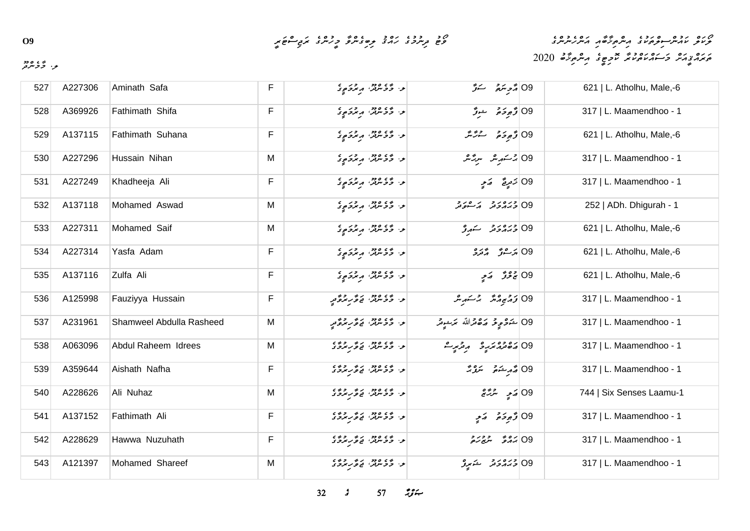| 527 | A227306 | Aminath Safa | F | ل. މާމެންދޫ، އިރުމަތީގެ | O9 އާމިނަތު ސަފާ | 621 \| L. Atholhu, Male,-6 |
|---|---|---|---|---|---|---|
| 528 | A369926 | Fathimath Shifa | F | ل. މާމެންދޫ، އިރުމަތީގެ | O9 ފާތިމަތު ޝިފާ | 317 \| L. Maamendhoo - 1 |
| 529 | A137115 | Fathimath Suhana | F | ل. މާމެންދޫ، އިރުމަތީގެ | O9 ފާތިމަތު ސުހާނާ | 621 \| L. Atholhu, Male,-6 |
| 530 | A227296 | Hussain Nihan | M | ل. މާމެންދޫ، އިރުމަތީގެ | O9 ހުސައިން ނިހާން | 317 \| L. Maamendhoo - 1 |
| 531 | A227249 | Khadheeja Ali | F | ل. މާމެންދޫ، އިރުމަތީގެ | O9 ޚަދީޖާ އަލި | 317 \| L. Maamendhoo - 1 |
| 532 | A137118 | Mohamed Aswad | M | ل. މާމެންދޫ، އިރުމަތީގެ | O9 މުހައްމަދު އަސްވަދު | 252 \| ADh. Dhigurah - 1 |
| 533 | A227311 | Mohamed Saif | M | ل. މާމެންދޫ، އިރުމަތީގެ | O9 މުހައްމަދު ސައިފު | 621 \| L. Atholhu, Male,-6 |
| 534 | A227314 | Yasfa Adam | F | ل. މާމެންދޫ، އިރުމަތީގެ | O9 ޔަސްފާ އާދަމް | 621 \| L. Atholhu, Male,-6 |
| 535 | A137116 | Zulfa Ali | F | ل. މާމެންދޫ، އިރުމަތީގެ | O9 ޒުލްފާ އަލި | 621 \| L. Atholhu, Male,-6 |
| 536 | A125998 | Fauziyya Hussain | F | ل. މާމެންދޫ، ޖަވާހިރުވާދީ | O9 ފައުޒިއްޔާ ހުސައިން | 317 \| L. Maamendhoo - 1 |
| 537 | A231961 | Shamweel Abdulla Rasheed | M | ل. މާމެންދޫ، ޖަވާހިރުވާދީ | O9 ޝަމްވީލް އަބްދުﷲ ރަޝީދު | 317 \| L. Maamendhoo - 1 |
| 538 | A063096 | Abdul Raheem Idrees | M | ل. މާމެންދޫ، ޖަވާހިރުމާގެ | O9 އަބްދުއްރަޙީމް އިދުރީސް | 317 \| L. Maamendhoo - 1 |
| 539 | A359644 | Aishath Nafha | F | ل. މާމެންދޫ، ޖަވާހިރުމާގެ | O9 އާއިޝަތު ނަފްހާ | 317 \| L. Maamendhoo - 1 |
| 540 | A228626 | Ali Nuhaz | M | ل. މާމެންދޫ، ޖަވާހިރުމާގެ | O9 އަލި ނުހާޒް | 744 \| Six Senses Laamu-1 |
| 541 | A137152 | Fathimath Ali | F | ل. މާމެންދޫ، ޖަވާހިރުމާގެ | O9 ފާތިމަތު އަލި | 317 \| L. Maamendhoo - 1 |
| 542 | A228629 | Hawwa Nuzuhath | F | ل. މާމެންދޫ، ޖަވާހިރުމާގެ | O9 ހައްވާ ނުޒުހަތު | 317 \| L. Maamendhoo - 1 |
| 543 | A121397 | Mohamed Shareef | M | ل. މާމެންދޫ، ޖަވާހިރުމާގެ | O9 މުހައްމަދު ޝަރީފު | 317 \| L. Maamendhoo - 1 |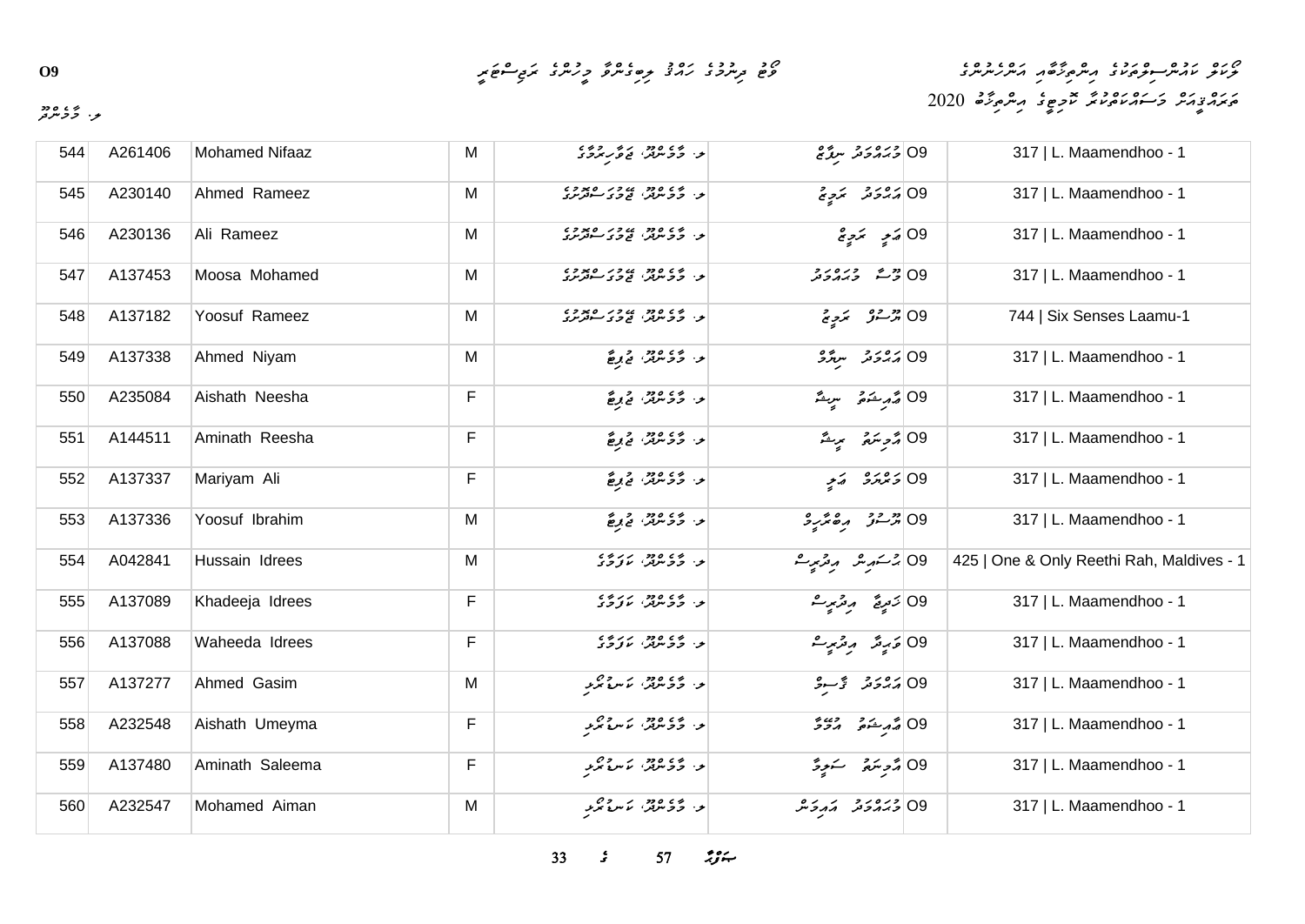| 544 | A261406 | Mohamed Nifaaz | M | ل. މާމެންދޫ، ޖަވާހިރުމާގެ | O9 | 317 \| L. Maamendhoo - 1 |
|---|---|---|---|---|---|---|
| 545 | A230140 | Ahmed Rameez | M | ل. މާމެންދޫ، ޖޫމަމިސްކިތުގެ | O9 އަހްމަދު ރަމީޒު | 317 \| L. Maamendhoo - 1 |
| 546 | A230136 | Ali Rameez | M | ل. މާމެންދޫ، ޖޫމަމިސްކިތުގެ | O9 އަލި ރަމީޒު | 317 \| L. Maamendhoo - 1 |
| 547 | A137453 | Moosa Mohamed | M | ل. މާމެންދޫ، ޖޫމަމިސްކިތުގެ | O9 މޫސާ މުޙައްމަދު | 317 \| L. Maamendhoo - 1 |
| 548 | A137182 | Yoosuf Rameez | M | ل. މާމެންދޫ، ޖޫމަމިސްކިތުގެ | O9 ޔޫސުފް ރަމީޒު | 744 \| Six Senses Laamu-1 |
| 549 | A137338 | Ahmed Niyam | M | ل. މާމެންދޫ، ޖުލިޔާ | O9 އަހްމަދު ނިޔާމް | 317 \| L. Maamendhoo - 1 |
| 550 | A235084 | Aishath Neesha | F | ل. މާމެންދޫ، ޖުލިޔާ | O9 އާއިޝަތު ނީޝާ | 317 \| L. Maamendhoo - 1 |
| 551 | A144511 | Aminath Reesha | F | ل. މާމެންދޫ، ޖުލިޔާ | O9 އާމިނަތު ރީޝާ | 317 \| L. Maamendhoo - 1 |
| 552 | A137337 | Mariyam Ali | F | ل. މާމެންދޫ، ޖުލިޔާ | O9 މަރިޔަމް އަލި | 317 \| L. Maamendhoo - 1 |
| 553 | A137336 | Yoosuf Ibrahim | M | ل. މާމެންދޫ، ޖުލިޔާ | O9 ޔޫސުފް އިބްރާހީމް | 317 \| L. Maamendhoo - 1 |
| 554 | A042841 | Hussain Idrees | M | ل. މާމެންދޫ، ކަވާމާގެ | O9 ޙުސައިން އިދްރީސް | 425 \| One & Only Reethi Rah, Maldives - 1 |
| 555 | A137089 | Khadeeja Idrees | F | ل. މާމެންދޫ، ކަވާމާގެ | O9 ޚަދީޖާ އިދްރީސް | 317 \| L. Maamendhoo - 1 |
| 556 | A137088 | Waheeda Idrees | F | ل. މާމެންދޫ، ކަވާމާގެ | O9 ވަޙީދާ އިދްރީސް | 317 \| L. Maamendhoo - 1 |
| 557 | A137277 | Ahmed Gasim | M | ل. މާމެންދޫ، ކަސްޓަމް | O9 އަހްމަދު ޤާސިމް | 317 \| L. Maamendhoo - 1 |
| 558 | A232548 | Aishath Umeyma | F | ل. މާމެންދޫ، ކަސްޓަމް | O9 އާއިޝަތު އުމޭމާ | 317 \| L. Maamendhoo - 1 |
| 559 | A137480 | Aminath Saleema | F | ل. މާމެންދޫ، ކަސްޓަމް | O9 އާމިނަތު ސަލީމާ | 317 \| L. Maamendhoo - 1 |
| 560 | A232547 | Mohamed Aiman | M | ل. މާމެންދޫ، ކަސްޓަމް | O9 މުޙައްމަދު އައިމަން | 317 \| L. Maamendhoo - 1 |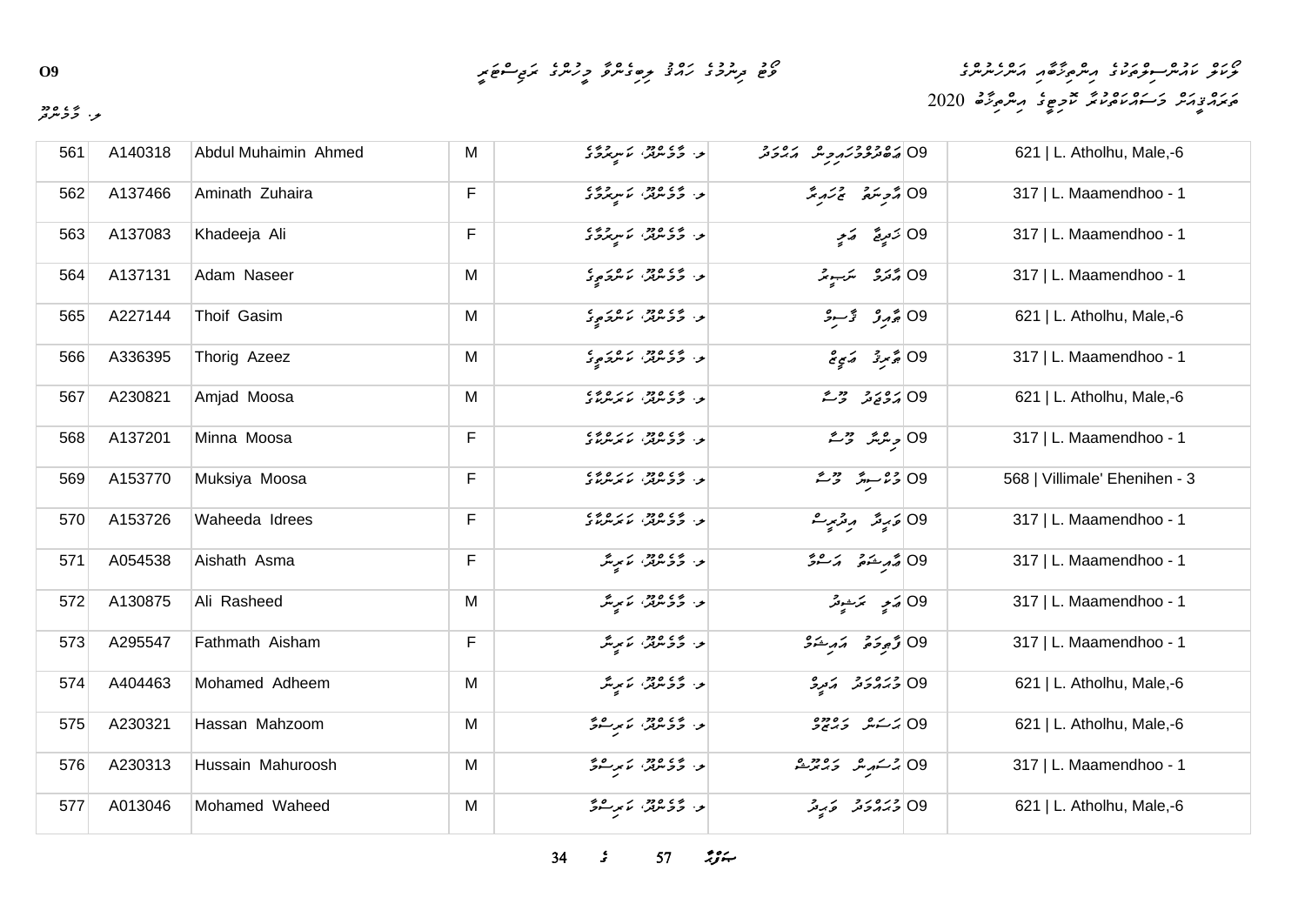| 561 | A140318 | Abdul Muhaimin Ahmed | M | ޏ. މާވަށު، ކަނިފުށާގެ | O9 ޢަބްދުލްމުހައިމިން އަޙްމަދު | 621 \| L. Atholhu, Male,-6 |
|---|---|---|---|---|---|---|
| 562 | A137466 | Aminath Zuhaira | F | ޏ. މާވަށު، ކަނިފުށާގެ | O9 އާމިނަތު ޒުހައިރާ | 317 \| L. Maamendhoo - 1 |
| 563 | A137083 | Khadeeja Ali | F | ޏ. މާވަށު، ކަނިފުށާގެ | O9 ޚަދީޖާ ޢަލީ | 317 \| L. Maamendhoo - 1 |
| 564 | A137131 | Adam Naseer | M | ޏ. މާވަށު، ކަންދޮޅިގެ | O9 އާދަމް ނަސީރު | 317 \| L. Maamendhoo - 1 |
| 565 | A227144 | Thoif Gasim | M | ޏ. މާވަށު، ކަންދޮޅިގެ | O9 ޠާއިފު ޤާސިމް | 621 \| L. Atholhu, Male,-6 |
| 566 | A336395 | Thorig Azeez | M | ޏ. މާވަށު، ކަންދޮޅިގެ | O9 ޠާރިޤު ޢަޒީޒު | 317 \| L. Maamendhoo - 1 |
| 567 | A230821 | Amjad Moosa | M | ޏ. މާވަށު، ކަރަންކާގެ | O9 އަމްޖަދު މޫސާ | 621 \| L. Atholhu, Male,-6 |
| 568 | A137201 | Minna Moosa | F | ޏ. މާވަށު، ކަރަންކާގެ | O9 މިންނާ މޫސާ | 317 \| L. Maamendhoo - 1 |
| 569 | A153770 | Muksiya Moosa | F | ޏ. މާވަށު، ކަރަންކާގެ | O9 މުކްސިޔާ މޫސާ | 568 \| Villimale' Ehenihen - 3 |
| 570 | A153726 | Waheeda Idrees | F | ޏ. މާވަށު، ކަރަންކާގެ | O9 ވަޙީދާ އިދުރީސް | 317 \| L. Maamendhoo - 1 |
| 571 | A054538 | Aishath Asma | F | ޏ. މާވަށު، ކަރިނާ | O9 އާއިޝަތު އަސްމާ | 317 \| L. Maamendhoo - 1 |
| 572 | A130875 | Ali Rasheed | M | ޏ. މާވަށު، ކަރިނާ | O9 ޢަލީ ރަޝީދު | 317 \| L. Maamendhoo - 1 |
| 573 | A295547 | Fathmath Aisham | F | ޏ. މާވަށު، ކަރިނާ | O9 ފާތިމަތު އައިޝަމް | 317 \| L. Maamendhoo - 1 |
| 574 | A404463 | Mohamed Adheem | M | ޏ. މާވަށު، ކަރިނާ | O9 މުޙައްމަދު އަދީމް | 621 \| L. Atholhu, Male,-6 |
| 575 | A230321 | Hassan Mahzoom | M | ޏ. މާވަށު، ކަރިސްމާ | O9 ޙަސަން މަޙްޒޫމް | 621 \| L. Atholhu, Male,-6 |
| 576 | A230313 | Hussain Mahuroosh | M | ޏ. މާވަށު، ކަރިސްމާ | O9 ޙުސައިން މަޙުރޫޝް | 317 \| L. Maamendhoo - 1 |
| 577 | A013046 | Mohamed Waheed | M | ޏ. މާވަށު، ކަރިސްމާ | O9 މުޙައްމަދު ވަޙީދު | 621 \| L. Atholhu, Male,-6 |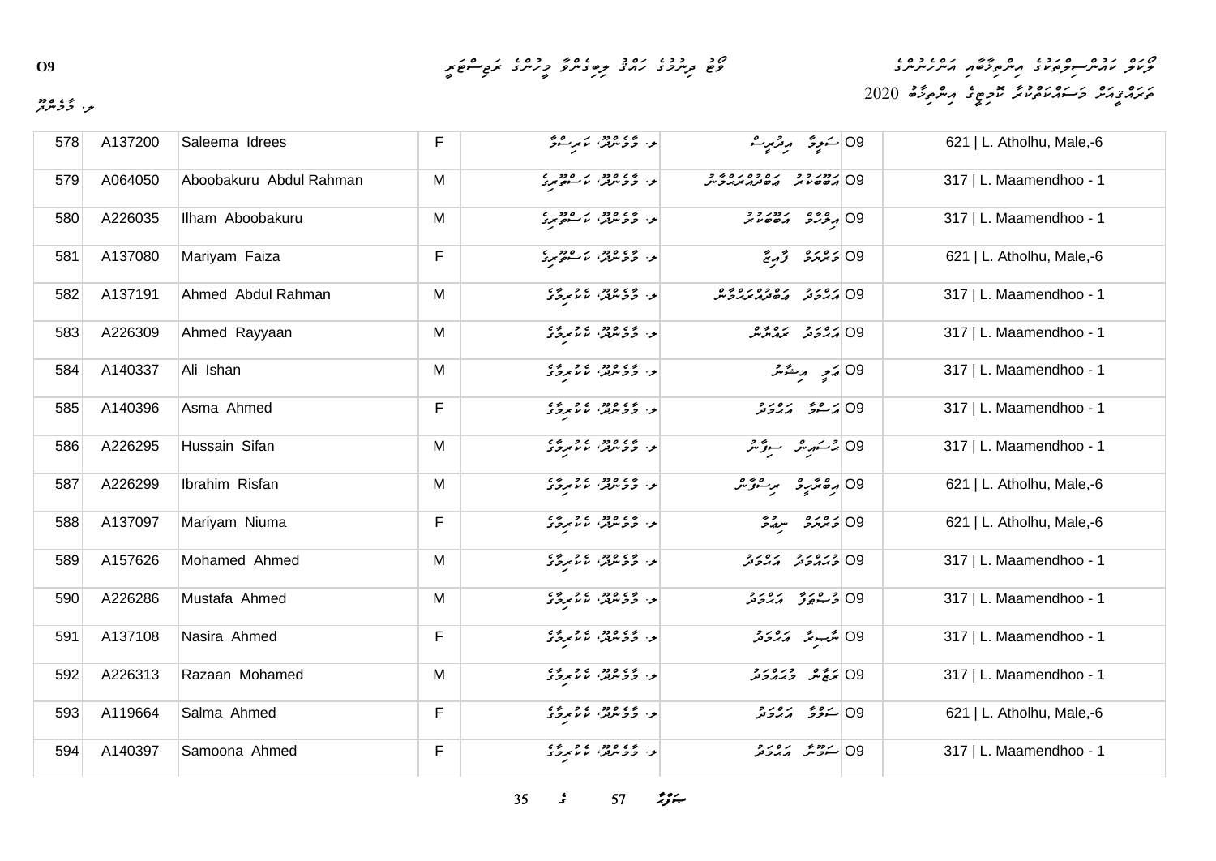| 578 | A137200 | Saleema Idrees | F | ލ. މާވަށު، ކައިރިމާގެ | ސަލީމާ އިދުރީސް O9 | 621 \| L. Atholhu, Male,-6 |
|---|---|---|---|---|---|---|
| 579 | A064050 | Aboobakuru Abdul Rahman | M | ލ. މާވަށު، ކަސްތޫރީގެ | އަބޫބަކުރު އަބްދުއްރަޙްމާން O9 | 317 \| L. Maamendhoo - 1 |
| 580 | A226035 | Ilham Aboobakuru | M | ލ. މާވަށު، ކަސްތޫރީގެ | އިލްހާމް އަބޫބަކުރު O9 | 317 \| L. Maamendhoo - 1 |
| 581 | A137080 | Mariyam Faiza | F | ލ. މާވަށު، ކަސްތޫރީގެ | މަރިޔަމް ފާއިޒާ O9 | 621 \| L. Atholhu, Male,-6 |
| 582 | A137191 | Ahmed Abdul Rahman | M | ލ. މާވަށު، ކޮކޯރީވާގެ | އަޙްމަދު އަބްދުއްރަޙްމާން O9 | 317 \| L. Maamendhoo - 1 |
| 583 | A226309 | Ahmed Rayyaan | M | ލ. މާވަށު، ކޮކޯރީވާގެ | އަޙްމަދު ރައްޔާން O9 | 317 \| L. Maamendhoo - 1 |
| 584 | A140337 | Ali Ishan | M | ލ. މާވަށު، ކޮކޯރީވާގެ | އަލީ އިޝާން O9 | 317 \| L. Maamendhoo - 1 |
| 585 | A140396 | Asma Ahmed | F | ލ. މާވަށު، ކޮކޯރީވާގެ | އަސްމާ އަޙްމަދު O9 | 317 \| L. Maamendhoo - 1 |
| 586 | A226295 | Hussain Sifan | M | ލ. މާވަށު، ކޮކޯރީވާގެ | ހުސައިން ސިފާން O9 | 317 \| L. Maamendhoo - 1 |
| 587 | A226299 | Ibrahim Risfan | M | ލ. މާވަށު، ކޮކޯރީވާގެ | އިބްރާހީމް ރިސްފާން O9 | 621 \| L. Atholhu, Male,-6 |
| 588 | A137097 | Mariyam Niuma | F | ލ. މާވަށު، ކޮކޯރީވާގެ | މަރިޔަމް ނިޢުމާ O9 | 621 \| L. Atholhu, Male,-6 |
| 589 | A157626 | Mohamed Ahmed | M | ލ. މާވަށު، ކޮކޯރީވާގެ | މުޙައްމަދު އަޙްމަދު O9 | 317 \| L. Maamendhoo - 1 |
| 590 | A226286 | Mustafa Ahmed | M | ލ. މާވަށު، ކޮކޯރީވާގެ | މުސްތަފާ އަޙްމަދު O9 | 317 \| L. Maamendhoo - 1 |
| 591 | A137108 | Nasira Ahmed | F | ލ. މާވަށު، ކޮކޯރީވާގެ | ނާސިރާ އަޙްމަދު O9 | 317 \| L. Maamendhoo - 1 |
| 592 | A226313 | Razaan Mohamed | M | ލ. މާވަށު، ކޮކޯރީވާގެ | ރަޒާން މުޙައްމަދު O9 | 317 \| L. Maamendhoo - 1 |
| 593 | A119664 | Salma Ahmed | F | ލ. މާވަށު، ކޮކޯރީވާގެ | ސަލްމާ އަޙްމަދު O9 | 621 \| L. Atholhu, Male,-6 |
| 594 | A140397 | Samoona Ahmed | F | ލ. މާވަށު، ކޮކޯރީވާގެ | ސަމޫނާ އަޙްމަދު O9 | 317 \| L. Maamendhoo - 1 |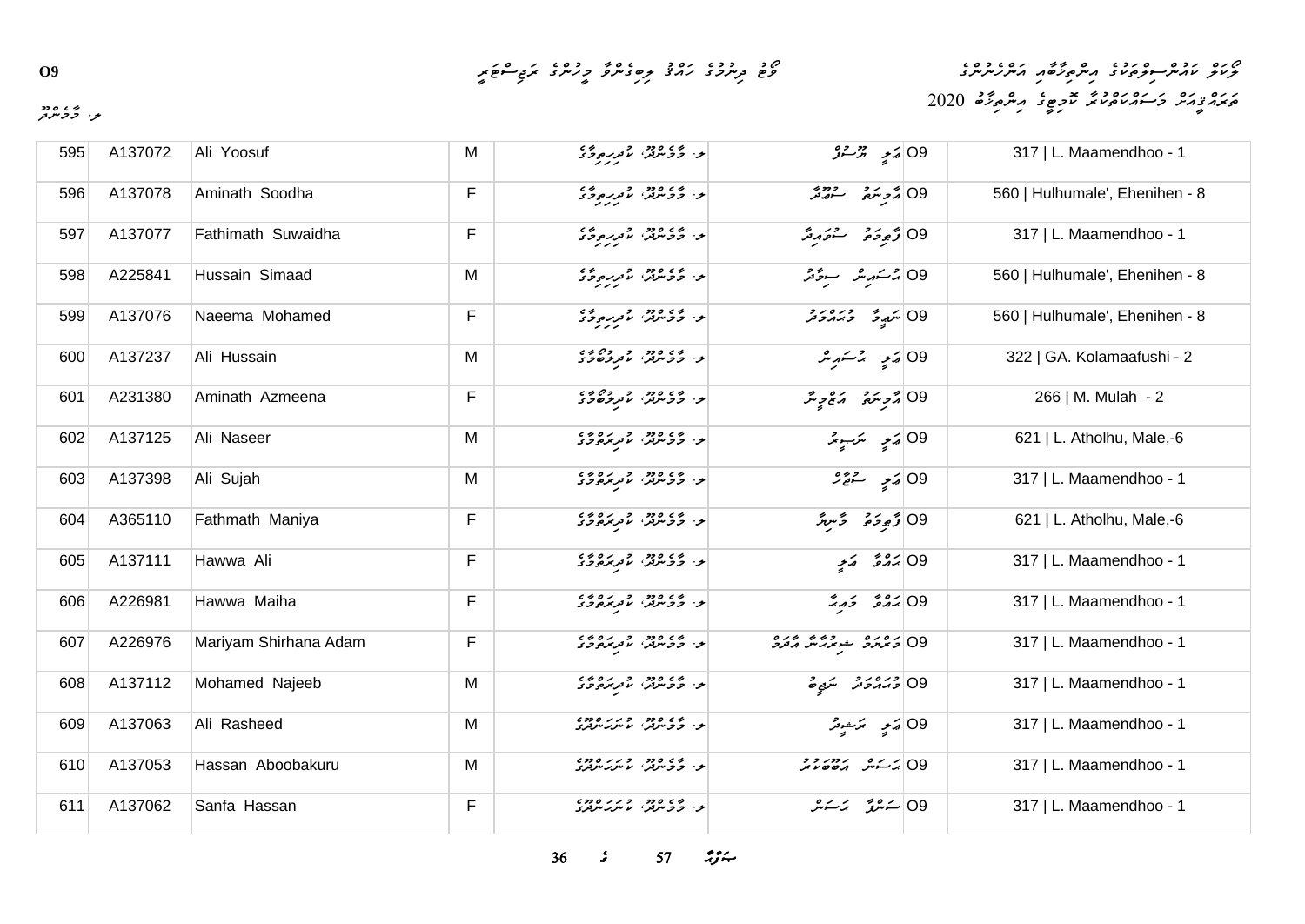| 595 | A137072 | Ali Yoosuf | M | ލ. މާމެންދޫ، ކުރިރިކުމާގެ | O9 އަލި ޔޫސުފް | 317 \| L. Maamendhoo - 1 |
|---|---|---|---|---|---|---|
| 596 | A137078 | Aminath Soodha | F | ލ. މާމެންދޫ، ކުރިރިކުމާގެ | O9 އާމިނަތު ސޫދާ | 560 \| Hulhumale', Ehenihen - 8 |
| 597 | A137077 | Fathimath Suwaidha | F | ލ. މާމެންދޫ، ކުރިރިކުމާގެ | O9 ފާތިމަތު ސުވައިދާ | 317 \| L. Maamendhoo - 1 |
| 598 | A225841 | Hussain Simaad | M | ލ. މާމެންދޫ، ކުރިރިކުމާގެ | O9 ހުސައިން ސިމާދު | 560 \| Hulhumale', Ehenihen - 8 |
| 599 | A137076 | Naeema Mohamed | F | ލ. މާމެންދޫ، ކުރިރިކުމާގެ | O9 ނައީމާ މުހައްމަދު | 560 \| Hulhumale', Ehenihen - 8 |
| 600 | A137237 | Ali Hussain | M | ލ. މާމެންދޫ، ކުރިފަރުވާގެ | O9 އަލި ހުސައިން | 322 \| GA. Kolamaafushi - 2 |
| 601 | A231380 | Aminath Azmeena | F | ލ. މާމެންދޫ، ކުރިފަރުވާގެ | O9 އާމިނަތު އަޒްމީނާ | 266 \| M. Mulah - 2 |
| 602 | A137125 | Ali Naseer | M | ލ. މާމެންދޫ، ކުރިނަރުވާގެ | O9 އަލި ނަސީރު | 621 \| L. Atholhu, Male,-6 |
| 603 | A137398 | Ali Sujah | M | ލ. މާމެންދޫ، ކުރިނަރުވާގެ | O9 އަލި ސުޖާހު | 317 \| L. Maamendhoo - 1 |
| 604 | A365110 | Fathmath Maniya | F | ލ. މާމެންދޫ، ކުރިނަރުވާގެ | O9 ފާތިމަތު މާނިޔާ | 621 \| L. Atholhu, Male,-6 |
| 605 | A137111 | Hawwa Ali | F | ލ. މާމެންދޫ، ކުރިނަރުވާގެ | O9 ހައްވާ އަލި | 317 \| L. Maamendhoo - 1 |
| 606 | A226981 | Hawwa Maiha | F | ލ. މާމެންދޫ، ކުރިނަރުވާގެ | O9 ހައްވާ މައިހާ | 317 \| L. Maamendhoo - 1 |
| 607 | A226976 | Mariyam Shirhana Adam | F | ލ. މާމެންދޫ، ކުރިނަރުވާގެ | O9 މަރިޔަމް ޝިރުހާނާ އާދަމް | 317 \| L. Maamendhoo - 1 |
| 608 | A137112 | Mohamed Najeeb | M | ލ. މާމެންދޫ، ކުރިނަރުވާގެ | O9 މުހައްމަދު ނަޖީބު | 317 \| L. Maamendhoo - 1 |
| 609 | A137063 | Ali Rasheed | M | ލ. މާމެންދޫ، ކުނަރަސްދޫގެ | O9 އަލި ރަޝީދު | 317 \| L. Maamendhoo - 1 |
| 610 | A137053 | Hassan Aboobakuru | M | ލ. މާމެންދޫ، ކުނަރަސްދޫގެ | O9 ހަސަން އަބޫބަކުރު | 317 \| L. Maamendhoo - 1 |
| 611 | A137062 | Sanfa Hassan | F | ލ. މާމެންދޫ، ކުނަރަސްދޫގެ | O9 ސަންފާ ހަސަން | 317 \| L. Maamendhoo - 1 |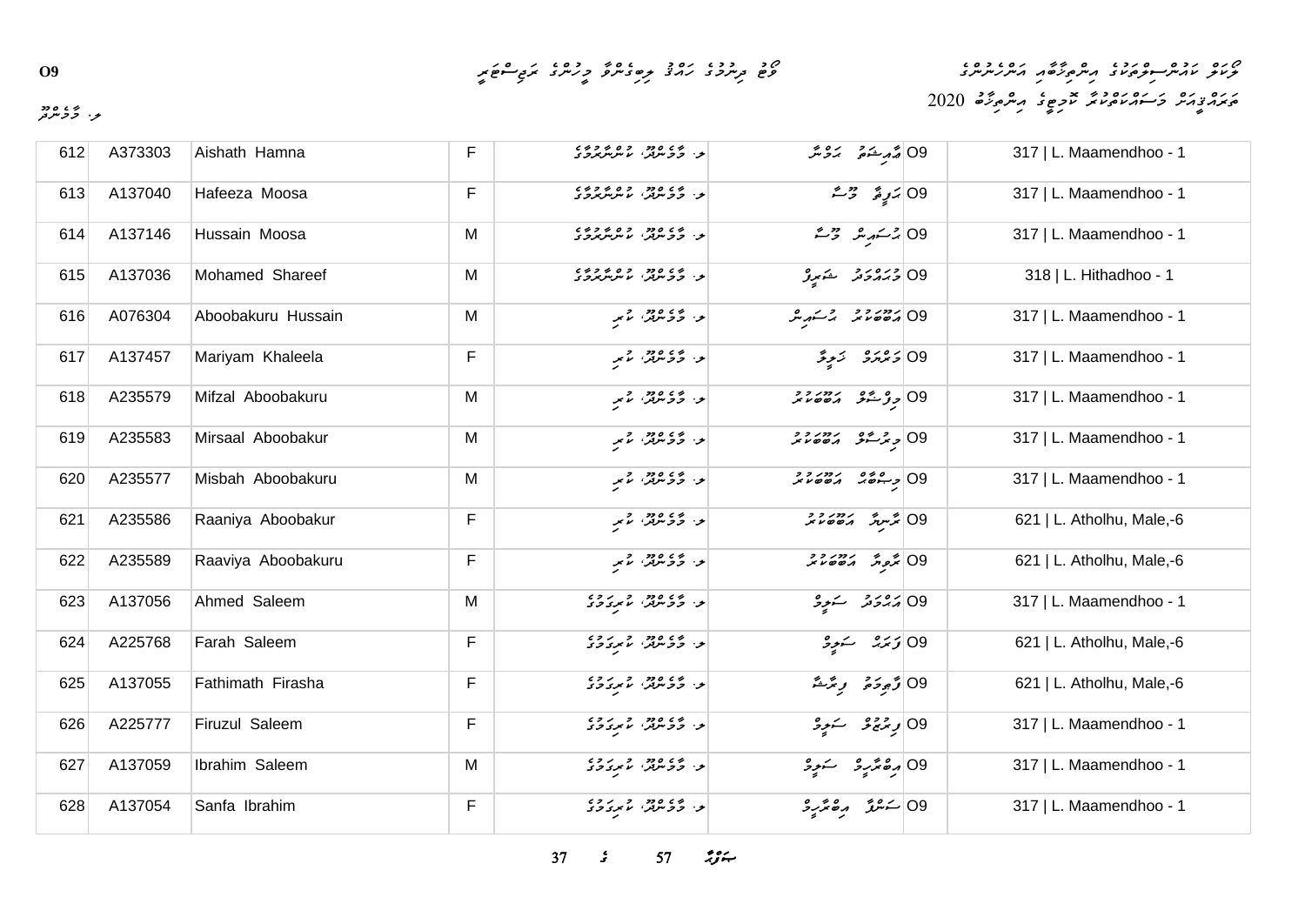| 612 | A373303 | Aishath Hamna | F | ل. ގާމަދޫ، ކުންނަމާގެ | O9 އާއިޝަތު ހަމްނާ | 317 \| L. Maamendhoo - 1 |
|---|---|---|---|---|---|---|
| 613 | A137040 | Hafeeza Moosa | F | ل. ގާމަދޫ، ކުންނަމާގެ | O9 ހަފީޒާ މޫސާ | 317 \| L. Maamendhoo - 1 |
| 614 | A137146 | Hussain Moosa | M | ل. ގާމަދޫ، ކުންނަމާގެ | O9 ހުސައިން މޫސާ | 317 \| L. Maamendhoo - 1 |
| 615 | A137036 | Mohamed Shareef | M | ل. ގާމަދޫ، ކުންނަމާގެ | O9 މުހައްމަދު ޝަރީފު | 318 \| L. Hithadhoo - 1 |
| 616 | A076304 | Aboobakuru Hussain | M | ل. ގާމަދޫ، ކާރި | O9 އަބޫބަކުރު ހުސައިން | 317 \| L. Maamendhoo - 1 |
| 617 | A137457 | Mariyam Khaleela | F | ل. ގާމަދޫ، ކާރި | O9 މަރިޔަމް ޚަލީލާ | 317 \| L. Maamendhoo - 1 |
| 618 | A235579 | Mifzal Aboobakuru | M | ل. ގާމަދޫ، ކާރި | O9 މިފްޒާލް އަބޫބަކުރު | 317 \| L. Maamendhoo - 1 |
| 619 | A235583 | Mirsaal Aboobakur | M | ل. ގާމަދޫ، ކާރި | O9 މިރްސާލް އަބޫބަކުރު | 317 \| L. Maamendhoo - 1 |
| 620 | A235577 | Misbah Aboobakuru | M | ل. ގާމަދޫ، ކާރި | O9 މިސްބާހް އަބޫބަކުރު | 317 \| L. Maamendhoo - 1 |
| 621 | A235586 | Raaniya Aboobakur | F | ل. ގާމަދޫ، ކާރި | O9 ރާނިޔާ އަބޫބަކުރު | 621 \| L. Atholhu, Male,-6 |
| 622 | A235589 | Raaviya Aboobakuru | F | ل. ގާމަދޫ، ކާރި | O9 ރާވިޔާ އަބޫބަކުރު | 621 \| L. Atholhu, Male,-6 |
| 623 | A137056 | Ahmed Saleem | M | ل. ގާމަދޫ، ކާރިމަގު | O9 އަހުމަދު ސަލީމް | 317 \| L. Maamendhoo - 1 |
| 624 | A225768 | Farah Saleem | F | ل. ގާމަދޫ، ކާރިމަގު | O9 ފަރަހް ސަލީމް | 621 \| L. Atholhu, Male,-6 |
| 625 | A137055 | Fathimath Firasha | F | ل. ގާމަދޫ، ކާރިމަގު | O9 ފާތިމަތު ފިރާޝާ | 621 \| L. Atholhu, Male,-6 |
| 626 | A225777 | Firuzul Saleem | F | ل. ގާމަދޫ، ކާރިމަގު | O9 ފިރުޒުލް ސަލީމް | 317 \| L. Maamendhoo - 1 |
| 627 | A137059 | Ibrahim Saleem | M | ل. ގާމަދޫ، ކާރިމަގު | O9 އިބްރާހީމް ސަލީމް | 317 \| L. Maamendhoo - 1 |
| 628 | A137054 | Sanfa Ibrahim | F | ل. ގާމަދޫ، ކާރިމަގު | O9 ސަންފާ އިބްރާހީމް | 317 \| L. Maamendhoo - 1 |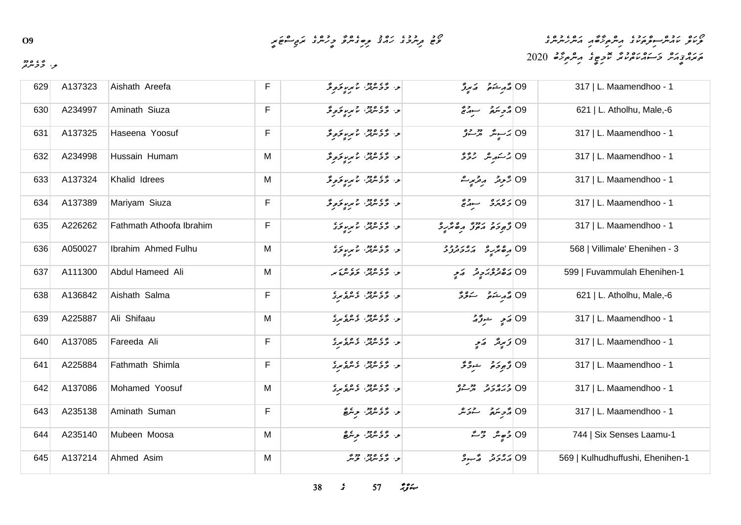| 629 | A137323 | Aishath Areefa | F | ލ. މާވަށު، ކުރިއްޔަތުވިލާ | O9 | ޢާއިޝަތު އަރީފާ | 317 \| L. Maamendhoo - 1 |
|---|---|---|---|---|---|---|---|
| 630 | A234997 | Aminath Siuza | F | ލ. މާވަށު، ކުރިއްޔަތުވިލާ | O9 | އާމިނަތު ސިއުޒާ | 621 \| L. Atholhu, Male,-6 |
| 631 | A137325 | Haseena Yoosuf | F | ލ. މާވަށު، ކުރިއްޔަތުވިލާ | O9 | ހަސީނާ ޔޫސުފު | 317 \| L. Maamendhoo - 1 |
| 632 | A234998 | Hussain Humam | M | ލ. މާވަށު، ކުރިއްޔަތުވިލާ | O9 | ހުސައިން ހުމާމް | 317 \| L. Maamendhoo - 1 |
| 633 | A137324 | Khalid Idrees | M | ލ. މާވަށު، ކުރިއްޔަތުވިލާ | O9 | ޚާލިދު އިދްރީސް | 317 \| L. Maamendhoo - 1 |
| 634 | A137389 | Mariyam Siuza | F | ލ. މާވަށު، ކުރިއްޔަތުވިލާ | O9 | މަރިޔަމް ސިއުޒާ | 317 \| L. Maamendhoo - 1 |
| 635 | A226262 | Fathmath Athoofa Ibrahim | F | ލ. މާވަށު، ކުރިއްޔާގެ | O9 | ފާތިމަތު އަތޫފާ އިބްރާހިމް | 317 \| L. Maamendhoo - 1 |
| 636 | A050027 | Ibrahim Ahmed Fulhu | M | ލ. މާވަށު، ކުރިއްޔާގެ | O9 | އިބްރާހިމް އަހްމަދުފުޅު | 568 \| Villimale' Ehenihen - 3 |
| 637 | A111300 | Abdul Hameed Ali | M | ލ. މާވަށު، ރަވަންގަނ | O9 | އަބްދުލްހަމީދު އަލި | 599 \| Fuvammulah Ehenihen-1 |
| 638 | A136842 | Aishath Salma | F | ލ. މާވަށު، ވެންވޫރީ | O9 | ޢާއިޝަތު ސަލްމާ | 621 \| L. Atholhu, Male,-6 |
| 639 | A225887 | Ali Shifaau | M | ލ. މާވަށު، ވެންވޫރީ | O9 | އަލި ޝިފާއު | 317 \| L. Maamendhoo - 1 |
| 640 | A137085 | Fareeda Ali | F | ލ. މާވަށު، ވެންވޫރީ | O9 | ފަރީދާ އަލި | 317 \| L. Maamendhoo - 1 |
| 641 | A225884 | Fathmath Shimla | F | ލ. މާވަށު، ވެންވޫރީ | O9 | ފާތިމަތު ޝިމްލާ | 317 \| L. Maamendhoo - 1 |
| 642 | A137086 | Mohamed Yoosuf | M | ލ. މާވަށު، ވެންވޫރީ | O9 | މުހައްމަދު ޔޫސުފު | 317 \| L. Maamendhoo - 1 |
| 643 | A235138 | Aminath Suman | F | ލ. މާވަށު، ވިންޑް | O9 | އާމިނަތު ސުމަން | 317 \| L. Maamendhoo - 1 |
| 644 | A235140 | Mubeen Moosa | M | ލ. މާވަށު، ވިންޑް | O9 | މުބީން މޫސާ | 744 \| Six Senses Laamu-1 |
| 645 | A137214 | Ahmed Asim | M | ލ. މާވަށު، ވޫނަ | O9 | އަހްމަދު އާސިމް | 569 \| Kulhudhuffushi, Ehenihen-1 |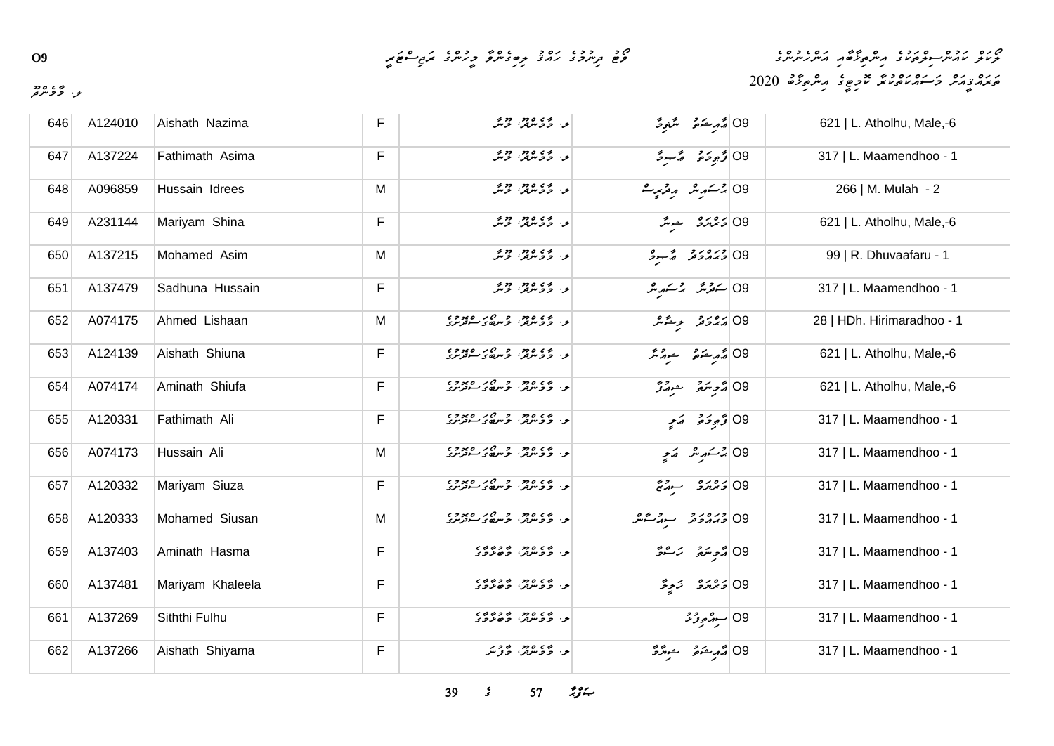| 646 | A124010 | Aishath Nazima | F | ، ގުދަވަތަ، ވާޗަ | O9 ޢާއިޝަތު ނާޒިމާ | 621 \| L. Atholhu, Male,-6 |
|---|---|---|---|---|---|---|
| 647 | A137224 | Fathimath Asima | F | ، ގުދަވަތަ، ވާޗަ | O9 ފާތިމަތު އާސިމާ | 317 \| L. Maamendhoo - 1 |
| 648 | A096859 | Hussain Idrees | M | ، ގުދަވަތަ، ވާޗަ | O9 ހުސައިން އިދުރީސް | 266 \| M. Mulah - 2 |
| 649 | A231144 | Mariyam Shina | F | ، ގުދަވަތަ، ވާޗަ | O9 މަރިޔަމް ޝީނާ | 621 \| L. Atholhu, Male,-6 |
| 650 | A137215 | Mohamed Asim | M | ، ގުދަވަތަ، ވާޗަ | O9 މުހައްމަދު އާސިމް | 99 \| R. Dhuvaafaru - 1 |
| 651 | A137479 | Sadhuna Hussain | F | ، ގުދަވަތަ، ވާޗަ | O9 ސަދޫނާ ހުސައިން | 317 \| L. Maamendhoo - 1 |
| 652 | A074175 | Ahmed Lishaan | M | ، ގުދަވަތަ، ވަސަނަގަސްތަނުގެ | O9 އަހުމަދު ލިޝާން | 28 \| HDh. Hirimaradhoo - 1 |
| 653 | A124139 | Aishath Shiuna | F | ، ގުދަވަތަ، ވަސަނަގަސްތަނުގެ | O9 ޢާއިޝަތު ޝިއުނާ | 621 \| L. Atholhu, Male,-6 |
| 654 | A074174 | Aminath Shiufa | F | ، ގުދަވަތަ، ވަސަނަގަސްތަނުގެ | O9 އާމިނަތު ޝިއުފާ | 621 \| L. Atholhu, Male,-6 |
| 655 | A120331 | Fathimath Ali | F | ، ގުދަވަތަ، ވަސަނަގަސްތަނުގެ | O9 ފާތިމަތު ޢަލީ | 317 \| L. Maamendhoo - 1 |
| 656 | A074173 | Hussain Ali | M | ، ގުދަވަތަ، ވަސަނަގަސްތަނުގެ | O9 ހުސައިން ޢަލީ | 317 \| L. Maamendhoo - 1 |
| 657 | A120332 | Mariyam Siuza | F | ، ގުދަވަތަ، ވަސަނަގަސްތަނުގެ | O9 މަރިޔަމް ސިއުޒާ | 317 \| L. Maamendhoo - 1 |
| 658 | A120333 | Mohamed Siusan | M | ، ގުދަވަތަ، ވަސަނަގަސްތަނުގެ | O9 މުހައްމަދު ސިއުސަން | 317 \| L. Maamendhoo - 1 |
| 659 | A137403 | Aminath Hasma | F | ، ގުދަވަތަ، ވަބުލަގެ | O9 އާމިނަތު ހަސްމާ | 317 \| L. Maamendhoo - 1 |
| 660 | A137481 | Mariyam Khaleela | F | ، ގުދަވަތަ، ވަބުލަގެ | O9 މަރިޔަމް ޚަލީލާ | 317 \| L. Maamendhoo - 1 |
| 661 | A137269 | Siththi Fulhu | F | ، ގުދަވަތަ، ވަބުލަގެ | O9 ސިއްތިފުޅު | 317 \| L. Maamendhoo - 1 |
| 662 | A137266 | Aishath Shiyama | F | ، ގުދަވަތަ، ވަވަރަ | O9 ޢާއިޝަތު ޝިޔާމާ | 317 \| L. Maamendhoo - 1 |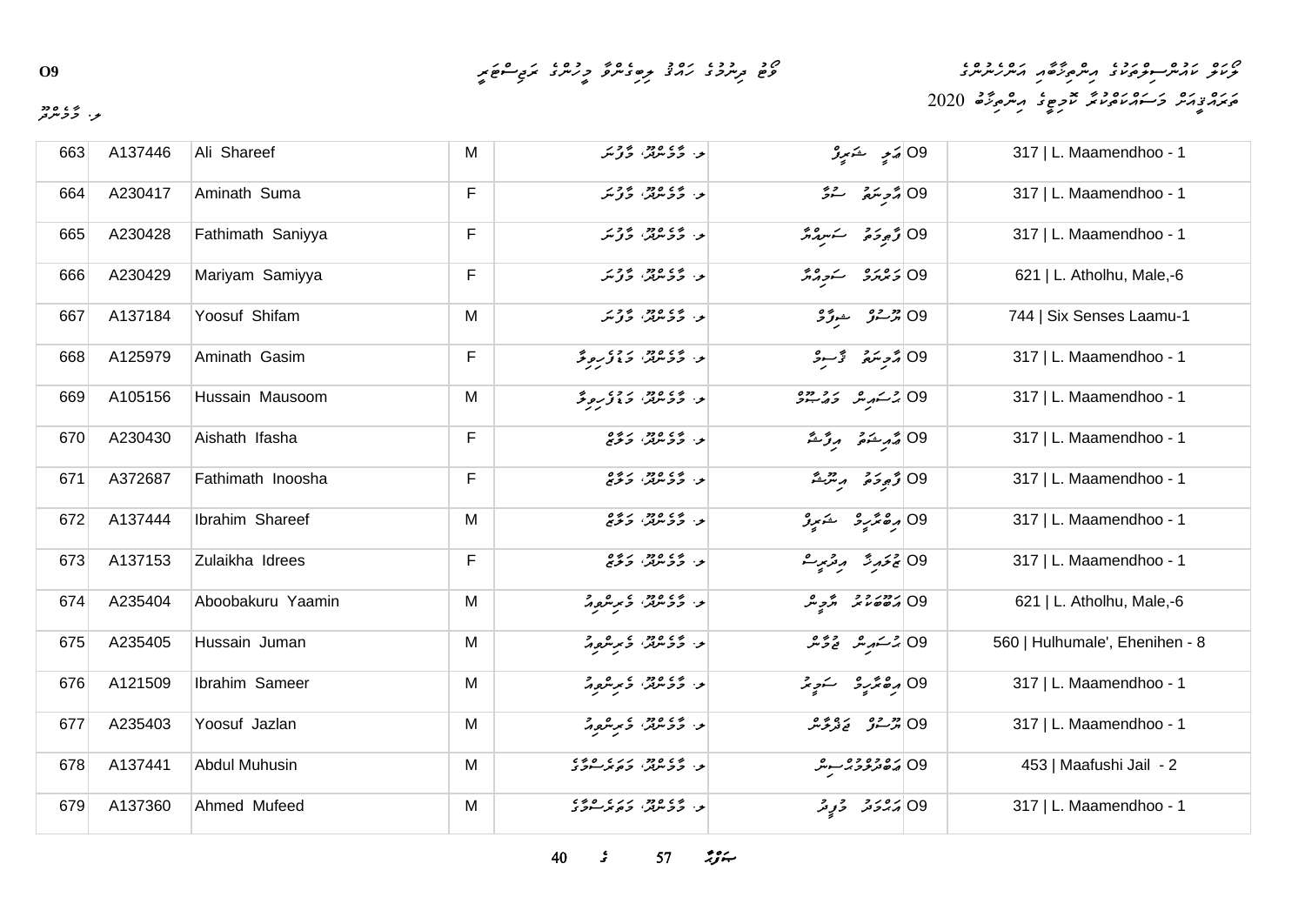| 663 | A137446 | Ali Shareef | M | ލ. މާމެންދޫ، މާފަނ | O9 އަލީ ޝަރީފް | 317 \| L. Maamendhoo - 1 |
|---|---|---|---|---|---|---|
| 664 | A230417 | Aminath Suma | F | ލ. މާމެންދޫ، މާފަނ | O9 އާމިނަތު ސުމާ | 317 \| L. Maamendhoo - 1 |
| 665 | A230428 | Fathimath Saniyya | F | ލ. މާމެންދޫ، މާފަނ | O9 ފާތިމަތު ސަނިއްޔާ | 317 \| L. Maamendhoo - 1 |
| 666 | A230429 | Mariyam Samiyya | F | ލ. މާމެންދޫ، މާފަނ | O9 މަރިޔަމް ސަމިއްޔާ | 621 \| L. Atholhu, Male,-6 |
| 667 | A137184 | Yoosuf Shifam | M | ލ. މާމެންދޫ، މާފަނ | O9 ޔޫސުފް ޝިފާމް | 744 \| Six Senses Laamu-1 |
| 668 | A125979 | Aminath Gasim | F | ލ. މާމެންދޫ، މަޑުފިނިވާ | O9 އާމިނަތު ޤާސިމް | 317 \| L. Maamendhoo - 1 |
| 669 | A105156 | Hussain Mausoom | M | ލ. މާމެންދޫ، މަޑުފިނިވާ | O9 ހުސައިން މައުޞޫމް | 317 \| L. Maamendhoo - 1 |
| 670 | A230430 | Aishath Ifasha | F | ލ. މާމެންދޫ، މަލާމް | O9 އާއިޝަތު އިފާޝާ | 317 \| L. Maamendhoo - 1 |
| 671 | A372687 | Fathimath Inoosha | F | ލ. މާމެންދޫ، މަލާމް | O9 ފާތިމަތު އިނޫޝާ | 317 \| L. Maamendhoo - 1 |
| 672 | A137444 | Ibrahim Shareef | M | ލ. މާމެންދޫ، މަލާމް | O9 އިބްރާހީމް ޝަރީފް | 317 \| L. Maamendhoo - 1 |
| 673 | A137153 | Zulaikha Idrees | F | ލ. މާމެންދޫ، މަލާމް | O9 ޒުލައިޚާ އިދްރީސް | 317 \| L. Maamendhoo - 1 |
| 674 | A235404 | Aboobakuru Yaamin | M | ލ. މާމެންދޫ، މެރިންގޯލްޑް | O9 އަބޫބަކުރު ޔާމިން | 621 \| L. Atholhu, Male,-6 |
| 675 | A235405 | Hussain Juman | M | ލ. މާމެންދޫ، މެރިންގޯލްޑް | O9 ހުސައިން ޖުމާން | 560 \| Hulhumale', Ehenihen - 8 |
| 676 | A121509 | Ibrahim Sameer | M | ލ. މާމެންދޫ، މެރިންގޯލްޑް | O9 އިބްރާހީމް ސަމީރު | 317 \| L. Maamendhoo - 1 |
| 677 | A235403 | Yoosuf Jazlan | M | ލ. މާމެންދޫ، މެރިންގޯލްޑް | O9 ޔޫސުފް ޖަޒްލާން | 317 \| L. Maamendhoo - 1 |
| 678 | A137441 | Abdul Muhusin | M | ލ. މާމެންދޫ، މަލަކަސްވާގެ | O9 އަބްދުލްމުހުސިން | 453 \| Maafushi Jail - 2 |
| 679 | A137360 | Ahmed Mufeed | M | ލ. މާމެންދޫ، މަލަކަސްވާގެ | O9 އަހުމަދު މުފީދު | 317 \| L. Maamendhoo - 1 |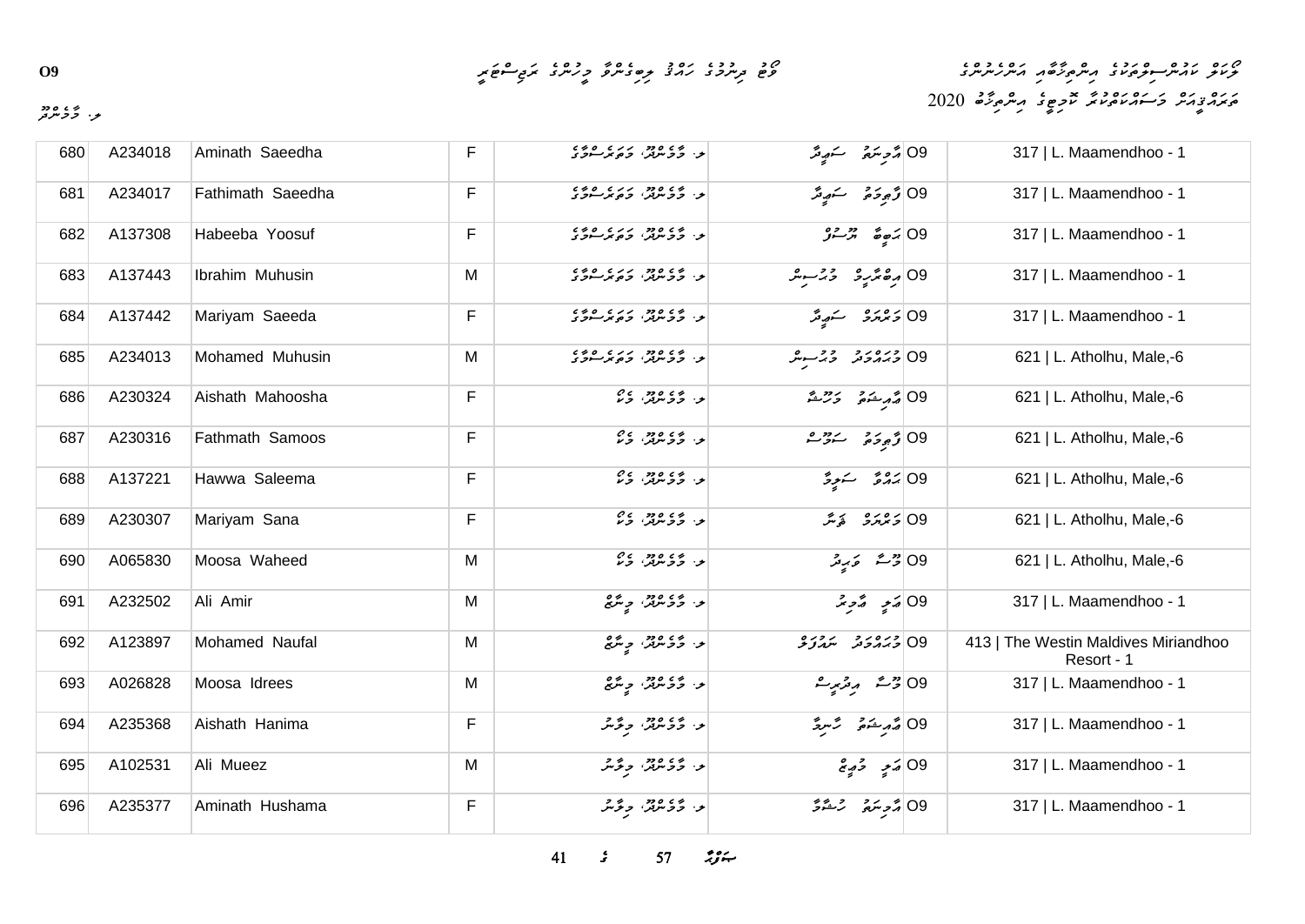| 680 | A234018 | Aminath Saeedha | F | ޅ. މާމެންދޫ، މަތިރަށްވާގެ | O9 އާމިނަތު ސަޢީދާ | 317 \| L. Maamendhoo - 1 |
|---|---|---|---|---|---|---|
| 681 | A234017 | Fathimath Saeedha | F | ޅ. މާމެންދޫ، މަތިރަށްވާގެ | O9 ފާތިމަތު ސަޢީދާ | 317 \| L. Maamendhoo - 1 |
| 682 | A137308 | Habeeba Yoosuf | F | ޅ. މާމެންދޫ، މަތިރަށްވާގެ | O9 ހަބީބާ ޔޫސުފް | 317 \| L. Maamendhoo - 1 |
| 683 | A137443 | Ibrahim Muhusin | M | ޅ. މާމެންދޫ، މަތިރަށްވާގެ | O9 އިބްރާހީމް މުހުސިން | 317 \| L. Maamendhoo - 1 |
| 684 | A137442 | Mariyam Saeeda | F | ޅ. މާމެންދޫ، މަތިރަށްވާގެ | O9 މަރިޔަމް ސަޢީދާ | 317 \| L. Maamendhoo - 1 |
| 685 | A234013 | Mohamed Muhusin | M | ޅ. މާމެންދޫ، މަތިރަށްވާގެ | O9 މުޙައްމަދު މުހުސިން | 621 \| L. Atholhu, Male,-6 |
| 686 | A230324 | Aishath Mahoosha | F | ޅ. މާމެންދޫ، މާނި | O9 އާއިޝަތު މަހޫޝާ | 621 \| L. Atholhu, Male,-6 |
| 687 | A230316 | Fathmath Samoos | F | ޅ. މާމެންދޫ، މާނި | O9 ފާތިމަތު ސަމޫސް | 621 \| L. Atholhu, Male,-6 |
| 688 | A137221 | Hawwa Saleema | F | ޅ. މާމެންދޫ، މާނި | O9 ހައްވާ ސަލީމާ | 621 \| L. Atholhu, Male,-6 |
| 689 | A230307 | Mariyam Sana | F | ޅ. މާމެންދޫ، މާނި | O9 މަރިޔަމް ސަނާ | 621 \| L. Atholhu, Male,-6 |
| 690 | A065830 | Moosa Waheed | M | ޅ. މާމެންދޫ، މާނި | O9 މޫސާ ވަހީދު | 621 \| L. Atholhu, Male,-6 |
| 691 | A232502 | Ali Amir | M | ޅ. މާމެންދޫ، މިނޫޒް | O9 އަލި އާމިރު | 317 \| L. Maamendhoo - 1 |
| 692 | A123897 | Mohamed Naufal | M | ޅ. މާމެންދޫ، މިނޫޒް | O9 މުޙައްމަދު ނައުފަލް | 413 \| The Westin Maldives Miriandhoo Resort - 1 |
| 693 | A026828 | Moosa Idrees | M | ޅ. މާމެންދޫ، މިނޫޒް | O9 މޫސާ އިދުރީސް | 317 \| L. Maamendhoo - 1 |
| 694 | A235368 | Aishath Hanima | F | ޅ. މާމެންދޫ، މިލާން | O9 އާއިޝަތު ހާނިމާ | 317 \| L. Maamendhoo - 1 |
| 695 | A102531 | Ali Mueez | M | ޅ. މާމެންދޫ، މިލާން | O9 އަލި މުޢިއްޒު | 317 \| L. Maamendhoo - 1 |
| 696 | A235377 | Aminath Hushama | F | ޅ. މާމެންދޫ، މިލާން | O9 އާމިނަތު ހުޝާމާ | 317 \| L. Maamendhoo - 1 |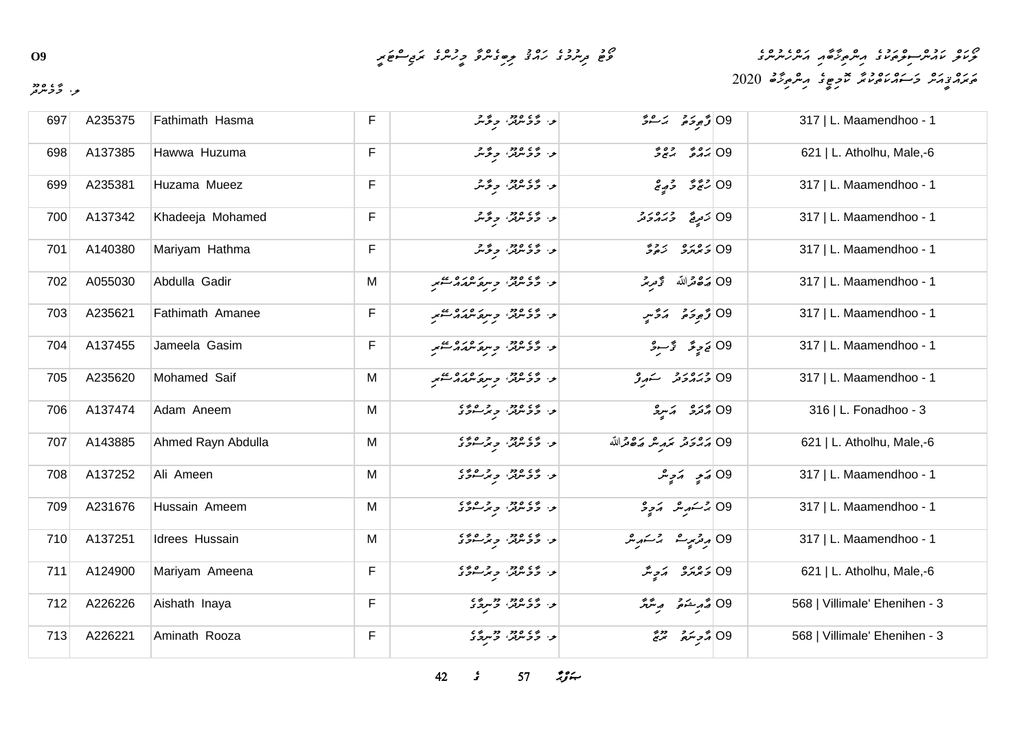| 697 | A235375 | Fathimath Hasma | F | ޅ. މާމެންދޫ، މިލާނު | O9 ފާތިމަތު ހަސްމާ | 317 \| L. Maamendhoo - 1 |
|---|---|---|---|---|---|---|
| 698 | A137385 | Hawwa Huzuma | F | ޅ. މާމެންދޫ، މިލާނު | O9 ހައްވާ ހުޒުމާ | 621 \| L. Atholhu, Male,-6 |
| 699 | A235381 | Huzama Mueez | F | ޅ. މާމެންދޫ، މިލާނު | O9 ހުޒާމާ މުޢީޒު | 317 \| L. Maamendhoo - 1 |
| 700 | A137342 | Khadeeja Mohamed | F | ޅ. މާމެންދޫ، މިލާނު | O9 ޚަދީޖާ މުޙައްމަދު | 317 \| L. Maamendhoo - 1 |
| 701 | A140380 | Mariyam Hathma | F | ޅ. މާމެންދޫ، މިލާނު | O9 މަރިޔަމް ހަތުމާ | 317 \| L. Maamendhoo - 1 |
| 702 | A055030 | Abdulla Gadir | M | ޅ. މާމެންދޫ، މިނިވަންއަރަށްސްޓަރ | O9 އަބްދުاللہ ގާދިރު | 317 \| L. Maamendhoo - 1 |
| 703 | A235621 | Fathimath Amanee | F | ޅ. މާމެންދޫ، މިނިވަންއަރަށްސްޓަރ | O9 ފާތިމަތު އަމާނީ | 317 \| L. Maamendhoo - 1 |
| 704 | A137455 | Jameela Gasim | F | ޅ. މާމެންދޫ، މިނިވަންއަރަށްސްޓަރ | O9 ޖަމީލާ ޤާސިމް | 317 \| L. Maamendhoo - 1 |
| 705 | A235620 | Mohamed Saif | M | ޅ. މާމެންދޫ، މިނިވަންއަރަށްސްޓަރ | O9 މުޙައްމަދު ސައިފު | 317 \| L. Maamendhoo - 1 |
| 706 | A137474 | Adam Aneem | M | ޅ. މާމެންދޫ، މިރުސްވާގެ | O9 އާދަމް އަނީމް | 316 \| L. Fonadhoo - 3 |
| 707 | A143885 | Ahmed Rayn Abdulla | M | ޅ. މާމެންދޫ، މިރުސްވާގެ | O9 އަޙްމަދު ރައިން އަބްދުاللہ | 621 \| L. Atholhu, Male,-6 |
| 708 | A137252 | Ali Ameen | M | ޅ. މާމެންދޫ، މިރުސްވާގެ | O9 އަލި އަމީން | 317 \| L. Maamendhoo - 1 |
| 709 | A231676 | Hussain Ameem | M | ޅ. މާމެންދޫ، މިރުސްވާގެ | O9 ހުސައިން އަމީމް | 317 \| L. Maamendhoo - 1 |
| 710 | A137251 | Idrees Hussain | M | ޅ. މާމެންދޫ، މިރުސްވާގެ | O9 އިދްރީސް ހުސައިން | 317 \| L. Maamendhoo - 1 |
| 711 | A124900 | Mariyam Ameena | F | ޅ. މާމެންދޫ، މިރުސްވާގެ | O9 މަރިޔަމް އަމީނާ | 621 \| L. Atholhu, Male,-6 |
| 712 | A226226 | Aishath Inaya | F | ޅ. މާމެންދޫ، މޫނިމާގެ | O9 އާއިޝަތު އިނާޔާ | 568 \| Villimale' Ehenihen - 3 |
| 713 | A226221 | Aminath Rooza | F | ޅ. މާމެންދޫ، މޫނިމާގެ | O9 އާމިނަތު ރޫޒާ | 568 \| Villimale' Ehenihen - 3 |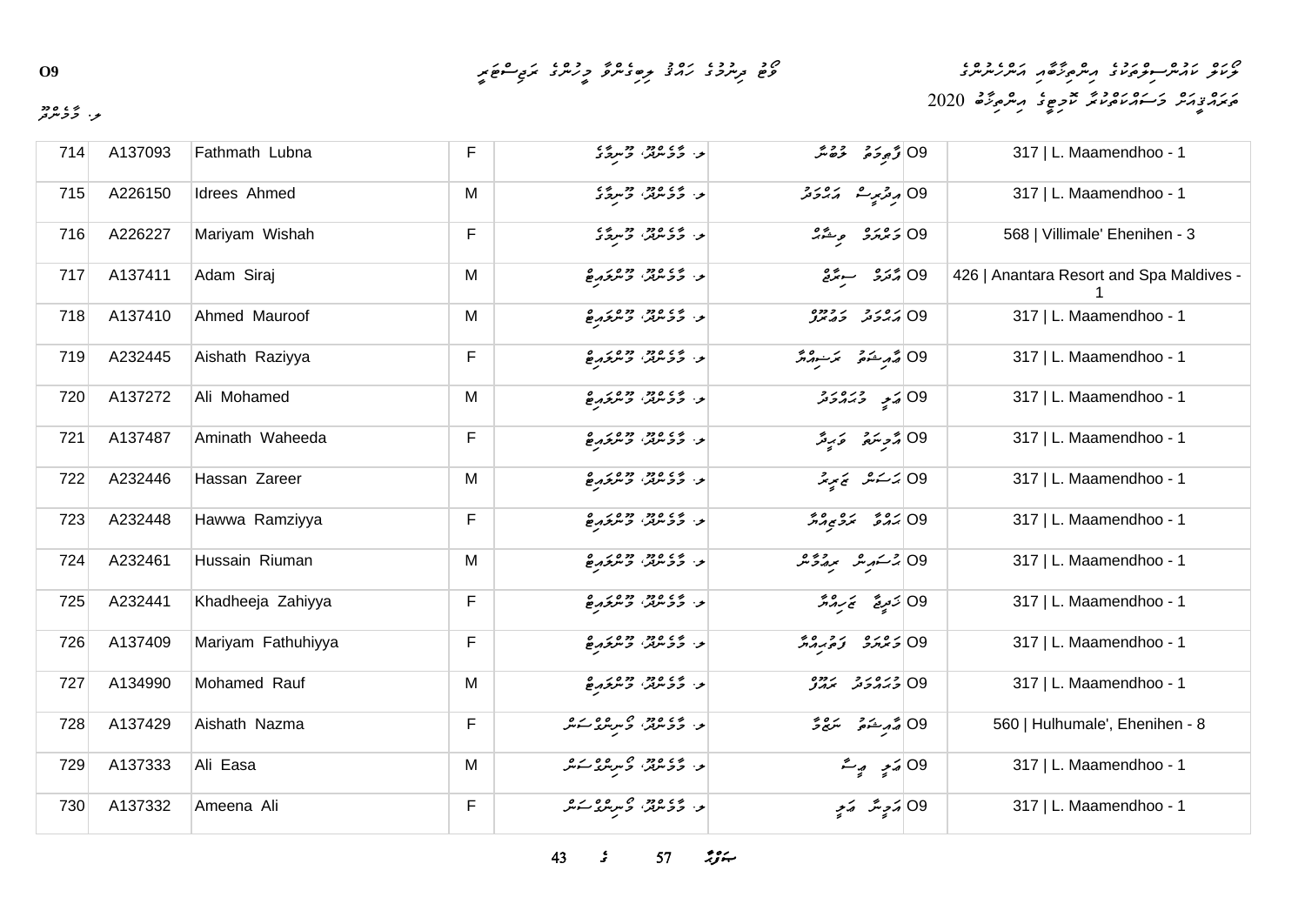| 714 | A137093 | Fathmath Lubna | F | ލ. މާމެންދޫ، މާނިލްގެ | O9 ފާތިމަތު ލުބުނާ | 317 \| L. Maamendhoo - 1 |
|---|---|---|---|---|---|---|
| 715 | A226150 | Idrees Ahmed | M | ލ. މާމެންދޫ، މާނިލްގެ | O9 އިދުރީސް އަހުމަދު | 317 \| L. Maamendhoo - 1 |
| 716 | A226227 | Mariyam Wishah | F | ލ. މާމެންދޫ، މާނިލްގެ | O9 މަރިޔަމް ވިޝާހް | 568 \| Villimale' Ehenihen - 3 |
| 717 | A137411 | Adam Siraj | M | ލ. މާމެންދޫ، މޫންލައިޓް | O9 އާދަމް ސިރާޖު | 426 \| Anantara Resort and Spa Maldives - 1 |
| 718 | A137410 | Ahmed Mauroof | M | ލ. މާމެންދޫ، މޫންލައިޓް | O9 އަހުމަދު މައުރޫފް | 317 \| L. Maamendhoo - 1 |
| 719 | A232445 | Aishath Raziyya | F | ލ. މާމެންދޫ، މޫންލައިޓް | O9 އާއިޝަތު ރަޒިއްޔާ | 317 \| L. Maamendhoo - 1 |
| 720 | A137272 | Ali Mohamed | M | ލ. މާމެންދޫ، މޫންލައިޓް | O9 އަލި މުހައްމަދު | 317 \| L. Maamendhoo - 1 |
| 721 | A137487 | Aminath Waheeda | F | ލ. މާމެންދޫ، މޫންލައިޓް | O9 އާމިނަތު ވަހީދާ | 317 \| L. Maamendhoo - 1 |
| 722 | A232446 | Hassan Zareer | M | ލ. މާމެންދޫ، މޫންލައިޓް | O9 ހަސަން ޒަރީރު | 317 \| L. Maamendhoo - 1 |
| 723 | A232448 | Hawwa Ramziyya | F | ލ. މާމެންދޫ، މޫންލައިޓް | O9 ހައްވާ ރަމްޒިއްޔާ | 317 \| L. Maamendhoo - 1 |
| 724 | A232461 | Hussain Riuman | M | ލ. މާމެންދޫ، މޫންލައިޓް | O9 ހުސައިން ރިއުމާން | 317 \| L. Maamendhoo - 1 |
| 725 | A232441 | Khadheeja Zahiyya | F | ލ. މާމެންދޫ، މޫންލައިޓް | O9 ޚަދީޖާ ޒަހިއްޔާ | 317 \| L. Maamendhoo - 1 |
| 726 | A137409 | Mariyam Fathuhiyya | F | ލ. މާމެންދޫ، މޫންލައިޓް | O9 މަރިޔަމް ފަތުހިއްޔާ | 317 \| L. Maamendhoo - 1 |
| 727 | A134990 | Mohamed Rauf | M | ލ. މާމެންދޫ، މޫންލައިޓް | O9 މުހައްމަދު ރައުފު | 317 \| L. Maamendhoo - 1 |
| 728 | A137429 | Aishath Nazma | F | ލ. މާމެންދޫ، ވިނިންގްސަން | O9 އާއިޝަތު ނަޒްމާ | 560 \| Hulhumale', Ehenihen - 8 |
| 729 | A137333 | Ali Easa | M | ލ. މާމެންދޫ، ވިނިންގްސަން | O9 އަލި ޢީސާ | 317 \| L. Maamendhoo - 1 |
| 730 | A137332 | Ameena Ali | F | ލ. މާމެންދޫ، ވިނިންގްސަން | O9 އަމީނާ އަލި | 317 \| L. Maamendhoo - 1 |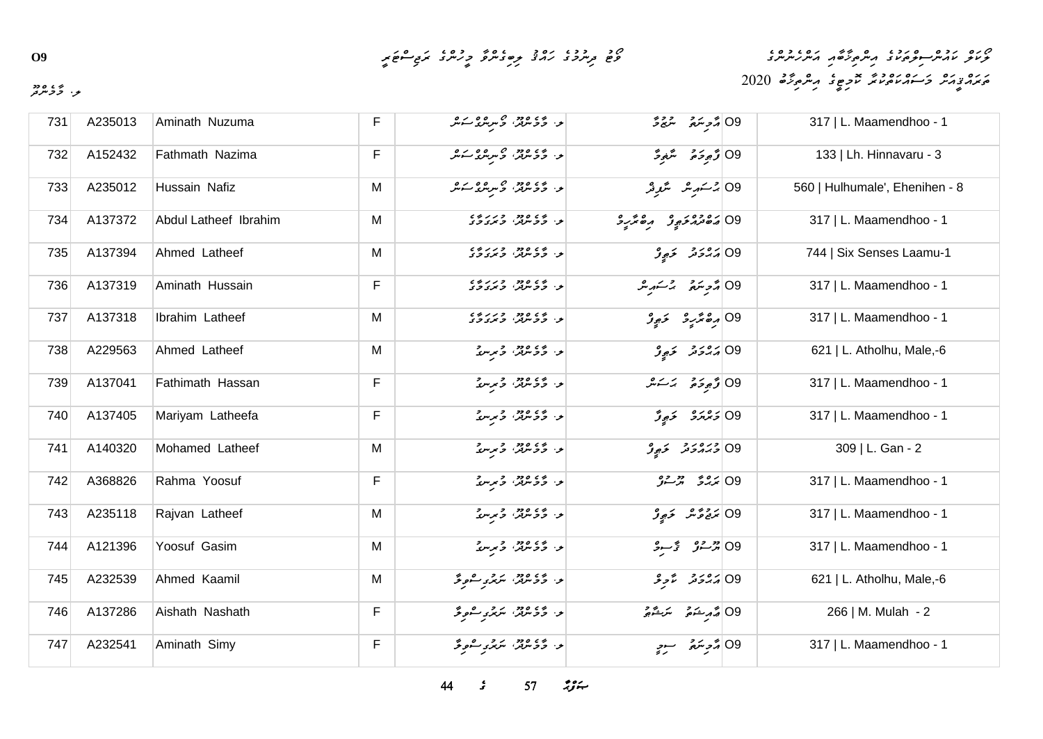| 731 | A235013 | Aminath Nuzuma | F | ل. މާމެންދޫ، ވާނިންމާޖަނަ | O9 އާމިނަތު ނުޒުމާ | 317 \| L. Maamendhoo - 1 |
|---|---|---|---|---|---|---|
| 732 | A152432 | Fathmath Nazima | F | ل. މާމެންދޫ، ވާނިންމާޖަނަ | O9 ފާތިމަތު ނާޒިމާ | 133 \| Lh. Hinnavaru - 3 |
| 733 | A235012 | Hussain Nafiz | M | ل. މާމެންދޫ، ވާނިންމާޖަނަ | O9 ހުސައިން ނާފިޒް | 560 \| Hulhumale', Ehenihen - 8 |
| 734 | A137372 | Abdul Latheef Ibrahim | M | ل. މާމެންދޫ، މުރަގަމާ | O9 އަބްދުއްލަތީފް އިބްރާހީމް | 317 \| L. Maamendhoo - 1 |
| 735 | A137394 | Ahmed Latheef | M | ل. މާމެންދޫ، މުރަގަމާ | O9 އަޙްމަދު ލަތީފް | 744 \| Six Senses Laamu-1 |
| 736 | A137319 | Aminath Hussain | F | ل. މާމެންދޫ، މުރަގަމާ | O9 އާމިނަތު ހުސައިން | 317 \| L. Maamendhoo - 1 |
| 737 | A137318 | Ibrahim Latheef | M | ل. މާމެންދޫ، މުރަގަމާ | O9 އިބްރާހީމް ލަތީފް | 317 \| L. Maamendhoo - 1 |
| 738 | A229563 | Ahmed Latheef | M | ل. މާމެންދޫ، މިރިސް | O9 އަޙްމަދު ލަތީފް | 621 \| L. Atholhu, Male,-6 |
| 739 | A137041 | Fathimath Hassan | F | ل. މާމެންދޫ، މިރިސް | O9 ފާތިމަތު ހަސަން | 317 \| L. Maamendhoo - 1 |
| 740 | A137405 | Mariyam Latheefa | F | ل. މާމެންދޫ، މިރިސް | O9 މަރިޔަމް ލަތީފާ | 317 \| L. Maamendhoo - 1 |
| 741 | A140320 | Mohamed Latheef | M | ل. މާމެންދޫ، މިރިސް | O9 މުޙައްމަދު ލަތީފް | 309 \| L. Gan - 2 |
| 742 | A368826 | Rahma Yoosuf | F | ل. މާމެންދޫ، މިރިސް | O9 ރަޙްމާ ޔޫސުފް | 317 \| L. Maamendhoo - 1 |
| 743 | A235118 | Rajvan Latheef | M | ل. މާމެންދޫ، މިރިސް | O9 ރަޖްވާން ލަތީފް | 317 \| L. Maamendhoo - 1 |
| 744 | A121396 | Yoosuf Gasim | M | ل. މާމެންދޫ، މިރިސް | O9 ޔޫސުފް ގާސިމް | 317 \| L. Maamendhoo - 1 |
| 745 | A232539 | Ahmed Kaamil | M | ل. މާމެންދޫ، ނަރުގިސްވިލާ | O9 އަޙްމަދު ކާމިލް | 621 \| L. Atholhu, Male,-6 |
| 746 | A137286 | Aishath Nashath | F | ل. މާމެންދޫ، ނަރުގިސްވިލާ | O9 އާއިޝަތު ނަޝާތު | 266 \| M. Mulah - 2 |
| 747 | A232541 | Aminath Simy | F | ل. މާމެންދޫ، ނަރުގިސްވިލާ | O9 އާމިނަތު ސިމީ | 317 \| L. Maamendhoo - 1 |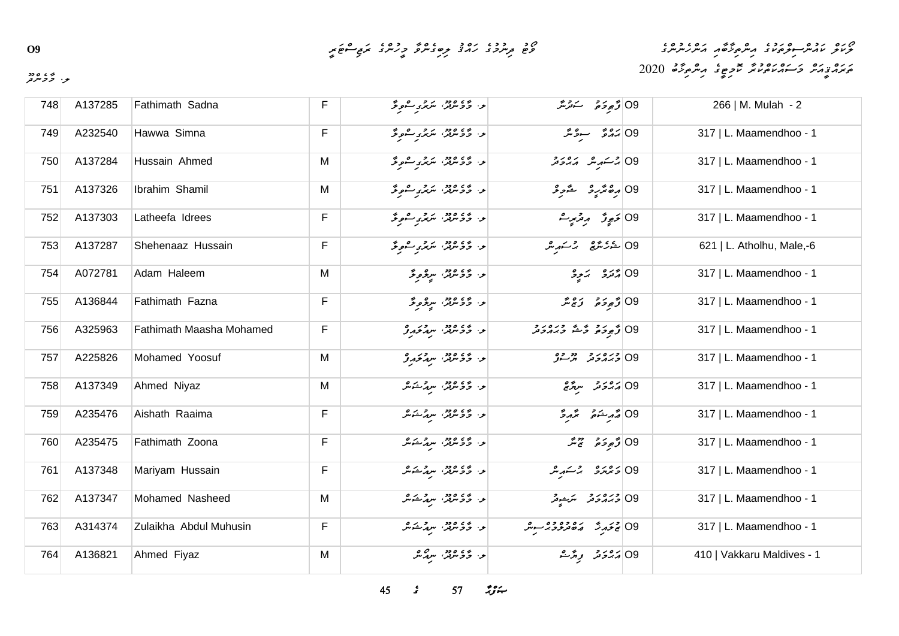| 748 | A137285 | Fathimath Sadna | F | ޑ. މާމެންދޫ، ނަރުގިސްމާގެ | O9 ފާތިމަތު ސަދުނާ | 266 \| M. Mulah - 2 |
|---|---|---|---|---|---|---|
| 749 | A232540 | Hawwa Simna | F | ޑ. މާމެންދޫ، ނަރުގިސްމާގެ | O9 ހައްވާ ސިމްނާ | 317 \| L. Maamendhoo - 1 |
| 750 | A137284 | Hussain Ahmed | M | ޑ. މާމެންދޫ، ނަރުގިސްމާގެ | O9 ހުސައިން އަހުމަދު | 317 \| L. Maamendhoo - 1 |
| 751 | A137326 | Ibrahim Shamil | M | ޑ. މާމެންދޫ، ނަރުގިސްމާގެ | O9 އިބްރާހީމް ޝާމިލް | 317 \| L. Maamendhoo - 1 |
| 752 | A137303 | Latheefa Idrees | F | ޑ. މާމެންދޫ، ނަރުގިސްމާގެ | O9 ލަތީފާ އިދުރީސް | 317 \| L. Maamendhoo - 1 |
| 753 | A137287 | Shehenaaz Hussain | F | ޑ. މާމެންދޫ، ނަރުގިސްމާގެ | O9 ޝެހެނާޒް ހުސައިން | 621 \| L. Atholhu, Male,-6 |
| 754 | A072781 | Adam Haleem | M | ޑ. މާމެންދޫ، ނިލްމިލާ | O9 އާދަމް ހަލީމް | 317 \| L. Maamendhoo - 1 |
| 755 | A136844 | Fathimath Fazna | F | ޑ. މާމެންދޫ، ނިލްމިލާ | O9 ފާތިމަތު ފަޒްނާ | 317 \| L. Maamendhoo - 1 |
| 756 | A325963 | Fathimath Maasha Mohamed | F | ޑ. މާމެންދޫ، ނިއުމަހިލް | O9 ފާތިމަތު މާޝާ މުހައްމަދު | 317 \| L. Maamendhoo - 1 |
| 757 | A225826 | Mohamed Yoosuf | M | ޑ. މާމެންދޫ، ނިއުމަހިލް | O9 މުހައްމަދު ޔޫސުފް | 317 \| L. Maamendhoo - 1 |
| 758 | A137349 | Ahmed Niyaz | M | ޑ. މާމެންދޫ، ނިއުޝަން | O9 އަހުމަދު ނިޔާޒް | 317 \| L. Maamendhoo - 1 |
| 759 | A235476 | Aishath Raaima | F | ޑ. މާމެންދޫ، ނިއުޝަން | O9 އާއިޝަތު ރާއިމާ | 317 \| L. Maamendhoo - 1 |
| 760 | A235475 | Fathimath Zoona | F | ޑ. މާމެންދޫ، ނިއުޝަން | O9 ފާތިމަތު ޒޫނާ | 317 \| L. Maamendhoo - 1 |
| 761 | A137348 | Mariyam Hussain | F | ޑ. މާމެންދޫ، ނިއުޝަން | O9 މަރިޔަމް ހުސައިން | 317 \| L. Maamendhoo - 1 |
| 762 | A137347 | Mohamed Nasheed | M | ޑ. މާމެންދޫ، ނިއުޝަން | O9 މުހައްމަދު ނަޝީދު | 317 \| L. Maamendhoo - 1 |
| 763 | A314374 | Zulaikha Abdul Muhusin | F | ޑ. މާމެންދޫ، ނިއުޝަން | O9 ޒުލައިޚާ އަބްދުލްމުހުސިން | 317 \| L. Maamendhoo - 1 |
| 764 | A136821 | Ahmed Fiyaz | M | ޑ. މާމެންދޫ، ނިއުން | O9 އަހުމަދު ފިޔާޒް | 410 \| Vakkaru Maldives - 1 |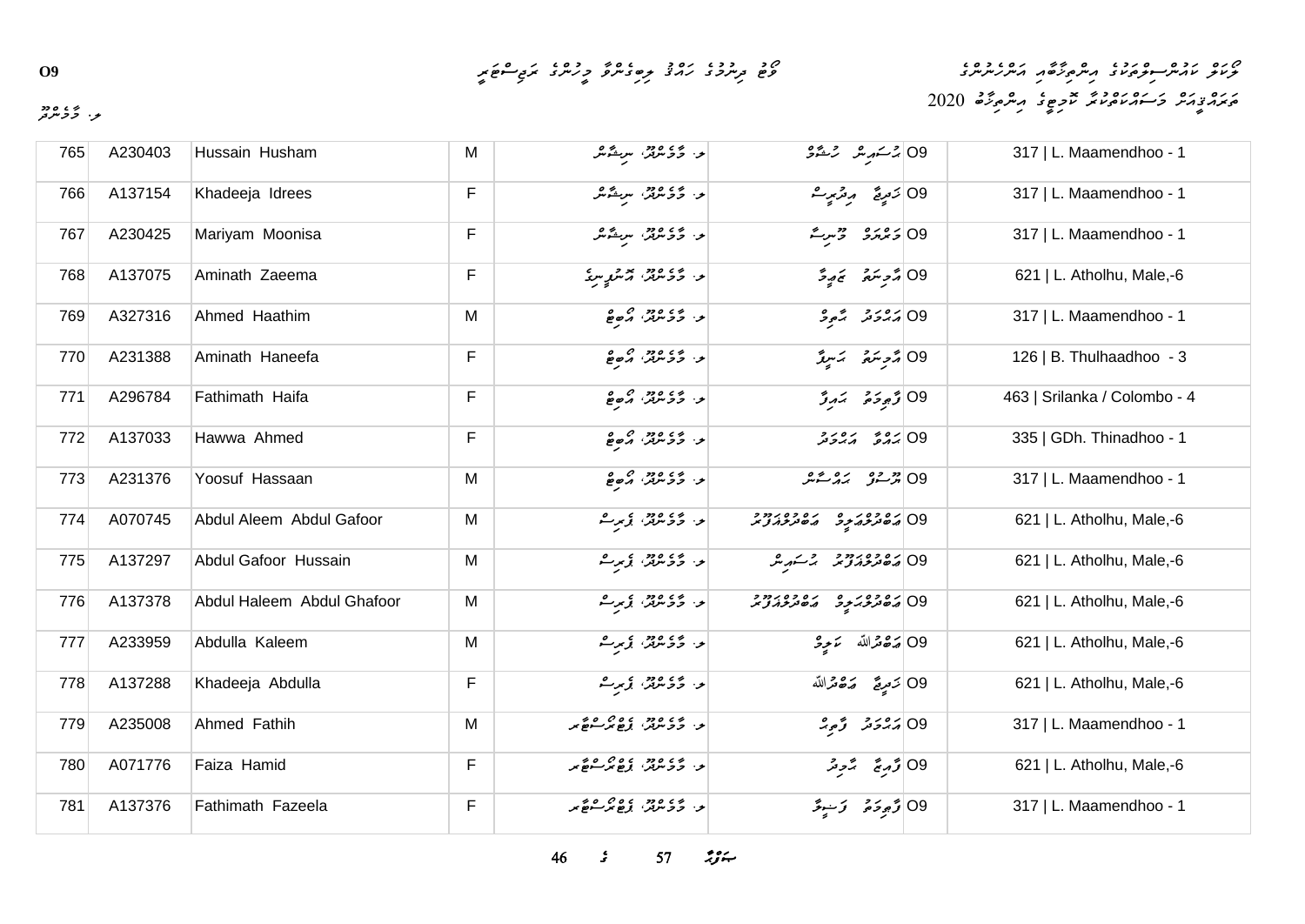| 765 | A230403 | Hussain Husham | M | ލ. މާމެންދޫ، ނިޝާން | O9 ހުސައިން ހުޝާމް | 317 \| L. Maamendhoo - 1 |
|---|---|---|---|---|---|---|
| 766 | A137154 | Khadeeja Idrees | F | ލ. މާމެންދޫ، ނިޝާން | O9 ޚަދީޖާ އިދްރީސް | 317 \| L. Maamendhoo - 1 |
| 767 | A230425 | Mariyam Moonisa | F | ލ. މާމެންދޫ، ނިޝާން | O9 މަރިޔަމް މޫނިސާ | 317 \| L. Maamendhoo - 1 |
| 768 | A137075 | Aminath Zaeema | F | ލ. މާމެންދޫ، އަންނާރުގެ | O9 އާމިނަތު ޒައީމާ | 621 \| L. Atholhu, Male,-6 |
| 769 | A327316 | Ahmed Haathim | M | ލ. މާމެންދޫ، އާބަޓް | O9 އަހްމަދު ހާތިމް | 317 \| L. Maamendhoo - 1 |
| 770 | A231388 | Aminath Haneefa | F | ލ. މާމެންދޫ، އާބަޓް | O9 އާމިނަތު ހަނީފާ | 126 \| B. Thulhaadhoo - 3 |
| 771 | A296784 | Fathimath Haifa | F | ލ. މާމެންދޫ، އާބަޓް | O9 ފާތިމަތު ހައިފާ | 463 \| Srilanka / Colombo - 4 |
| 772 | A137033 | Hawwa Ahmed | F | ލ. މާމެންދޫ، އާބަޓް | O9 ހައްވާ އަހްމަދު | 335 \| GDh. Thinadhoo - 1 |
| 773 | A231376 | Yoosuf Hassaan | M | ލ. މާމެންދޫ، އާބަޓް | O9 ޔޫސުފް ހައްސާން | 317 \| L. Maamendhoo - 1 |
| 774 | A070745 | Abdul Aleem Abdul Gafoor | M | ލ. މާމެންދޫ، ޖެހިލް | O9 އަބްދުލްއަލީމް އަބްދުލްޣަފޫރު | 621 \| L. Atholhu, Male,-6 |
| 775 | A137297 | Abdul Gafoor Hussain | M | ލ. މާމެންދޫ، ޖެހިލް | O9 އަބްދުލްޣަފޫރު ހުސައިން | 621 \| L. Atholhu, Male,-6 |
| 776 | A137378 | Abdul Haleem Abdul Ghafoor | M | ލ. މާމެންދޫ، ޖެހިލް | O9 އަބްދުލްހަލީމް އަބްދުލްޣަފޫރު | 621 \| L. Atholhu, Male,-6 |
| 777 | A233959 | Abdulla Kaleem | M | ލ. މާމެންދޫ، ޖެހިލް | O9 އަބްދުﷲ ކަލީމް | 621 \| L. Atholhu, Male,-6 |
| 778 | A137288 | Khadeeja Abdulla | F | ލ. މާމެންދޫ، ޖެހިލް | O9 ޚަދީޖާ އަބްދުﷲ | 621 \| L. Atholhu, Male,-6 |
| 779 | A235008 | Ahmed Fathih | M | ލ. މާމެންދޫ، ޖެހިލްސްޓަރ | O9 އަހްމަދު ފާތިހް | 317 \| L. Maamendhoo - 1 |
| 780 | A071776 | Faiza Hamid | F | ލ. މާމެންދޫ، ޖެހިލްސްޓަރ | O9 ފާއިޒާ ހާމިދު | 621 \| L. Atholhu, Male,-6 |
| 781 | A137376 | Fathimath Fazeela | F | ލ. މާމެންދޫ، ޖެހިލްސްޓަރ | O9 ފާތިމަތު ފަޒީލާ | 317 \| L. Maamendhoo - 1 |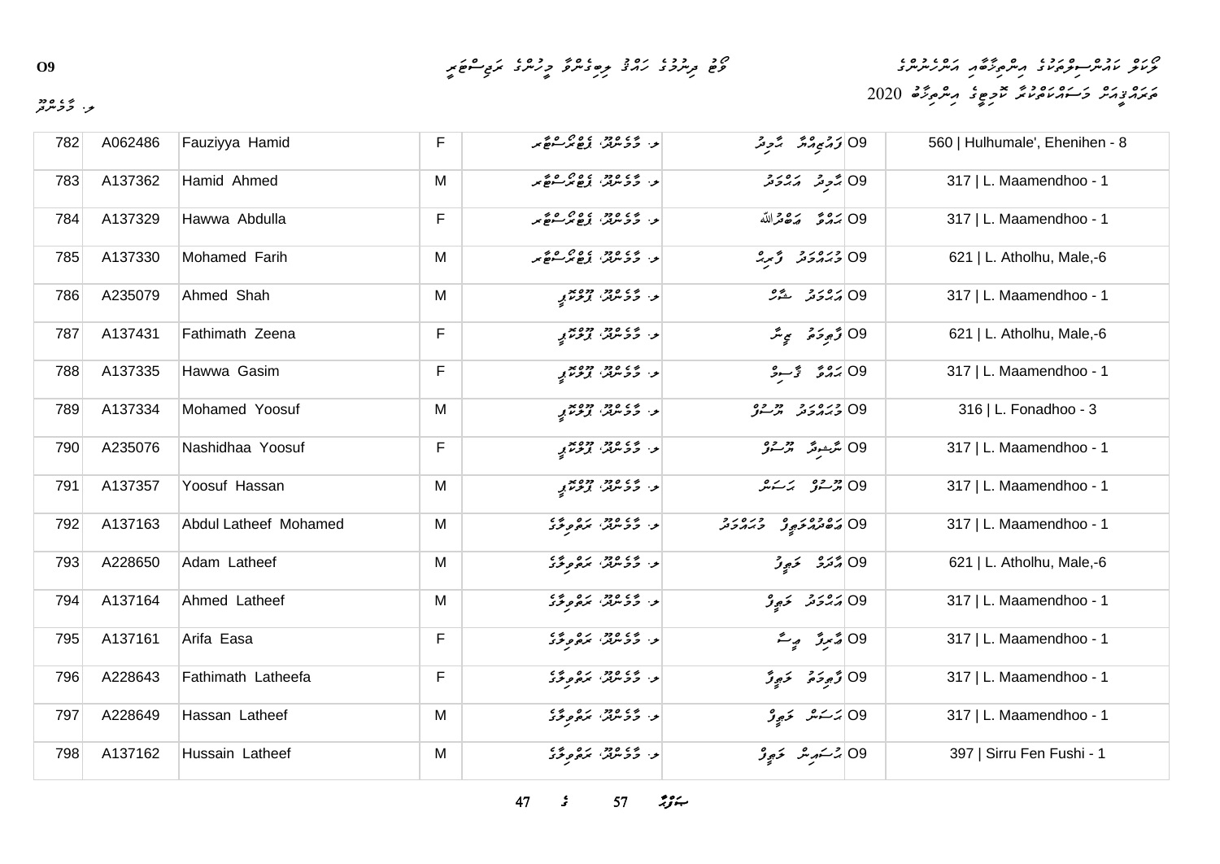| 782 | A062486 | Fauziyya Hamid | F | ލ. މާމެންދޫ، ޖެހިވިރުގެ | O9 ފައުޒިއްޔާ ހާމިދު | 560 \| Hulhumale', Ehenihen - 8 |
|---|---|---|---|---|---|---|
| 783 | A137362 | Hamid Ahmed | M | ލ. މާމެންދޫ، ޖެހިވިރުގެ | O9 ހާމިދު އަހުމަދު | 317 \| L. Maamendhoo - 1 |
| 784 | A137329 | Hawwa Abdulla | F | ލ. މާމެންދޫ، ޖެހިވިރުގެ | O9 ހައްވާ އަބްދުﷲ | 317 \| L. Maamendhoo - 1 |
| 785 | A137330 | Mohamed Farih | M | ލ. މާމެންދޫ، ޖެހިވިރުގެ | O9 މުހައްމަދު ފާރިހު | 621 \| L. Atholhu, Male,-6 |
| 786 | A235079 | Ahmed Shah | M | ލ. މާމެންދޫ، ޒުވާނާވީ | O9 އަހުމަދު ޝާހު | 317 \| L. Maamendhoo - 1 |
| 787 | A137431 | Fathimath Zeena | F | ލ. މާމެންދޫ، ޒުވާނާވީ | O9 ފާތިމަތު ޒީނާ | 621 \| L. Atholhu, Male,-6 |
| 788 | A137335 | Hawwa Gasim | F | ލ. މާމެންދޫ، ޒުވާނާވީ | O9 ހައްވާ ޤާސިމް | 317 \| L. Maamendhoo - 1 |
| 789 | A137334 | Mohamed Yoosuf | M | ލ. މާމެންދޫ، ޒުވާނާވީ | O9 މުހައްމަދު ޔޫސުފް | 316 \| L. Fonadhoo - 3 |
| 790 | A235076 | Nashidhaa Yoosuf | F | ލ. މާމެންދޫ، ޒުވާނާވީ | O9 ނާޝިދާ ޔޫސުފް | 317 \| L. Maamendhoo - 1 |
| 791 | A137357 | Yoosuf Hassan | M | ލ. މާމެންދޫ، ޒުވާނާވީ | O9 ޔޫސުފް ހަސަން | 317 \| L. Maamendhoo - 1 |
| 792 | A137163 | Abdul Latheef Mohamed | M | ލ. މާމެންދޫ، ރަތްގުލާބީގެ | O9 އަބްދުލްލަޠީފް މުހައްމަދު | 317 \| L. Maamendhoo - 1 |
| 793 | A228650 | Adam Latheef | M | ލ. މާމެންދޫ، ރަތްގުލާބީގެ | O9 އާދަމް ލަޠީފް | 621 \| L. Atholhu, Male,-6 |
| 794 | A137164 | Ahmed Latheef | M | ލ. މާމެންދޫ، ރަތްގުލާބީގެ | O9 އަހުމަދު ލަޠީފް | 317 \| L. Maamendhoo - 1 |
| 795 | A137161 | Arifa Easa | F | ލ. މާމެންދޫ، ރަތްގުލާބީގެ | O9 އާރިފާ ޢީސާ | 317 \| L. Maamendhoo - 1 |
| 796 | A228643 | Fathimath Latheefa | F | ލ. މާމެންދޫ، ރަތްގުލާބީގެ | O9 ފާތިމަތު ލަޠީފާ | 317 \| L. Maamendhoo - 1 |
| 797 | A228649 | Hassan Latheef | M | ލ. މާމެންދޫ، ރަތްގުލާބީގެ | O9 ހަސަން ލަޠީފް | 317 \| L. Maamendhoo - 1 |
| 798 | A137162 | Hussain Latheef | M | ލ. މާމެންދޫ، ރަތްގުލާބީގެ | O9 ހުސައިން ލަޠީފް | 397 \| Sirru Fen Fushi - 1 |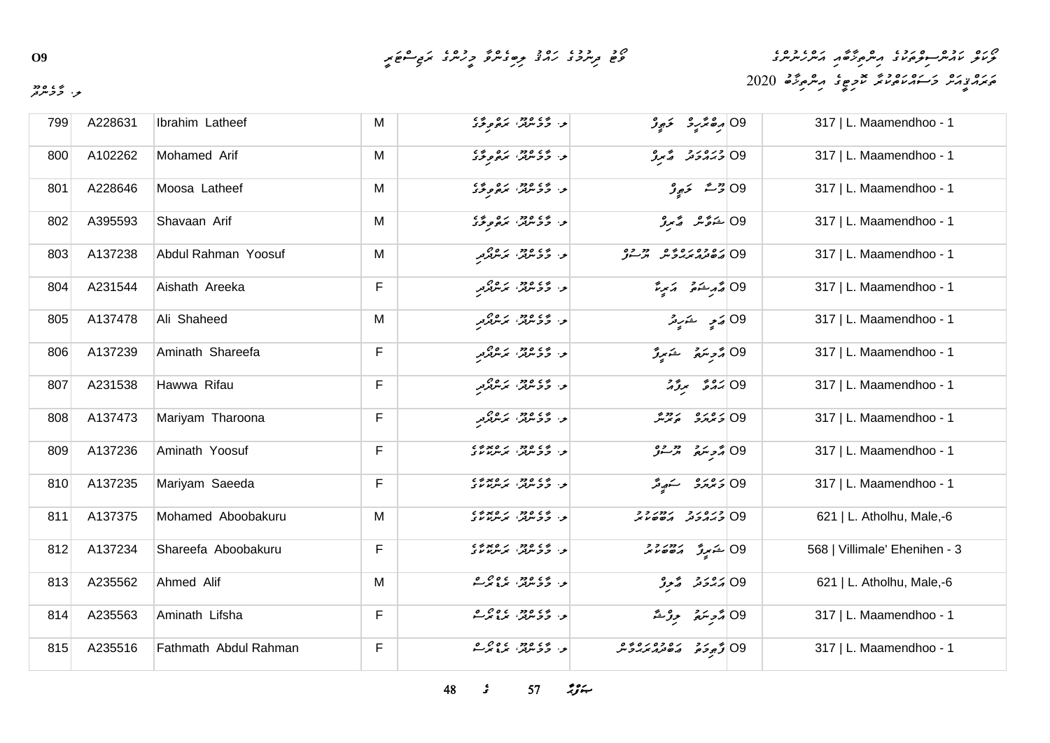| 799 | A228631 | Ibrahim Latheef | M | ل. މާމެންދޫ، ރަޙުމަތާގެ | O9  އިބްރާހީމް ލަޠީފް | 317 \| L. Maamendhoo - 1 |
|---|---|---|---|---|---|---|
| 800 | A102262 | Mohamed Arif | M | ل. މާމެންދޫ، ރަޙުމަތާގެ | O9 މުޙައްމަދު އާރިފް | 317 \| L. Maamendhoo - 1 |
| 801 | A228646 | Moosa Latheef | M | ل. މާމެންދޫ، ރަޙުމަތާގެ | O9 މޫސާ ލަޠީފް | 317 \| L. Maamendhoo - 1 |
| 802 | A395593 | Shavaan Arif | M | ل. މާމެންދޫ، ރަޙުމަތާގެ | O9 ޝަވާން އާރިފް | 317 \| L. Maamendhoo - 1 |
| 803 | A137238 | Abdul Rahman Yoosuf | M | ل. މާމެންދޫ، ރަންދޯރި | O9 އަބްދުއްރަޙްމާން ޔޫސުފް | 317 \| L. Maamendhoo - 1 |
| 804 | A231544 | Aishath Areeka | F | ل. މާމެންދޫ، ރަންދޯރި | O9 އާއިޝަތު އަރީކާ | 317 \| L. Maamendhoo - 1 |
| 805 | A137478 | Ali Shaheed | M | ل. މާމެންދޫ، ރަންދޯރި | O9 އަލީ ޝަހީދު | 317 \| L. Maamendhoo - 1 |
| 806 | A137239 | Aminath Shareefa | F | ل. މާމެންދޫ، ރަންދޯރި | O9 އާމިނަތު ޝަރީފާ | 317 \| L. Maamendhoo - 1 |
| 807 | A231538 | Hawwa Rifau | F | ل. މާމެންދޫ، ރަންދޯރި | O9 ހައްވާ ރިފާއު | 317 \| L. Maamendhoo - 1 |
| 808 | A137473 | Mariyam Tharoona | F | ل. މާމެންދޫ، ރަންދޯރި | O9 މަރިޔަމް ތަރޫނާ | 317 \| L. Maamendhoo - 1 |
| 809 | A137236 | Aminath Yoosuf | F | ل. މާމެންދޫ، ރަންދޫބާގެ | O9 އާމިނަތު ޔޫސުފް | 317 \| L. Maamendhoo - 1 |
| 810 | A137235 | Mariyam Saeeda | F | ل. މާމެންދޫ، ރަންދޫބާގެ | O9 މަރިޔަމް ސައީދާ | 317 \| L. Maamendhoo - 1 |
| 811 | A137375 | Mohamed Aboobakuru | M | ل. މާމެންދޫ، ރަންދޫބާގެ | O9 މުޙައްމަދު އަބޫބަކުރު | 621 \| L. Atholhu, Male,-6 |
| 812 | A137234 | Shareefa Aboobakuru | F | ل. މާމެންދޫ، ރަންދޫބާގެ | O9 ޝަރީފާ އަބޫބަކުރު | 568 \| Villimale' Ehenihen - 3 |
| 813 | A235562 | Ahmed Alif | M | ل. މާމެންދޫ، ރޯޒްރޯސް | O9 އަޙްމަދު އަލިފް | 621 \| L. Atholhu, Male,-6 |
| 814 | A235563 | Aminath Lifsha | F | ل. މާމެންދޫ، ރޯޒްރޯސް | O9 އާމިނަތު ލިފްޝާ | 317 \| L. Maamendhoo - 1 |
| 815 | A235516 | Fathmath Abdul Rahman | F | ل. މާމެންދޫ، ރޯޒްރޯސް | O9 ފާތިމަތު އަބްދުއްރަޙްމާން | 317 \| L. Maamendhoo - 1 |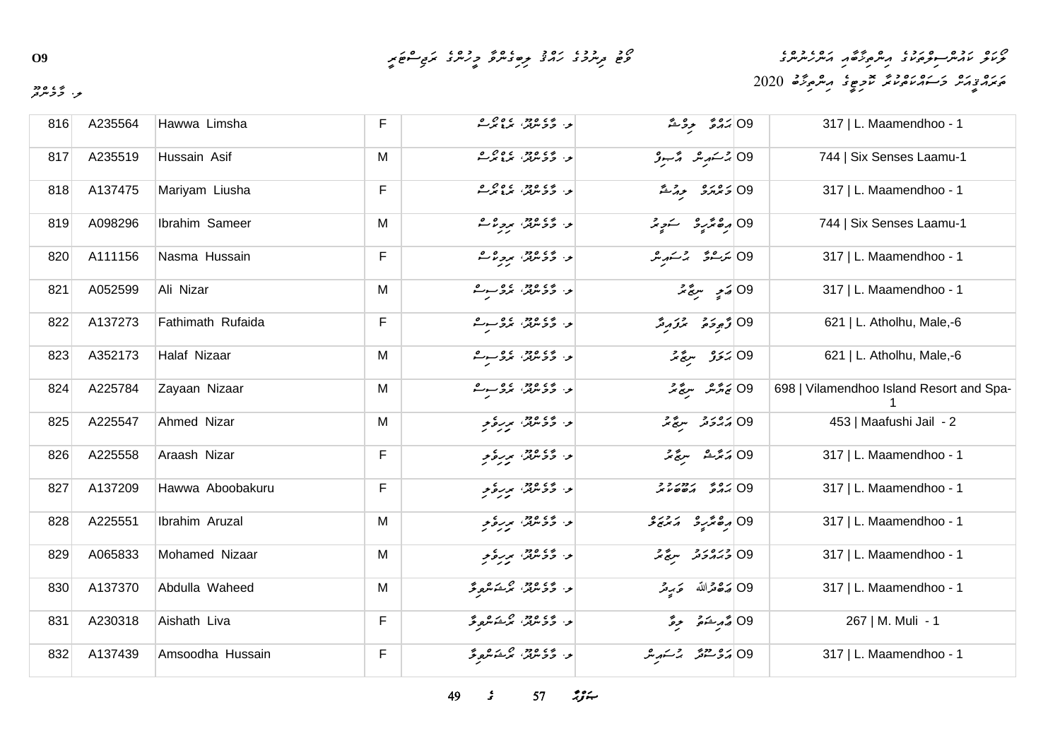| 816 | A235564 | Hawwa Limsha | F | ލ. މާމެންދޫ، ރޭޒްރޯސް | O9 ހައްވާ ލިމްޝާ | 317 \| L. Maamendhoo - 1 |
|---|---|---|---|---|---|---|
| 817 | A235519 | Hussain Asif | M | ލ. މާމެންދޫ، ރޭޒްރޯސް | O9 ހުސައިން އާސިފް | 744 \| Six Senses Laamu-1 |
| 818 | A137475 | Mariyam Liusha | F | ލ. މާމެންދޫ، ރޭޒްރޯސް | O9 މަރިޔަމް ލިއުޝާ | 317 \| L. Maamendhoo - 1 |
| 819 | A098296 | Ibrahim Sameer | M | ލ. މާމެންދޫ، ރިލިޔާސް | O9 އިބްރާހީމް ސަމީރު | 744 \| Six Senses Laamu-1 |
| 820 | A111156 | Nasma Hussain | F | ލ. މާމެންދޫ، ރިލިޔާސް | O9 ނަސްމާ ހުސައިން | 317 \| L. Maamendhoo - 1 |
| 821 | A052599 | Ali Nizar | M | ލ. މާމެންދޫ، ރޯލްސިސް | O9 އަލި ނިޒާރު | 317 \| L. Maamendhoo - 1 |
| 822 | A137273 | Fathimath Rufaida | F | ލ. މާމެންދޫ، ރޯލްސިސް | O9 ފާތިމަތު ރުފައިދާ | 621 \| L. Atholhu, Male,-6 |
| 823 | A352173 | Halaf Nizaar | M | ލ. މާމެންދޫ، ރޯލްސިސް | O9 ހަލަފް ނިޒާރު | 621 \| L. Atholhu, Male,-6 |
| 824 | A225784 | Zayaan Nizaar | M | ލ. މާމެންދޫ، ރޯލްސިސް | O9 ޒަޔާން ނިޒާރު | 698 \| Vilamendhoo Island Resort and Spa-1 |
| 825 | A225547 | Ahmed Nizar | M | ލ. މާމެންދޫ، ރިރިގެ | O9 އަޙްމަދު ނިޒާރު | 453 \| Maafushi Jail - 2 |
| 826 | A225558 | Araash Nizar | F | ލ. މާމެންދޫ، ރިރިގެ | O9 އަރާޝް ނިޒާރު | 317 \| L. Maamendhoo - 1 |
| 827 | A137209 | Hawwa Aboobakuru | F | ލ. މާމެންދޫ، ރިރިގެ | O9 ހައްވާ އަބޫބަކުރު | 317 \| L. Maamendhoo - 1 |
| 828 | A225551 | Ibrahim Aruzal | M | ލ. މާމެންދޫ، ރިރިގެ | O9 އިބްރާހީމް އަރުޒަލް | 317 \| L. Maamendhoo - 1 |
| 829 | A065833 | Mohamed Nizaar | M | ލ. މާމެންދޫ، ރިރިގެ | O9 މުޙައްމަދު ނިޒާރު | 317 \| L. Maamendhoo - 1 |
| 830 | A137370 | Abdulla Waheed | M | ލ. މާމެންދޫ، ރޮށަންވިލާ | O9 އަބްދުﷲ ވަޙީދު | 317 \| L. Maamendhoo - 1 |
| 831 | A230318 | Aishath Liva | F | ލ. މާމެންދޫ، ރޮށަންވިލާ | O9 އާއިޝަތު ލިވާ | 267 \| M. Muli - 1 |
| 832 | A137439 | Amsoodha Hussain | F | ލ. މާމެންދޫ، ރޮށަންވިލާ | O9 އަމްސޫދާ ހުސައިން | 317 \| L. Maamendhoo - 1 |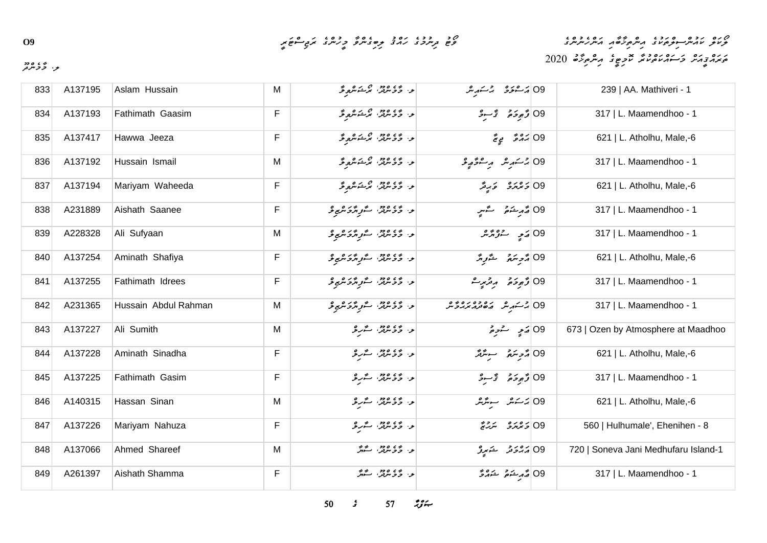| 833 | A137195 | Aslam Hussain | M | ލ. މާމެންދޫ، ރޯޝަނުވިލާ | O9 އަސްލަމް ހުސައިން | 239 \| AA. Mathiveri - 1 |
|---|---|---|---|---|---|---|
| 834 | A137193 | Fathimath Gaasim | F | ލ. މާމެންދޫ، ރޯޝަނުވިލާ | O9 ފާތިމަތު ގާސިމް | 317 \| L. Maamendhoo - 1 |
| 835 | A137417 | Hawwa Jeeza | F | ލ. މާމެންދޫ، ރޯޝަނުވިލާ | O9 ހައްވާ ޖީޒާ | 621 \| L. Atholhu, Male,-6 |
| 836 | A137192 | Hussain Ismail | M | ލ. މާމެންދޫ، ރޯޝަނުވިލާ | O9 ހުސައިން އިސްމާޢީލް | 317 \| L. Maamendhoo - 1 |
| 837 | A137194 | Mariyam Waheeda | F | ލ. މާމެންދޫ، ރޯޝަނުވިލާ | O9 މަރިޔަމް ވަހީދާ | 621 \| L. Atholhu, Male,-6 |
| 838 | A231889 | Aishath Saanee | F | ލ. މާމެންދޫ، ސޯފިއާމަންޒިލް | O9 އާއިޝަތު ސާނީ | 317 \| L. Maamendhoo - 1 |
| 839 | A228328 | Ali Sufyaan | M | ލ. މާމެންދޫ، ސޯފިއާމަންޒިލް | O9 އަލީ ސުފްޔާން | 317 \| L. Maamendhoo - 1 |
| 840 | A137254 | Aminath Shafiya | F | ލ. މާމެންދޫ، ސޯފިއާމަންޒިލް | O9 އާމިނަތު ޝާފިޔާ | 621 \| L. Atholhu, Male,-6 |
| 841 | A137255 | Fathimath Idrees | F | ލ. މާމެންދޫ، ސޯފިއާމަންޒިލް | O9 ފާތިމަތު އިދްރީސް | 317 \| L. Maamendhoo - 1 |
| 842 | A231365 | Hussain Abdul Rahman | M | ލ. މާމެންދޫ، ސޯފިއާމަންޒިލް | O9 ހުސައިން އަބްދުއްރަޙްމާން | 317 \| L. Maamendhoo - 1 |
| 843 | A137227 | Ali Sumith | M | ލ. މާމެންދޫ، ސާރިލް | O9 އަލީ ސުމިތު | 673 \| Ozen by Atmosphere at Maadhoo |
| 844 | A137228 | Aminath Sinadha | F | ލ. މާމެންދޫ، ސާރިލް | O9 އާމިނަތު ސިނާދާ | 621 \| L. Atholhu, Male,-6 |
| 845 | A137225 | Fathimath Gasim | F | ލ. މާމެންދޫ، ސާރިލް | O9 ފާތިމަތު ގާސިމް | 317 \| L. Maamendhoo - 1 |
| 846 | A140315 | Hassan Sinan | M | ލ. މާމެންދޫ، ސާރިލް | O9 ހަސަން ސިނާން | 621 \| L. Atholhu, Male,-6 |
| 847 | A137226 | Mariyam Nahuza | F | ލ. މާމެންދޫ، ސާރިލް | O9 މަރިޔަމް ނަހުޒާ | 560 \| Hulhumale', Ehenihen - 8 |
| 848 | A137066 | Ahmed Shareef | M | ލ. މާމެންދޫ، ސާހާ | O9 އަޙްމަދު ޝަރީފް | 720 \| Soneva Jani Medhufaru Island-1 |
| 849 | A261397 | Aishath Shamma | F | ލ. މާމެންދޫ، ސާހާ | O9 އާއިޝަތު ޝައްމާ | 317 \| L. Maamendhoo - 1 |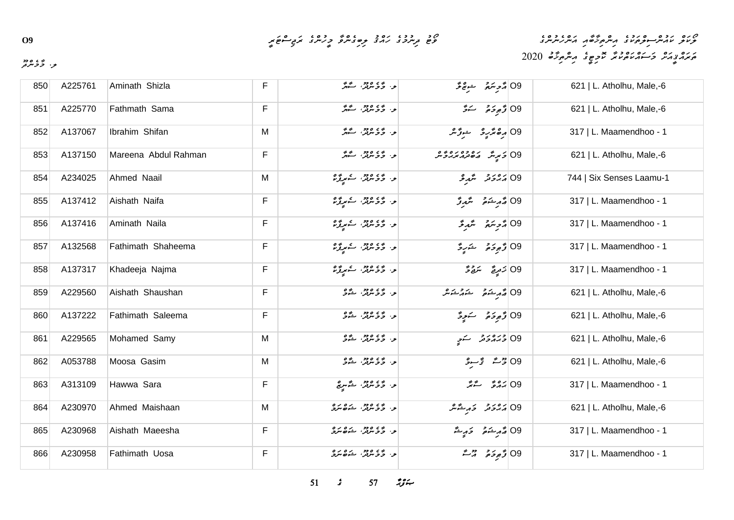| 850 | A225761 | Aminath Shizla | F | ލ. މާވަންދޫ، ސޮނާ | O9 އާމިނަތު ޝިޒްލާ | 621 \| L. Atholhu, Male,-6 |
|---|---|---|---|---|---|---|
| 851 | A225770 | Fathmath Sama | F | ލ. މާވަންދޫ، ސޮނާ | O9 ފާތިމަތު ސަމާ | 621 \| L. Atholhu, Male,-6 |
| 852 | A137067 | Ibrahim Shifan | M | ލ. މާވަންދޫ، ސޮނާ | O9 އިބްރާހީމް ޝިފާން | 317 \| L. Maamendhoo - 1 |
| 853 | A137150 | Mareena Abdul Rahman | F | ލ. މާވަންދޫ، ސޮނާ | O9 މަރީނާ އަބްދުއްރަޙްމާން | 621 \| L. Atholhu, Male,-6 |
| 854 | A234025 | Ahmed Naail | M | ލ. މާވަންދޫ، ސަނިފްލާރު | O9 އަޙްމަދު ނާއިލް | 744 \| Six Senses Laamu-1 |
| 855 | A137412 | Aishath Naifa | F | ލ. މާވަންދޫ، ސަނިފްލާރު | O9 އާއިޝަތު ނާއިފާ | 317 \| L. Maamendhoo - 1 |
| 856 | A137416 | Aminath Naila | F | ލ. މާވަންދޫ، ސަނިފްލާރު | O9 އާމިނަތު ނާއިލާ | 317 \| L. Maamendhoo - 1 |
| 857 | A132568 | Fathimath Shaheema | F | ލ. މާވަންދޫ، ސަނިފްލާރު | O9 ފާތިމަތު ޝަހީމާ | 317 \| L. Maamendhoo - 1 |
| 858 | A137317 | Khadeeja Najma | F | ލ. މާވަންދޫ، ސަނިފްލާރު | O9 ޚަދީޖާ ނަޖްމާ | 317 \| L. Maamendhoo - 1 |
| 859 | A229560 | Aishath Shaushan | F | ލ. މާވަންދޫ، ޝާމް | O9 އާއިޝަތު ޝައުޝަން | 621 \| L. Atholhu, Male,-6 |
| 860 | A137222 | Fathimath Saleema | F | ލ. މާވަންދޫ، ޝާމް | O9 ފާތިމަތު ސަލީމާ | 621 \| L. Atholhu, Male,-6 |
| 861 | A229565 | Mohamed Samy | M | ލ. މާވަންދޫ، ޝާމް | O9 މުޙައްމަދު ސަމީ | 621 \| L. Atholhu, Male,-6 |
| 862 | A053788 | Moosa Gasim | M | ލ. މާވަންދޫ، ޝާމް | O9 މޫސާ ޤާސިމް | 621 \| L. Atholhu, Male,-6 |
| 863 | A313109 | Hawwa Sara | F | ލ. މާވަންދޫ، ޝާނިޓް | O9 ހައްވާ ސާރާ | 317 \| L. Maamendhoo - 1 |
| 864 | A230970 | Ahmed Maishaan | M | ލ. މާވަންދޫ، ޝަބްނަމް | O9 އަޙްމަދު މައިޝާން | 621 \| L. Atholhu, Male,-6 |
| 865 | A230968 | Aishath Maeesha | F | ލ. މާވަންދޫ، ޝަބްނަމް | O9 އާއިޝަތު މައީޝާ | 317 \| L. Maamendhoo - 1 |
| 866 | A230958 | Fathimath Uosa | F | ލ. މާވަންދޫ، ޝަބްނަމް | O9 ފާތިމަތު އޫސާ | 317 \| L. Maamendhoo - 1 |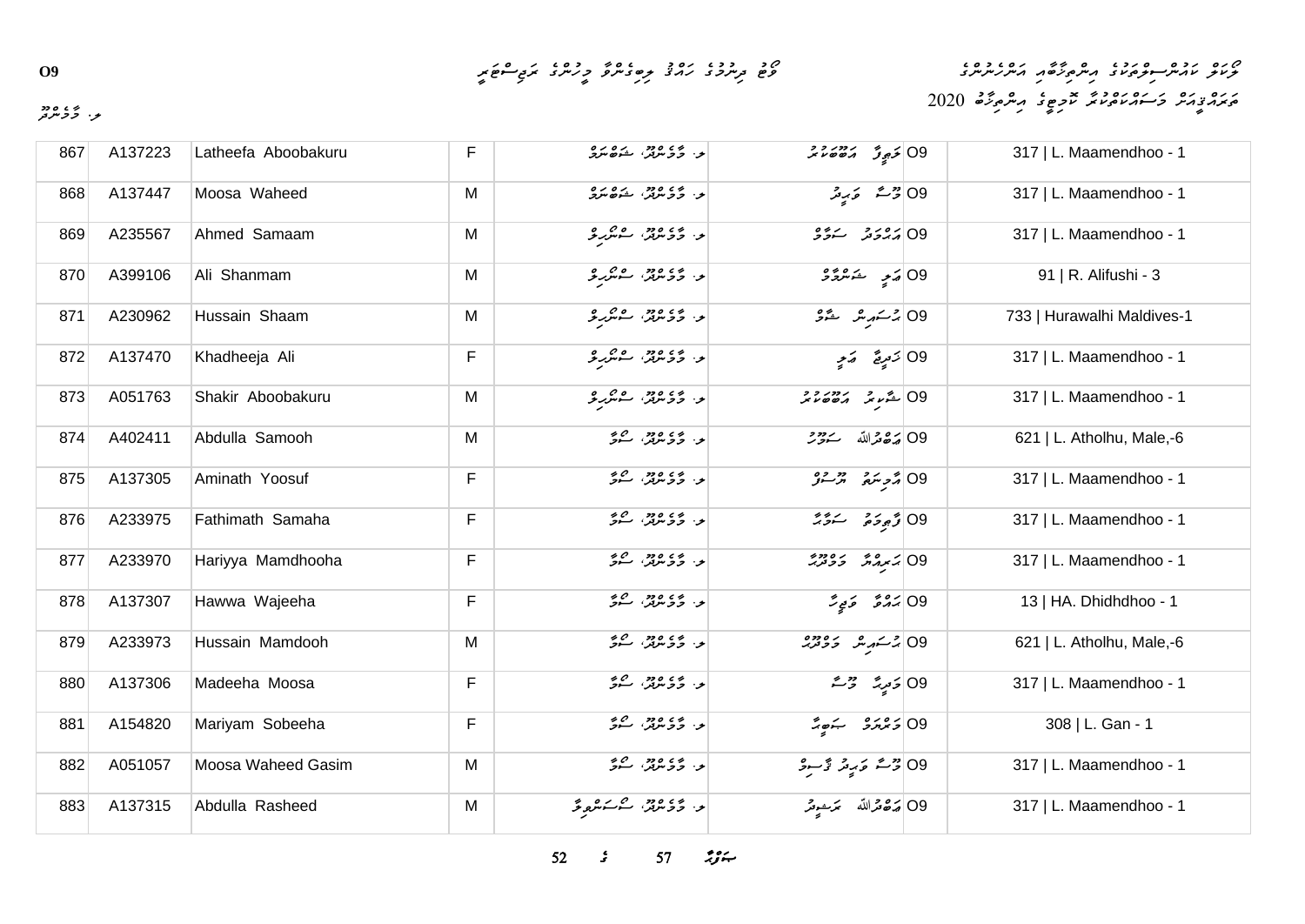| 867 | A137223 | Latheefa Aboobakuru | F | ލ. މާމެންދޫ، ޝަބްނަމް | O9 ލަތީފާ އަބޫބަކުރު | 317 \| L. Maamendhoo - 1 |
|---|---|---|---|---|---|---|
| 868 | A137447 | Moosa Waheed | M | ލ. މާމެންދޫ، ޝަބްނަމް | O9 މޫސާ ވަޙީދު | 317 \| L. Maamendhoo - 1 |
| 869 | A235567 | Ahmed Samaam | M | ލ. މާމެންދޫ، ސެންރިވް | O9 އަޙްމަދު ސަމާމް | 317 \| L. Maamendhoo - 1 |
| 870 | A399106 | Ali Shanmam | M | ލ. މާމެންދޫ، ސެންރިވް | O9 އަލި ޝަންމާމް | 91 \| R. Alifushi - 3 |
| 871 | A230962 | Hussain Shaam | M | ލ. މާމެންދޫ، ސެންރިވް | O9 ހުސައިން ޝާމް | 733 \| Hurawalhi Maldives-1 |
| 872 | A137470 | Khadheeja Ali | F | ލ. މާމެންދޫ، ސެންރިވް | O9 ޚަދީޖާ އަލި | 317 \| L. Maamendhoo - 1 |
| 873 | A051763 | Shakir Aboobakuru | M | ލ. މާމެންދޫ، ސެންރިވް | O9 ޝާކިރު އަބޫބަކުރު | 317 \| L. Maamendhoo - 1 |
| 874 | A402411 | Abdulla Samooh | M | ލ. މާމެންދޫ، ސޯމާ | O9 އަބްދުاللە ސަމޫޙް | 621 \| L. Atholhu, Male,-6 |
| 875 | A137305 | Aminath Yoosuf | F | ލ. މާމެންދޫ، ސޯމާ | O9 އާމިނަތު ޔޫސުފު | 317 \| L. Maamendhoo - 1 |
| 876 | A233975 | Fathimath Samaha | F | ލ. މާމެންދޫ، ސޯމާ | O9 ފާތިމަތު ސަމާހާ | 317 \| L. Maamendhoo - 1 |
| 877 | A233970 | Hariyya Mamdhooha | F | ލ. މާމެންދޫ، ސޯމާ | O9 ހަރިއްޔާ މަމްދޫޙާ | 317 \| L. Maamendhoo - 1 |
| 878 | A137307 | Hawwa Wajeeha | F | ލ. މާމެންދޫ، ސޯމާ | O9 ހައްވާ ވަޖީހާ | 13 \| HA. Dhidhdhoo - 1 |
| 879 | A233973 | Hussain Mamdooh | M | ލ. މާމެންދޫ، ސޯމާ | O9 ހުސައިން މަމްދޫޙް | 621 \| L. Atholhu, Male,-6 |
| 880 | A137306 | Madeeha Moosa | F | ލ. މާމެންދޫ، ސޯމާ | O9 މަދީހާ މޫސާ | 317 \| L. Maamendhoo - 1 |
| 881 | A154820 | Mariyam Sobeeha | F | ލ. މާމެންދޫ، ސޯމާ | O9 މަރިޔަމް ސަބީހާ | 308 \| L. Gan - 1 |
| 882 | A051057 | Moosa Waheed Gasim | M | ލ. މާމެންދޫ، ސޯމާ | O9 މޫސާ ވަޙީދު ޤާސިމް | 317 \| L. Maamendhoo - 1 |
| 883 | A137315 | Abdulla Rasheed | M | ލ. މާމެންދޫ، ސޯސަންވިލާ | O9 އަބްދުاللە ރަޝީދު | 317 \| L. Maamendhoo - 1 |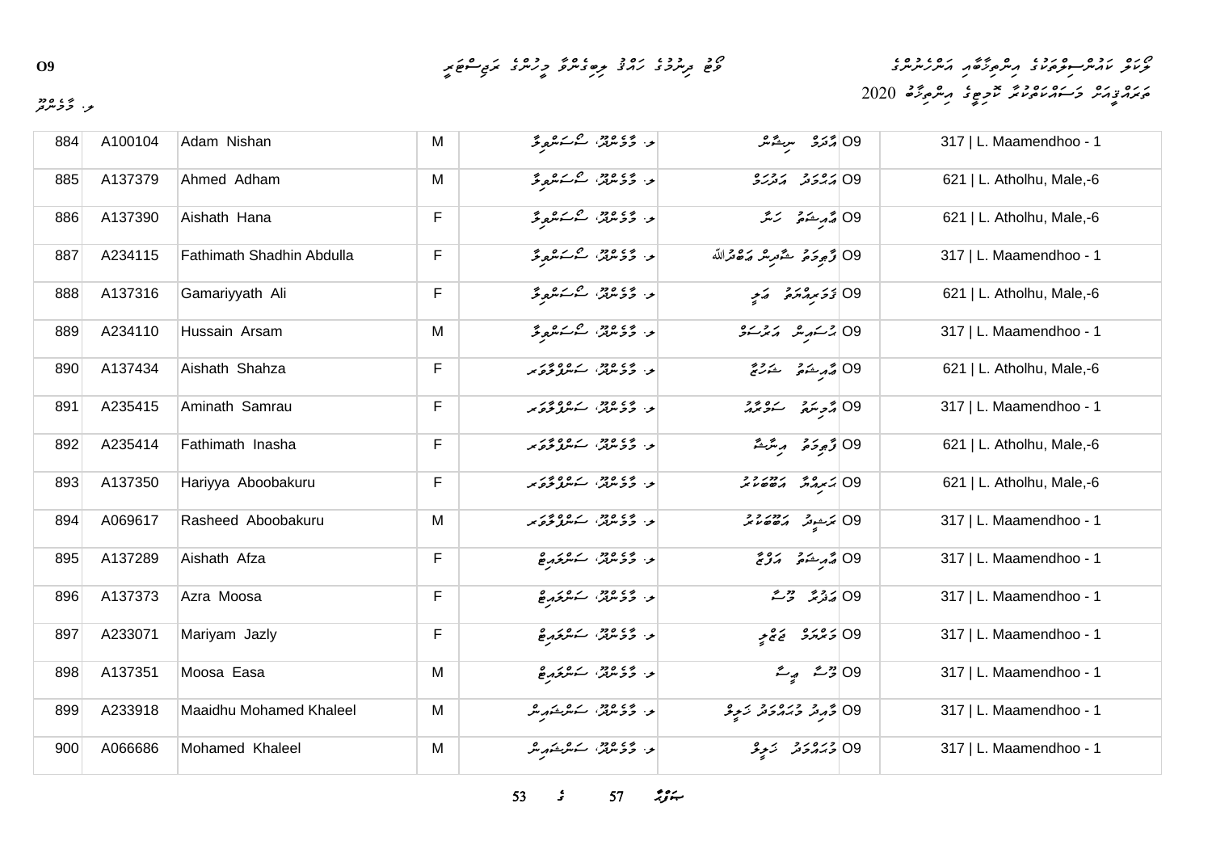| 884 | A100104 | Adam Nishan | M | ލ. މާވަށުދޫ، ސާސަނާއުވާ | O9 އާދަމް ނިޝާން | 317 \| L. Maamendhoo - 1 |
|---|---|---|---|---|---|---|
| 885 | A137379 | Ahmed Adham | M | ލ. މާވަށުދޫ، ސާސަނާއުވާ | O9 އަޙްމަދު އަދުހަމް | 621 \| L. Atholhu, Male,-6 |
| 886 | A137390 | Aishath Hana | F | ލ. މާވަށުދޫ، ސާސަނާއުވާ | O9 އާއިޝަތުހަނާ | 621 \| L. Atholhu, Male,-6 |
| 887 | A234115 | Fathimath Shadhin Abdulla | F | ލ. މާވަށުދޫ، ސާސަނާއުވާ | O9 ފާތިމަތު ޝާދިން އަބްދުﷲ | 317 \| L. Maamendhoo - 1 |
| 888 | A137316 | Gamariyyath Ali | F | ލ. މާވަށުދޫ، ސާސަނާއުވާ | O9 ގަމަރިއްޔަތު އަލި | 621 \| L. Atholhu, Male,-6 |
| 889 | A234110 | Hussain Arsam | M | ލ. މާވަށުދޫ، ސާސަނާއުވާ | O9 ހުސައިން އަރްސަމް | 317 \| L. Maamendhoo - 1 |
| 890 | A137434 | Aishath Shahza | F | ލ. މާވަށުދޫ، ސަންފްލަވަރ | O9 އާއިޝަތު ޝަހްޒާ | 621 \| L. Atholhu, Male,-6 |
| 891 | A235415 | Aminath Samrau | F | ލ. މާވަށުދޫ، ސަންފްލަވަރ | O9 އާމިނަތު ސަމްރާއު | 317 \| L. Maamendhoo - 1 |
| 892 | A235414 | Fathimath Inasha | F | ލ. މާވަށުދޫ، ސަންފްލަވަރ | O9 ފާތިމަތު އިނާޝާ | 621 \| L. Atholhu, Male,-6 |
| 893 | A137350 | Hariyya Aboobakuru | F | ލ. މާވަށުދޫ، ސަންފްލަވަރ | O9 ހަރިއްޔާ އަބޫބަކުރު | 621 \| L. Atholhu, Male,-6 |
| 894 | A069617 | Rasheed Aboobakuru | M | ލ. މާވަށުދޫ، ސަންފްލަވަރ | O9 ރަޝީދު އަބޫބަކުރު | 317 \| L. Maamendhoo - 1 |
| 895 | A137289 | Aishath Afza | F | ލ. މާވަށުދޫ، ސަންރައިޒް | O9 އާއިޝަތު އަފްޒާ | 317 \| L. Maamendhoo - 1 |
| 896 | A137373 | Azra Moosa | F | ލ. މާވަށުދޫ، ސަންރައިޒް | O9 އަޒްރާ މޫސާ | 317 \| L. Maamendhoo - 1 |
| 897 | A233071 | Mariyam Jazly | F | ލ. މާވަށުދޫ، ސަންރައިޒް | O9 މަރިޔަމް ޖަޒްލީ | 317 \| L. Maamendhoo - 1 |
| 898 | A137351 | Moosa Easa | M | ލ. މާވަށުދޫ، ސަންރައިޒް | O9 މޫސާ ޢީސާ | 317 \| L. Maamendhoo - 1 |
| 899 | A233918 | Maaidhu Mohamed Khaleel | M | ލ. މާވަށުދޫ، ސަންޝައިން | O9 މާއިދު މުހައްމަދު ޚަލީލު | 317 \| L. Maamendhoo - 1 |
| 900 | A066686 | Mohamed Khaleel | M | ލ. މާވަށުދޫ، ސަންޝައިން | O9 މުހައްމަދު ޚަލީލު | 317 \| L. Maamendhoo - 1 |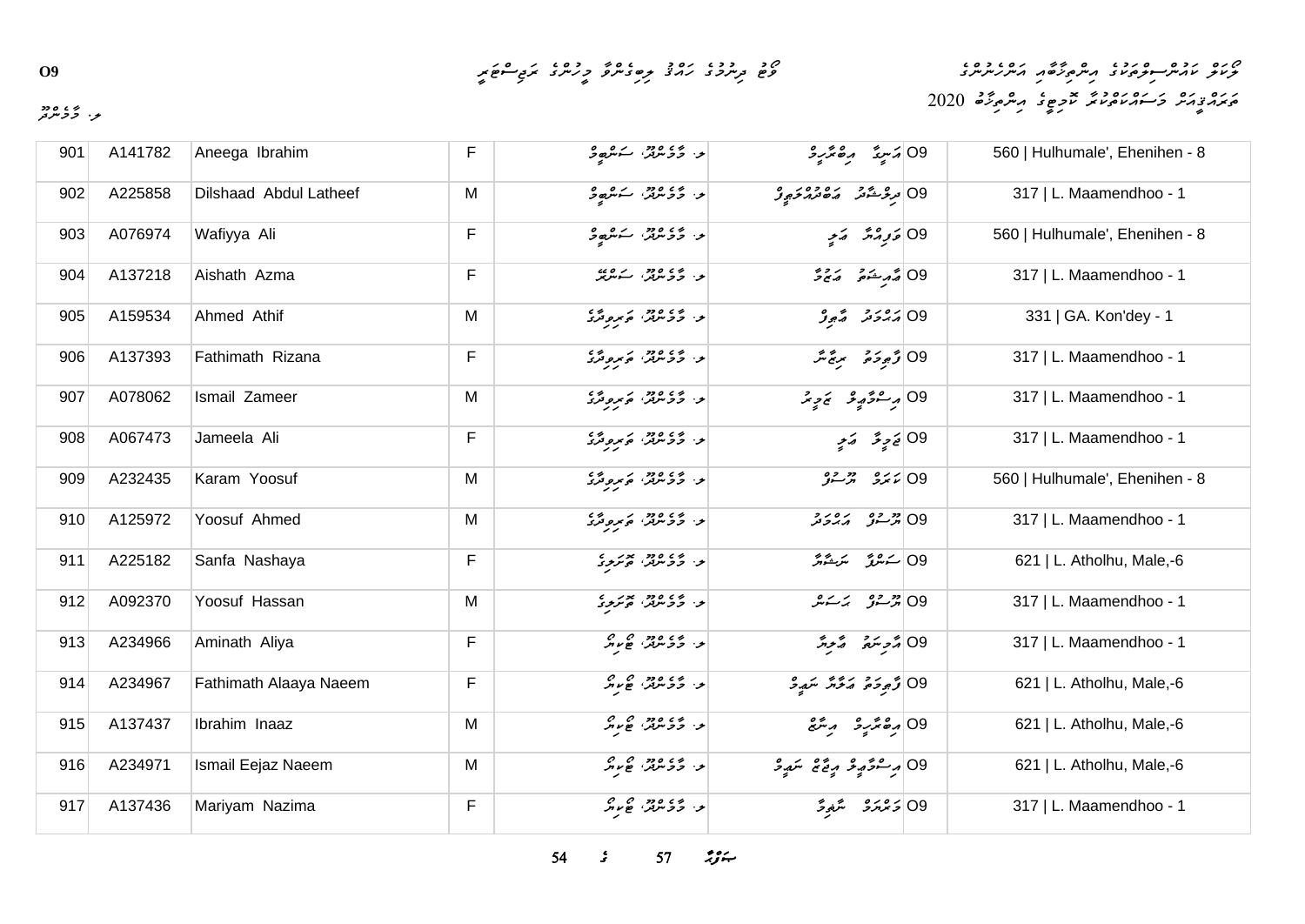| 901 | A141782 | Aneega Ibrahim | F | ޑ. މާމެންދޫ، ސަންރީލް | O9 އަނީގާ އިބްރާހީމް | 560 \| Hulhumale', Ehenihen - 8 |
|---|---|---|---|---|---|---|
| 902 | A225858 | Dilshaad Abdul Latheef | M | ޑ. މާމެންދޫ، ސަންރީލް | O9 ދިލްޝާދު އަބްދުއްލަޠީފް | 317 \| L. Maamendhoo - 1 |
| 903 | A076974 | Wafiyya Ali | F | ޑ. މާމެންދޫ، ސަންރީލް | O9 ވަފިއްޔާ އަލި | 560 \| Hulhumale', Ehenihen - 8 |
| 904 | A137218 | Aishath Azma | F | ޑ. މާމެންދޫ، ސަންނޫރ | O9 އާއިޝަތު އަޒްމާ | 317 \| L. Maamendhoo - 1 |
| 905 | A159534 | Ahmed Athif | M | ޑ. މާމެންދޫ، ތަރިވިދާގެ | O9 އަހްމަދު އާތިފް | 331 \| GA. Kon'dey - 1 |
| 906 | A137393 | Fathimath Rizana | F | ޑ. މާމެންދޫ، ތަރިވިދާގެ | O9 ފާތިމަތު ރިޒާނާ | 317 \| L. Maamendhoo - 1 |
| 907 | A078062 | Ismail Zameer | M | ޑ. މާމެންދޫ، ތަރިވިދާގެ | O9 އިސްމާޢީލް ޒަމީރު | 317 \| L. Maamendhoo - 1 |
| 908 | A067473 | Jameela Ali | F | ޑ. މާމެންދޫ، ތަރިވިދާގެ | O9 ޖަމީލާ އަލި | 317 \| L. Maamendhoo - 1 |
| 909 | A232435 | Karam Yoosuf | M | ޑ. މާމެންދޫ، ތަރިވިދާގެ | O9 ކަރަމް ޔޫސުފް | 560 \| Hulhumale', Ehenihen - 8 |
| 910 | A125972 | Yoosuf Ahmed | M | ޑ. މާމެންދޫ، ތަރިވިދާގެ | O9 ޔޫސުފް އަހްމަދު | 317 \| L. Maamendhoo - 1 |
| 911 | A225182 | Sanfa Nashaya | F | ޑ. މާމެންދޫ، ތޮރަވީގެ | O9 ސަންފާ ނަޝާޔާ | 621 \| L. Atholhu, Male,-6 |
| 912 | A092370 | Yoosuf Hassan | M | ޑ. މާމެންދޫ، ތޮރަވީގެ | O9 ޔޫސުފް ހަސަން | 317 \| L. Maamendhoo - 1 |
| 913 | A234966 | Aminath Aliya | F | ޑ. މާމެންދޫ، ޖާވީދު | O9 އާމިނަތު އާލިޔާ | 317 \| L. Maamendhoo - 1 |
| 914 | A234967 | Fathimath Alaaya Naeem | F | ޑ. މާމެންދޫ، ޖާވީދު | O9 ފާތިމަތު އަލާޔާ ނައީމް | 621 \| L. Atholhu, Male,-6 |
| 915 | A137437 | Ibrahim Inaaz | M | ޑ. މާމެންދޫ، ޖާވީދު | O9 އިބްރާހީމް އިނާޒް | 621 \| L. Atholhu, Male,-6 |
| 916 | A234971 | Ismail Eejaz Naeem | M | ޑ. މާމެންދޫ، ޖާވީދު | O9 އިސްމާޢީލް އީޖާޒް ނައީމް | 621 \| L. Atholhu, Male,-6 |
| 917 | A137436 | Mariyam Nazima | F | ޑ. މާމެންދޫ، ޖާވީދު | O9 މަރިޔަމް ނާޒިމާ | 317 \| L. Maamendhoo - 1 |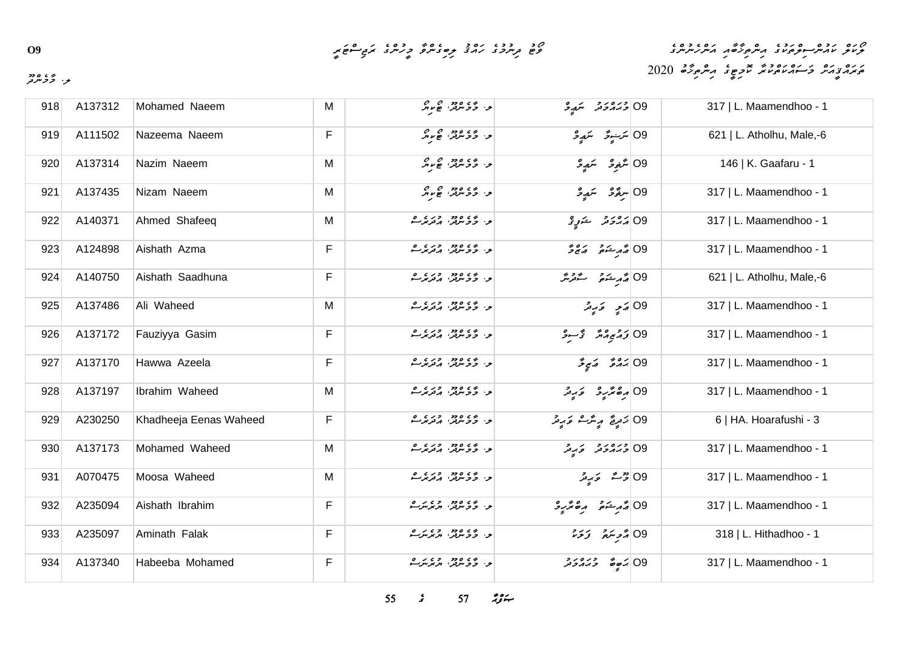| 918 | A137312 | Mohamed Naeem | M | ލ. މާމެންދޫ، ޗާނދ | O9 މުހައްމަދު ނަޢީމް | 317 \| L. Maamendhoo - 1 |
|---|---|---|---|---|---|---|
| 919 | A111502 | Nazeema Naeem | F | ލ. މާމެންދޫ، ޗާނދ | O9 ނަޒީމާ ނަޢީމް | 621 \| L. Atholhu, Male,-6 |
| 920 | A137314 | Nazim Naeem | M | ލ. މާމެންދޫ، ޗާނދ | O9 ނާޒިމް ނަޢީމް | 146 \| K. Gaafaru - 1 |
| 921 | A137435 | Nizam Naeem | M | ލ. މާމެންދޫ، ޗާނދ | O9 ނިޒާމް ނަޢީމް | 317 \| L. Maamendhoo - 1 |
| 922 | A140371 | Ahmed Shafeeq | M | ލ. މާމެންދޫ، އުދަރެސް | O9 އަހްމަދު ޝަފީޤު | 317 \| L. Maamendhoo - 1 |
| 923 | A124898 | Aishath Azma | F | ލ. މާމެންދޫ، އުދަރެސް | O9 އާއިޝަތު އަޒްމާ | 317 \| L. Maamendhoo - 1 |
| 924 | A140750 | Aishath Saadhuna | F | ލ. މާމެންދޫ، އުދަރެސް | O9 އާއިޝަތު ސާދުނާ | 621 \| L. Atholhu, Male,-6 |
| 925 | A137486 | Ali Waheed | M | ލ. މާމެންދޫ، އުދަރެސް | O9 އަލީ ވަޙީދު | 317 \| L. Maamendhoo - 1 |
| 926 | A137172 | Fauziyya Gasim | F | ލ. މާމެންދޫ، އުދަރެސް | O9 ފައުޒިއްޔާ ޤާސިމް | 317 \| L. Maamendhoo - 1 |
| 927 | A137170 | Hawwa Azeela | F | ލ. މާމެންދޫ، އުދަރެސް | O9 ހައްވާ އަޒީލާ | 317 \| L. Maamendhoo - 1 |
| 928 | A137197 | Ibrahim Waheed | M | ލ. މާމެންދޫ، އުދަރެސް | O9 އިބްރާހީމް ވަޙީދު | 317 \| L. Maamendhoo - 1 |
| 929 | A230250 | Khadheeja Eenas Waheed | F | ލ. މާމެންދޫ، އުދަރެސް | O9 ޚަދީޖާ އީނާސް ވަޙީދު | 6 \| HA. Hoarafushi - 3 |
| 930 | A137173 | Mohamed Waheed | M | ލ. މާމެންދޫ، އުދަރެސް | O9 މުހައްމަދު ވަޙީދު | 317 \| L. Maamendhoo - 1 |
| 931 | A070475 | Moosa Waheed | M | ލ. މާމެންދޫ، އުދަރެސް | O9 މޫސާ ވަޙީދު | 317 \| L. Maamendhoo - 1 |
| 932 | A235094 | Aishath Ibrahim | F | ލ. މާމެންދޫ، އުރަނަސް | O9 އާއިޝަތު އިބްރާހީމް | 317 \| L. Maamendhoo - 1 |
| 933 | A235097 | Aminath Falak | F | ލ. މާމެންދޫ، އުރަނަސް | O9 އާމިނަތު ފަލަކް | 318 \| L. Hithadhoo - 1 |
| 934 | A137340 | Habeeba Mohamed | F | ލ. މާމެންދޫ، އުރަނަސް | O9 ހަބީބާ މުހައްމަދު | 317 \| L. Maamendhoo - 1 |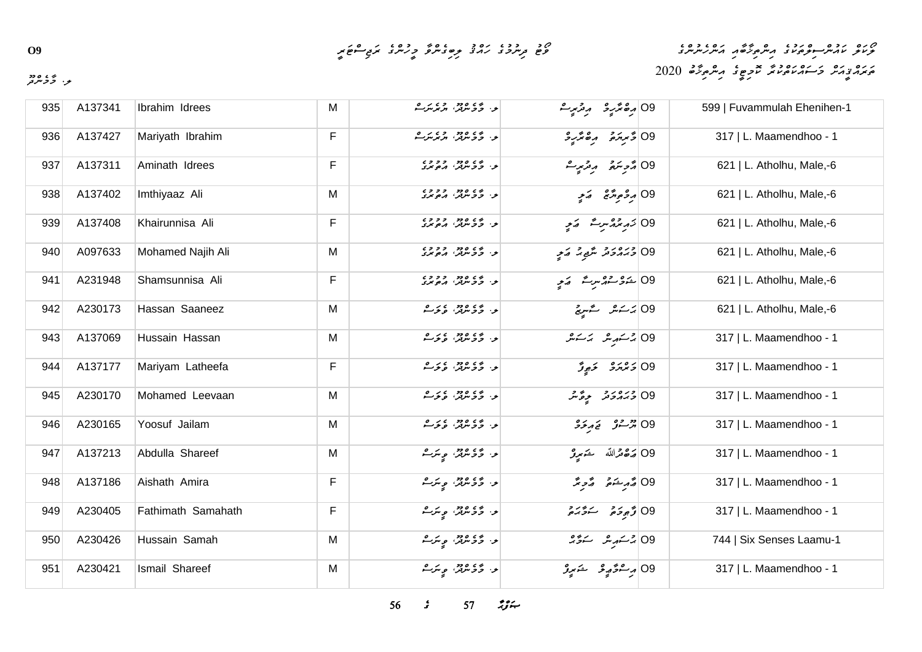| 935 | A137341 | Ibrahim Idrees | M | ل. މާމެންދޫ، އިދުރަސް | O9 ޢިބްރާހީމް އިދްރީސް | 599 \| Fuvammulah Ehenihen-1 |
|---|---|---|---|---|---|---|
| 936 | A137427 | Mariyath Ibrahim | F | ل. މާމެންދޫ، އިދުރަސް | O9 މާރިޔަތު އިބްރާހީމް | 317 \| L. Maamendhoo - 1 |
| 937 | A137311 | Aminath Idrees | F | ل. މާމެންދޫ، އުތުރު | O9 އާމިނަތު އިދްރީސް | 621 \| L. Atholhu, Male,-6 |
| 938 | A137402 | Imthiyaaz Ali | M | ل. މާމެންދޫ، އުތުރު | O9 އިމްތިޔާޒް ޢަލީ | 621 \| L. Atholhu, Male,-6 |
| 939 | A137408 | Khairunnisa Ali | F | ل. މާމެންދޫ، އުތުރު | O9 ހައިރުއްނިސާ ޢަލީ | 621 \| L. Atholhu, Male,-6 |
| 940 | A097633 | Mohamed Najih Ali | M | ل. މާމެންދޫ، އުތުރު | O9 މުޙައްމަދު ނާޖިހު ޢަލީ | 621 \| L. Atholhu, Male,-6 |
| 941 | A231948 | Shamsunnisa Ali | F | ل. މާމެންދޫ، އުތުރު | O9 ޝަމްސުއްނިސާ ޢަލީ | 621 \| L. Atholhu, Male,-6 |
| 942 | A230173 | Hassan Saaneez | M | ل. މާމެންދޫ، ވެހަސް | O9 ހަސަން ސާނީޒް | 621 \| L. Atholhu, Male,-6 |
| 943 | A137069 | Hussain Hassan | M | ل. މާމެންދޫ، ވެހަސް | O9 ހުސައިން ހަސަން | 317 \| L. Maamendhoo - 1 |
| 944 | A137177 | Mariyam Latheefa | F | ل. މާމެންދޫ، ވެހަސް | O9 މަރިޔަމް ލަޠީފާ | 317 \| L. Maamendhoo - 1 |
| 945 | A230170 | Mohamed Leevaan | M | ل. މާމެންދޫ، ވެހަސް | O9 މުޙައްމަދު ލީވާން | 317 \| L. Maamendhoo - 1 |
| 946 | A230165 | Yoosuf Jailam | M | ل. މާމެންދޫ، ވެހަސް | O9 ޔޫސުފް ޖައިލަމް | 317 \| L. Maamendhoo - 1 |
| 947 | A137213 | Abdulla Shareef | M | ل. މާމެންދޫ، ވިނަސް | O9 އަބްދުﷲ ޝަރީފް | 317 \| L. Maamendhoo - 1 |
| 948 | A137186 | Aishath Amira | F | ل. މާމެންދޫ، ވިނަސް | O9 އާއިޝަތު އާމިރާ | 317 \| L. Maamendhoo - 1 |
| 949 | A230405 | Fathimath Samahath | F | ل. މާމެންދޫ، ވިނަސް | O9 ފާތިމަތު ސަމާހަތު | 317 \| L. Maamendhoo - 1 |
| 950 | A230426 | Hussain Samah | M | ل. މާމެންދޫ، ވިނަސް | O9 ހުސައިން ސަމާހު | 744 \| Six Senses Laamu-1 |
| 951 | A230421 | Ismail Shareef | M | ل. މާމެންދޫ، ވިނަސް | O9 އިސްމާޢީލް ޝަރީފް | 317 \| L. Maamendhoo - 1 |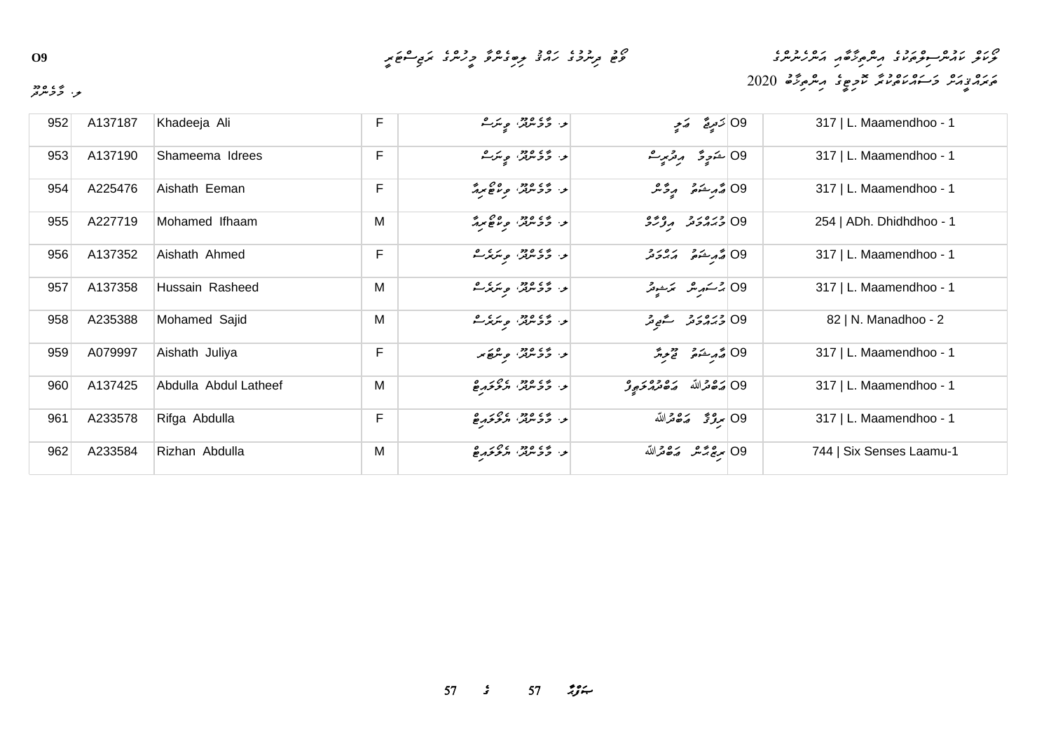| | | | | | | |
|---|---|---|---|---|---|---|
| 952 | A137187 | Khadeeja Ali | F | ޅ. މާމެންދޫ، ލިނަސް | O9 ޚަދީޖާ ޢަލީ | 317 \| L. Maamendhoo - 1 |
| 953 | A137190 | Shameema Idrees | F | ޅ. މާމެންދޫ، ލިނަސް | O9 ޝަމީމާ އިދްރީސް | 317 \| L. Maamendhoo - 1 |
| 954 | A225476 | Aishath Eeman | F | ޅ. މާމެންދޫ، ލިލީބިރޫ | O9 އާއިޝަތު އީމާން | 317 \| L. Maamendhoo - 1 |
| 955 | A227719 | Mohamed Ifhaam | M | ޅ. މާމެންދޫ، ލިލީބިރޫ | O9 މުޙައްމަދު އިފްހާމް | 254 \| ADh. Dhidhdhoo - 1 |
| 956 | A137352 | Aishath Ahmed | F | ޅ. މާމެންދޫ، ލިނަރުސް | O9 އާއިޝަތު އަޙްމަދު | 317 \| L. Maamendhoo - 1 |
| 957 | A137358 | Hussain Rasheed | M | ޅ. މާމެންދޫ، ލިނަރުސް | O9 ހުސައިން ރަޝީދު | 317 \| L. Maamendhoo - 1 |
| 958 | A235388 | Mohamed Sajid | M | ޅ. މާމެންދޫ، ލިނަރުސް | O9 މުޙައްމަދު ސާޖިދު | 82 \| N. Manadhoo - 2 |
| 959 | A079997 | Aishath Juliya | F | ޅ. މާމެންދޫ، ލިންބަރ | O9 އާއިޝަތު ޖޫލިޔާ | 317 \| L. Maamendhoo - 1 |
| 960 | A137425 | Abdulla Abdul Latheef | M | ޅ. މާމެންދޫ، އާލުވަތީ | O9 އަބްދުﷲ އަބްދުއްލަޠީފް | 317 \| L. Maamendhoo - 1 |
| 961 | A233578 | Rifga Abdulla | F | ޅ. މާމެންދޫ، އާލުވަތީ | O9 ރިފްގާ އަބްދުﷲ | 317 \| L. Maamendhoo - 1 |
| 962 | A233584 | Rizhan Abdulla | M | ޅ. މާމެންދޫ، އާލުވަތީ | O9 ރިޒްހާން އަބްދުﷲ | 744 \| Six Senses Laamu-1 |